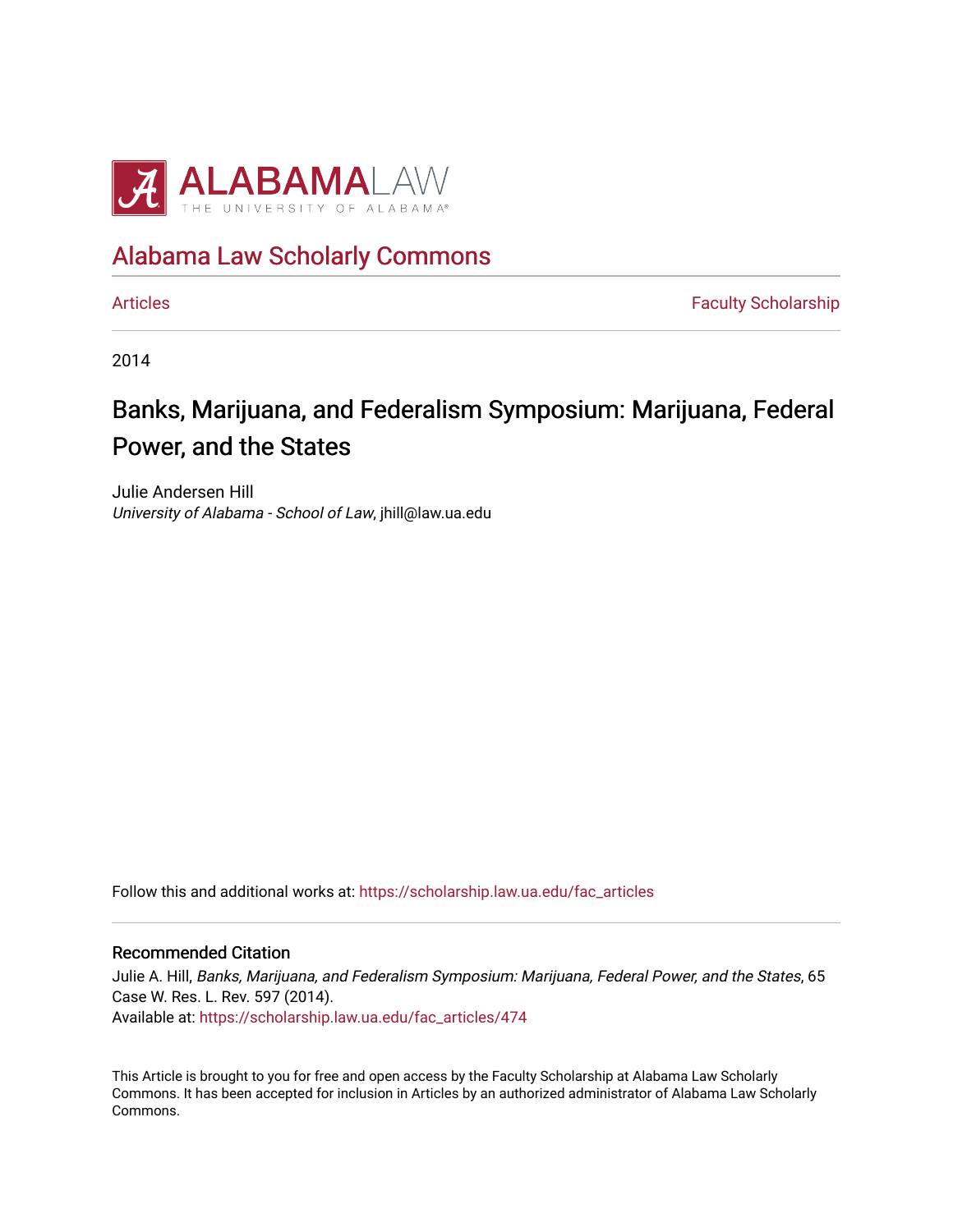ALABAMA LAW
THE UNIVERSITY OF ALABAMA®

# Alabama Law Scholarly Commons

Articles | Faculty Scholarship

2014

## Banks, Marijuana, and Federalism Symposium: Marijuana, Federal Power, and the States

Julie Andersen Hill
*University of Alabama - School of Law*, jhill@law.ua.edu

Follow this and additional works at: https://scholarship.law.ua.edu/fac_articles

### Recommended Citation

Julie A. Hill, *Banks, Marijuana, and Federalism Symposium: Marijuana, Federal Power, and the States*, 65 Case W. Res. L. Rev. 597 (2014).
Available at: https://scholarship.law.ua.edu/fac_articles/474

This Article is brought to you for free and open access by the Faculty Scholarship at Alabama Law Scholarly Commons. It has been accepted for inclusion in Articles by an authorized administrator of Alabama Law Scholarly Commons.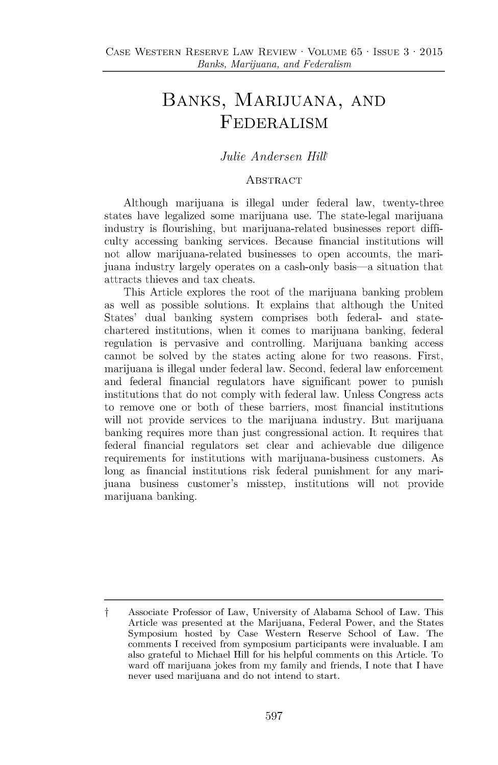# Banks, Marijuana, and Federalism

*Julie Andersen Hill*[†]

## Abstract

Although marijuana is illegal under federal law, twenty-three states have legalized some marijuana use. The state-legal marijuana industry is flourishing, but marijuana-related businesses report difficulty accessing banking services. Because financial institutions will not allow marijuana-related businesses to open accounts, the marijuana industry largely operates on a cash-only basis—a situation that attracts thieves and tax cheats.

This Article explores the root of the marijuana banking problem as well as possible solutions. It explains that although the United States' dual banking system comprises both federal- and state-chartered institutions, when it comes to marijuana banking, federal regulation is pervasive and controlling. Marijuana banking access cannot be solved by the states acting alone for two reasons. First, marijuana is illegal under federal law. Second, federal law enforcement and federal financial regulators have significant power to punish institutions that do not comply with federal law. Unless Congress acts to remove one or both of these barriers, most financial institutions will not provide services to the marijuana industry. But marijuana banking requires more than just congressional action. It requires that federal financial regulators set clear and achievable due diligence requirements for institutions with marijuana-business customers. As long as financial institutions risk federal punishment for any marijuana business customer's misstep, institutions will not provide marijuana banking.

---

† Associate Professor of Law, University of Alabama School of Law. This Article was presented at the Marijuana, Federal Power, and the States Symposium hosted by Case Western Reserve School of Law. The comments I received from symposium participants were invaluable. I am also grateful to Michael Hill for his helpful comments on this Article. To ward off marijuana jokes from my family and friends, I note that I have never used marijuana and do not intend to start.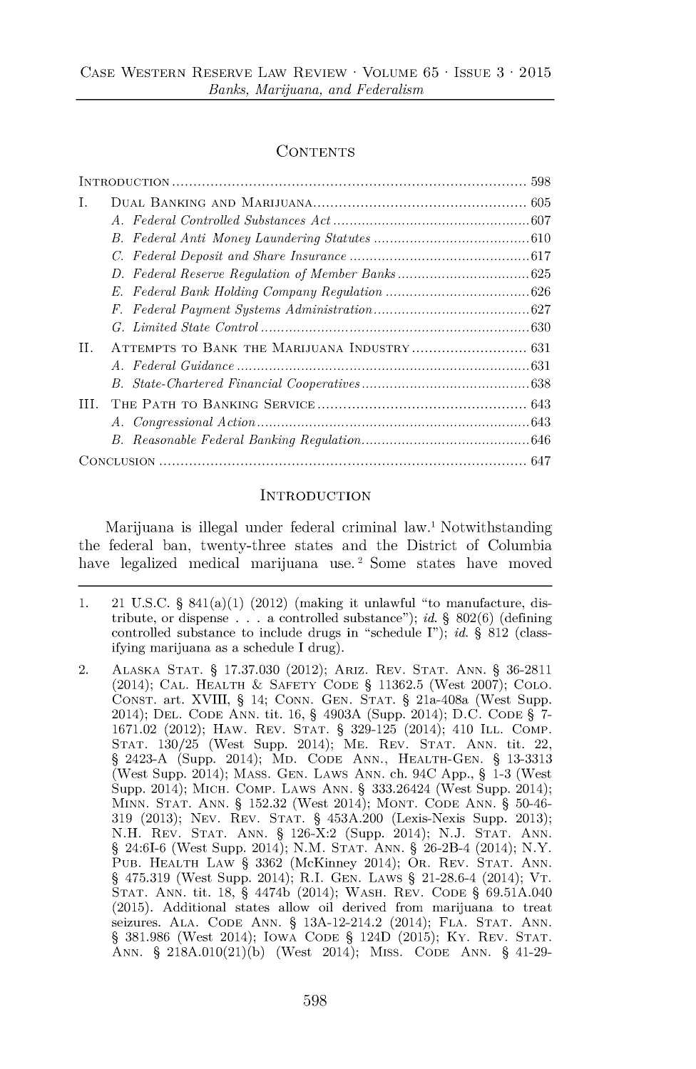## CONTENTS

INTRODUCTION ........................................................................................ 598

I. DUAL BANKING AND MARIJUANA ................................................... 605
   - A. *Federal Controlled Substances Act* ................................................ 607
   - B. *Federal Anti Money Laundering Statutes* ...................................... 610
   - C. *Federal Deposit and Share Insurance* ............................................ 617
   - D. *Federal Reserve Regulation of Member Banks* ................................ 625
   - E. *Federal Bank Holding Company Regulation* ................................... 626
   - F. *Federal Payment Systems Administration* ...................................... 627
   - G. *Limited State Control* .................................................................. 630

II. ATTEMPTS TO BANK THE MARIJUANA INDUSTRY ............................ 631
   - A. *Federal Guidance* ........................................................................ 631
   - B. *State-Chartered Financial Cooperatives* ......................................... 638

III. THE PATH TO BANKING SERVICE .................................................. 643
   - A. *Congressional Action* ................................................................... 643
   - B. *Reasonable Federal Banking Regulation* ......................................... 646

CONCLUSION .......................................................................................... 647

## INTRODUCTION

Marijuana is illegal under federal criminal law.[1] Notwithstanding the federal ban, twenty-three states and the District of Columbia have legalized medical marijuana use.[2] Some states have moved

---

1. 21 U.S.C. § 841(a)(1) (2012) (making it unlawful "to manufacture, distribute, or dispense . . . a controlled substance"); *id.* § 802(6) (defining controlled substance to include drugs in "schedule I"); *id.* § 812 (classifying marijuana as a schedule I drug).

2. ALASKA STAT. § 17.37.030 (2012); ARIZ. REV. STAT. ANN. § 36-2811 (2014); CAL. HEALTH & SAFETY CODE § 11362.5 (West 2007); COLO. CONST. art. XVIII, § 14; CONN. GEN. STAT. § 21a-408a (West Supp. 2014); DEL. CODE ANN. tit. 16, § 4903A (Supp. 2014); D.C. CODE § 7-1671.02 (2012); HAW. REV. STAT. § 329-125 (2014); 410 ILL. COMP. STAT. 130/25 (West Supp. 2014); ME. REV. STAT. ANN. tit. 22, § 2423-A (Supp. 2014); MD. CODE ANN., HEALTH-GEN. § 13-3313 (West Supp. 2014); MASS. GEN. LAWS ANN. ch. 94C App., § 1-3 (West Supp. 2014); MICH. COMP. LAWS ANN. § 333.26424 (West Supp. 2014); MINN. STAT. ANN. § 152.32 (West 2014); MONT. CODE ANN. § 50-46-319 (2013); NEV. REV. STAT. § 453A.200 (Lexis-Nexis Supp. 2013); N.H. REV. STAT. ANN. § 126-X:2 (Supp. 2014); N.J. STAT. ANN. § 24:6I-6 (West Supp. 2014); N.M. STAT. ANN. § 26-2B-4 (2014); N.Y. PUB. HEALTH LAW § 3362 (McKinney 2014); OR. REV. STAT. ANN. § 475.319 (West Supp. 2014); R.I. GEN. LAWS § 21-28.6-4 (2014); VT. STAT. ANN. tit. 18, § 4474b (2014); WASH. REV. CODE § 69.51A.040 (2015). Additional states allow oil derived from marijuana to treat seizures. ALA. CODE ANN. § 13A-12-214.2 (2014); FLA. STAT. ANN. § 381.986 (West 2014); IOWA CODE § 124D (2015); KY. REV. STAT. ANN. § 218A.010(21)(b) (West 2014); MISS. CODE ANN. § 41-29-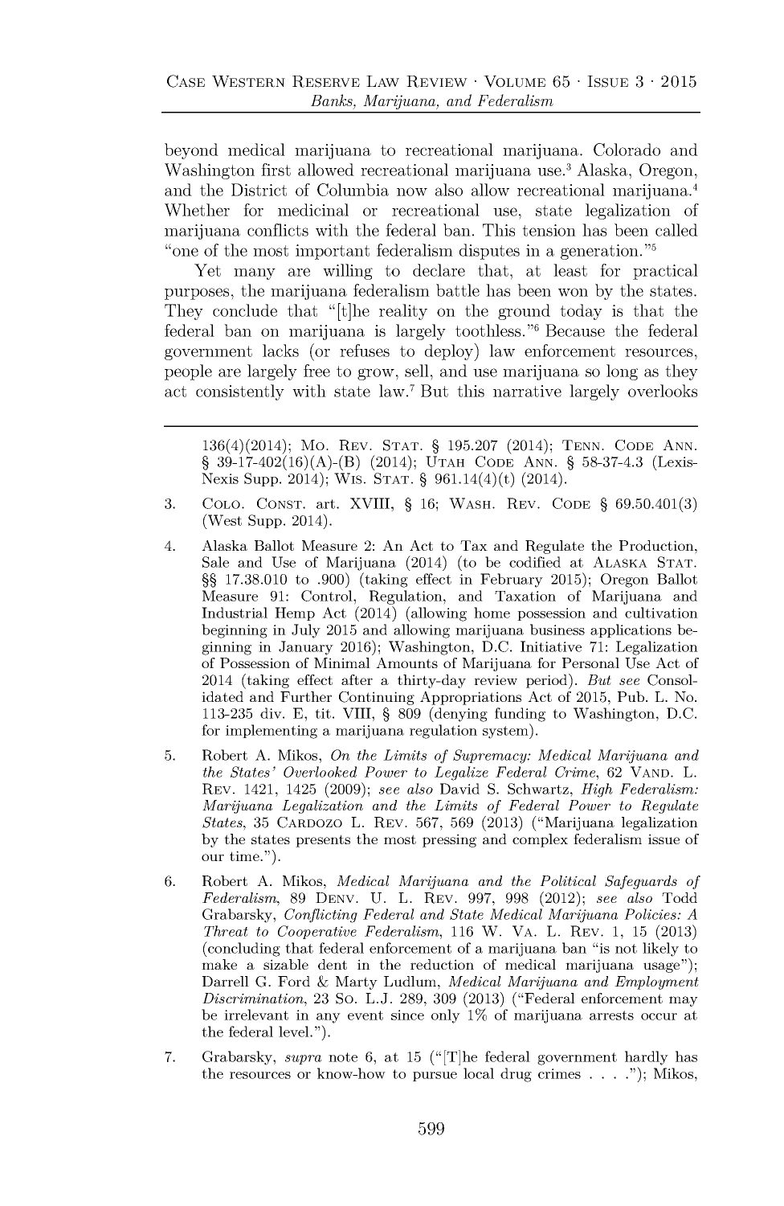beyond medical marijuana to recreational marijuana. Colorado and Washington first allowed recreational marijuana use.[3] Alaska, Oregon, and the District of Columbia now also allow recreational marijuana.[4] Whether for medicinal or recreational use, state legalization of marijuana conflicts with the federal ban. This tension has been called "one of the most important federalism disputes in a generation."[5]

Yet many are willing to declare that, at least for practical purposes, the marijuana federalism battle has been won by the states. They conclude that "[t]he reality on the ground today is that the federal ban on marijuana is largely toothless."[6] Because the federal government lacks (or refuses to deploy) law enforcement resources, people are largely free to grow, sell, and use marijuana so long as they act consistently with state law.[7] But this narrative largely overlooks

---

136(4)(2014); Mo. Rev. Stat. § 195.207 (2014); Tenn. Code Ann. § 39-17-402(16)(A)-(B) (2014); Utah Code Ann. § 58-37-4.3 (LexisNexis Supp. 2014); Wis. Stat. § 961.14(4)(t) (2014).

3. Colo. Const. art. XVIII, § 16; Wash. Rev. Code § 69.50.401(3) (West Supp. 2014).

4. Alaska Ballot Measure 2: An Act to Tax and Regulate the Production, Sale and Use of Marijuana (2014) (to be codified at Alaska Stat. §§ 17.38.010 to .900) (taking effect in February 2015); Oregon Ballot Measure 91: Control, Regulation, and Taxation of Marijuana and Industrial Hemp Act (2014) (allowing home possession and cultivation beginning in July 2015 and allowing marijuana business applications beginning in January 2016); Washington, D.C. Initiative 71: Legalization of Possession of Minimal Amounts of Marijuana for Personal Use Act of 2014 (taking effect after a thirty-day review period). *But see* Consolidated and Further Continuing Appropriations Act of 2015, Pub. L. No. 113-235 div. E, tit. VIII, § 809 (denying funding to Washington, D.C. for implementing a marijuana regulation system).

5. Robert A. Mikos, *On the Limits of Supremacy: Medical Marijuana and the States' Overlooked Power to Legalize Federal Crime*, 62 Vand. L. Rev. 1421, 1425 (2009); *see also* David S. Schwartz, *High Federalism: Marijuana Legalization and the Limits of Federal Power to Regulate States*, 35 Cardozo L. Rev. 567, 569 (2013) ("Marijuana legalization by the states presents the most pressing and complex federalism issue of our time.").

6. Robert A. Mikos, *Medical Marijuana and the Political Safeguards of Federalism*, 89 Denv. U. L. Rev. 997, 998 (2012); *see also* Todd Grabarsky, *Conflicting Federal and State Medical Marijuana Policies: A Threat to Cooperative Federalism*, 116 W. Va. L. Rev. 1, 15 (2013) (concluding that federal enforcement of a marijuana ban "is not likely to make a sizable dent in the reduction of medical marijuana usage"); Darrell G. Ford & Marty Ludlum, *Medical Marijuana and Employment Discrimination*, 23 So. L.J. 289, 309 (2013) ("Federal enforcement may be irrelevant in any event since only 1% of marijuana arrests occur at the federal level.").

7. Grabarsky, *supra* note 6, at 15 ("[T]he federal government hardly has the resources or know-how to pursue local drug crimes . . . ."); Mikos,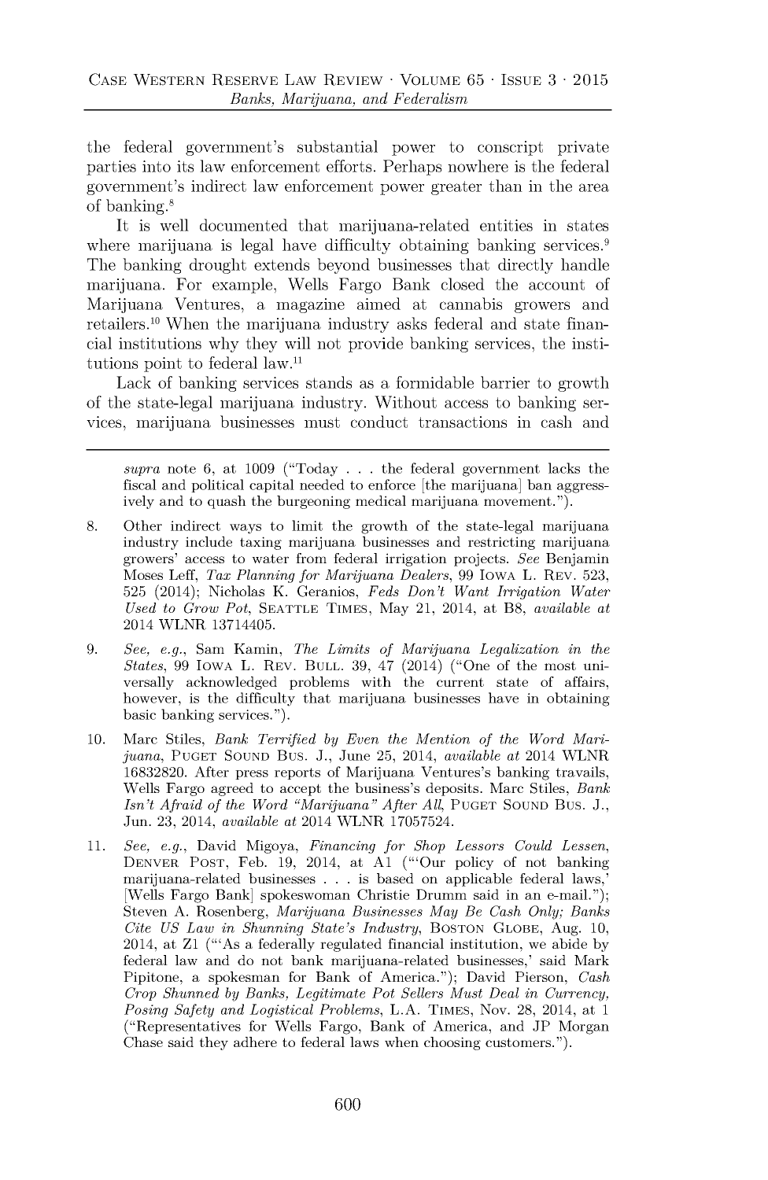the federal government's substantial power to conscript private parties into its law enforcement efforts. Perhaps nowhere is the federal government's indirect law enforcement power greater than in the area of banking.[8]

It is well documented that marijuana-related entities in states where marijuana is legal have difficulty obtaining banking services.[9] The banking drought extends beyond businesses that directly handle marijuana. For example, Wells Fargo Bank closed the account of Marijuana Ventures, a magazine aimed at cannabis growers and retailers.[10] When the marijuana industry asks federal and state financial institutions why they will not provide banking services, the institutions point to federal law.[11]

Lack of banking services stands as a formidable barrier to growth of the state-legal marijuana industry. Without access to banking services, marijuana businesses must conduct transactions in cash and

---

*supra* note 6, at 1009 ("Today . . . the federal government lacks the fiscal and political capital needed to enforce [the marijuana] ban aggressively and to quash the burgeoning medical marijuana movement.").

8. Other indirect ways to limit the growth of the state-legal marijuana industry include taxing marijuana businesses and restricting marijuana growers' access to water from federal irrigation projects. *See* Benjamin Moses Leff, *Tax Planning for Marijuana Dealers*, 99 IOWA L. REV. 523, 525 (2014); Nicholas K. Geranios, *Feds Don't Want Irrigation Water Used to Grow Pot*, SEATTLE TIMES, May 21, 2014, at B8, *available at* 2014 WLNR 13714405.

9. *See, e.g.*, Sam Kamin, *The Limits of Marijuana Legalization in the States*, 99 IOWA L. REV. BULL. 39, 47 (2014) ("One of the most universally acknowledged problems with the current state of affairs, however, is the difficulty that marijuana businesses have in obtaining basic banking services.").

10. Marc Stiles, *Bank Terrified by Even the Mention of the Word Marijuana*, PUGET SOUND BUS. J., June 25, 2014, *available at* 2014 WLNR 16832820. After press reports of Marijuana Ventures's banking travails, Wells Fargo agreed to accept the business's deposits. Marc Stiles, *Bank Isn't Afraid of the Word "Marijuana" After All*, PUGET SOUND BUS. J., Jun. 23, 2014, *available at* 2014 WLNR 17057524.

11. *See, e.g.*, David Migoya, *Financing for Shop Lessors Could Lessen*, DENVER POST, Feb. 19, 2014, at A1 ("'Our policy of not banking marijuana-related businesses . . . is based on applicable federal laws,' [Wells Fargo Bank] spokeswoman Christie Drumm said in an e-mail."); Steven A. Rosenberg, *Marijuana Businesses May Be Cash Only; Banks Cite US Law in Shunning State's Industry*, BOSTON GLOBE, Aug. 10, 2014, at Z1 ("'As a federally regulated financial institution, we abide by federal law and do not bank marijuana-related businesses,' said Mark Pipitone, a spokesman for Bank of America."); David Pierson, *Cash Crop Shunned by Banks, Legitimate Pot Sellers Must Deal in Currency, Posing Safety and Logistical Problems*, L.A. TIMES, Nov. 28, 2014, at 1 ("Representatives for Wells Fargo, Bank of America, and JP Morgan Chase said they adhere to federal laws when choosing customers.").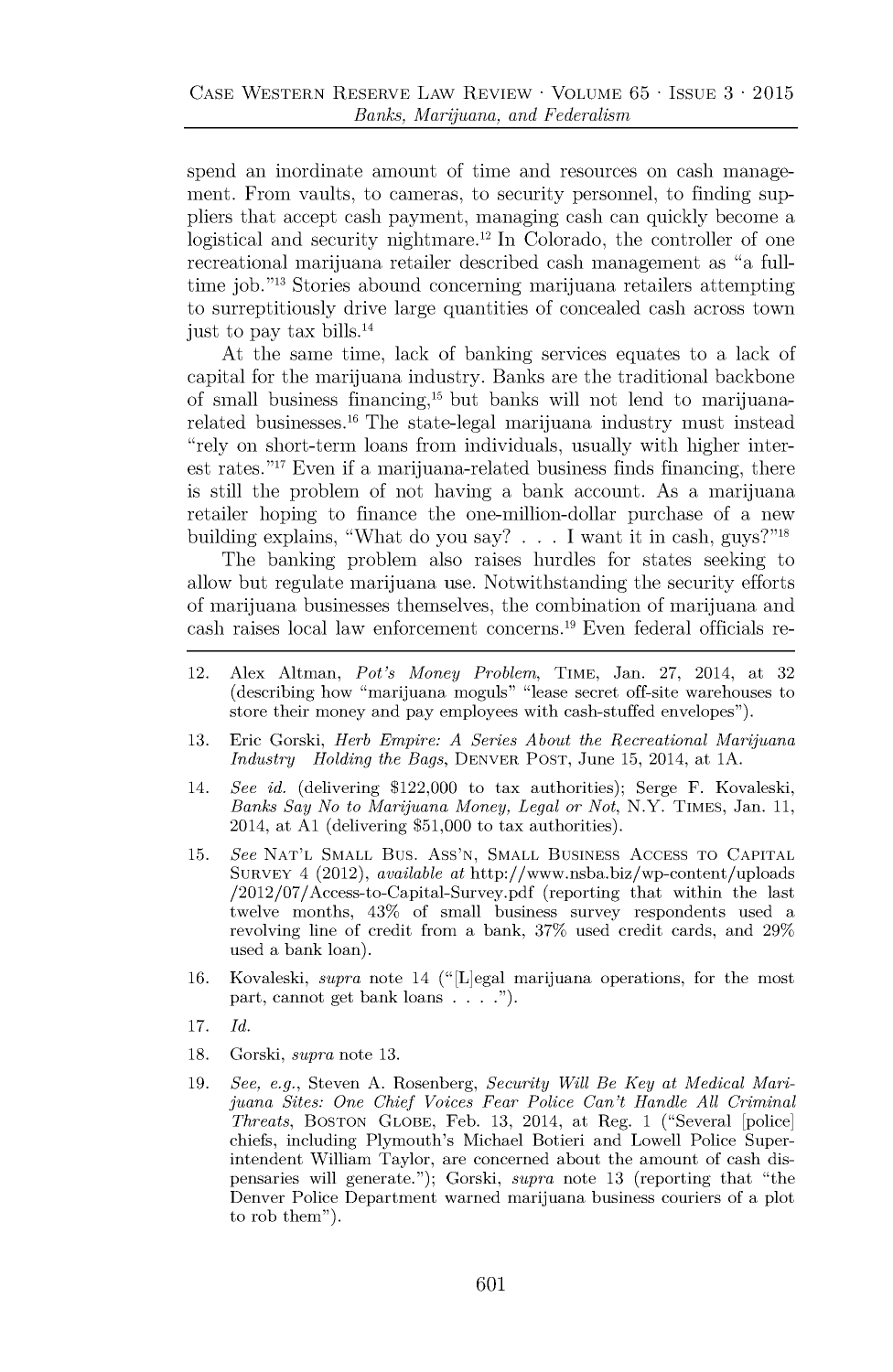spend an inordinate amount of time and resources on cash management. From vaults, to cameras, to security personnel, to finding suppliers that accept cash payment, managing cash can quickly become a logistical and security nightmare.[12] In Colorado, the controller of one recreational marijuana retailer described cash management as "a full-time job."[13] Stories abound concerning marijuana retailers attempting to surreptitiously drive large quantities of concealed cash across town just to pay tax bills.[14]

At the same time, lack of banking services equates to a lack of capital for the marijuana industry. Banks are the traditional backbone of small business financing,[15] but banks will not lend to marijuana-related businesses.[16] The state-legal marijuana industry must instead "rely on short-term loans from individuals, usually with higher interest rates."[17] Even if a marijuana-related business finds financing, there is still the problem of not having a bank account. As a marijuana retailer hoping to finance the one-million-dollar purchase of a new building explains, "What do you say? . . . I want it in cash, guys?"[18]

The banking problem also raises hurdles for states seeking to allow but regulate marijuana use. Notwithstanding the security efforts of marijuana businesses themselves, the combination of marijuana and cash raises local law enforcement concerns.[19] Even federal officials re-

---

12. Alex Altman, *Pot's Money Problem*, TIME, Jan. 27, 2014, at 32 (describing how "marijuana moguls" "lease secret off-site warehouses to store their money and pay employees with cash-stuffed envelopes").

13. Eric Gorski, *Herb Empire: A Series About the Recreational Marijuana Industry Holding the Bags*, DENVER POST, June 15, 2014, at 1A.

14. *See id.* (delivering $122,000 to tax authorities); Serge F. Kovaleski, *Banks Say No to Marijuana Money, Legal or Not*, N.Y. TIMES, Jan. 11, 2014, at A1 (delivering $51,000 to tax authorities).

15. *See* NAT'L SMALL BUS. ASS'N, SMALL BUSINESS ACCESS TO CAPITAL SURVEY 4 (2012), *available at* http://www.nsba.biz/wp-content/uploads/2012/07/Access-to-Capital-Survey.pdf (reporting that within the last twelve months, 43% of small business survey respondents used a revolving line of credit from a bank, 37% used credit cards, and 29% used a bank loan).

16. Kovaleski, *supra* note 14 ("[L]egal marijuana operations, for the most part, cannot get bank loans . . . .").

17. *Id.*

18. Gorski, *supra* note 13.

19. *See, e.g.*, Steven A. Rosenberg, *Security Will Be Key at Medical Marijuana Sites: One Chief Voices Fear Police Can't Handle All Criminal Threats*, BOSTON GLOBE, Feb. 13, 2014, at Reg. 1 ("Several [police] chiefs, including Plymouth's Michael Botieri and Lowell Police Superintendent William Taylor, are concerned about the amount of cash dispensaries will generate."); Gorski, *supra* note 13 (reporting that "the Denver Police Department warned marijuana business couriers of a plot to rob them").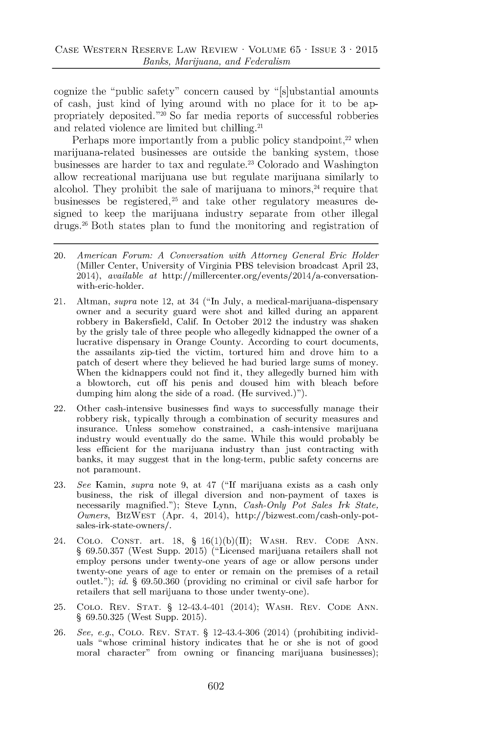cognize the "public safety" concern caused by "[s]ubstantial amounts of cash, just kind of lying around with no place for it to be appropriately deposited."[20] So far media reports of successful robberies and related violence are limited but chilling.[21]

Perhaps more importantly from a public policy standpoint,[22] when marijuana-related businesses are outside the banking system, those businesses are harder to tax and regulate.[23] Colorado and Washington allow recreational marijuana use but regulate marijuana similarly to alcohol. They prohibit the sale of marijuana to minors,[24] require that businesses be registered,[25] and take other regulatory measures designed to keep the marijuana industry separate from other illegal drugs.[26] Both states plan to fund the monitoring and registration of

---

20. *American Forum: A Conversation with Attorney General Eric Holder* (Miller Center, University of Virginia PBS television broadcast April 23, 2014), *available at* http://millercenter.org/events/2014/a-conversation-with-eric-holder.

21. Altman, *supra* note 12, at 34 ("In July, a medical-marijuana-dispensary owner and a security guard were shot and killed during an apparent robbery in Bakersfield, Calif. In October 2012 the industry was shaken by the grisly tale of three people who allegedly kidnapped the owner of a lucrative dispensary in Orange County. According to court documents, the assailants zip-tied the victim, tortured him and drove him to a patch of desert where they believed he had buried large sums of money. When the kidnappers could not find it, they allegedly burned him with a blowtorch, cut off his penis and doused him with bleach before dumping him along the side of a road. (He survived.)").

22. Other cash-intensive businesses find ways to successfully manage their robbery risk, typically through a combination of security measures and insurance. Unless somehow constrained, a cash-intensive marijuana industry would eventually do the same. While this would probably be less efficient for the marijuana industry than just contracting with banks, it may suggest that in the long-term, public safety concerns are not paramount.

23. *See* Kamin, *supra* note 9, at 47 ("If marijuana exists as a cash only business, the risk of illegal diversion and non-payment of taxes is necessarily magnified."); Steve Lynn, *Cash-Only Pot Sales Irk State, Owners*, BIZWEST (Apr. 4, 2014), http://bizwest.com/cash-only-pot-sales-irk-state-owners/.

24. COLO. CONST. art. 18, § 16(1)(b)(II); WASH. REV. CODE ANN. § 69.50.357 (West Supp. 2015) ("Licensed marijuana retailers shall not employ persons under twenty-one years of age or allow persons under twenty-one years of age to enter or remain on the premises of a retail outlet."); *id.* § 69.50.360 (providing no criminal or civil safe harbor for retailers that sell marijuana to those under twenty-one).

25. COLO. REV. STAT. § 12-43.4-401 (2014); WASH. REV. CODE ANN. § 69.50.325 (West Supp. 2015).

26. *See, e.g.*, COLO. REV. STAT. § 12-43.4-306 (2014) (prohibiting individuals "whose criminal history indicates that he or she is not of good moral character" from owning or financing marijuana businesses);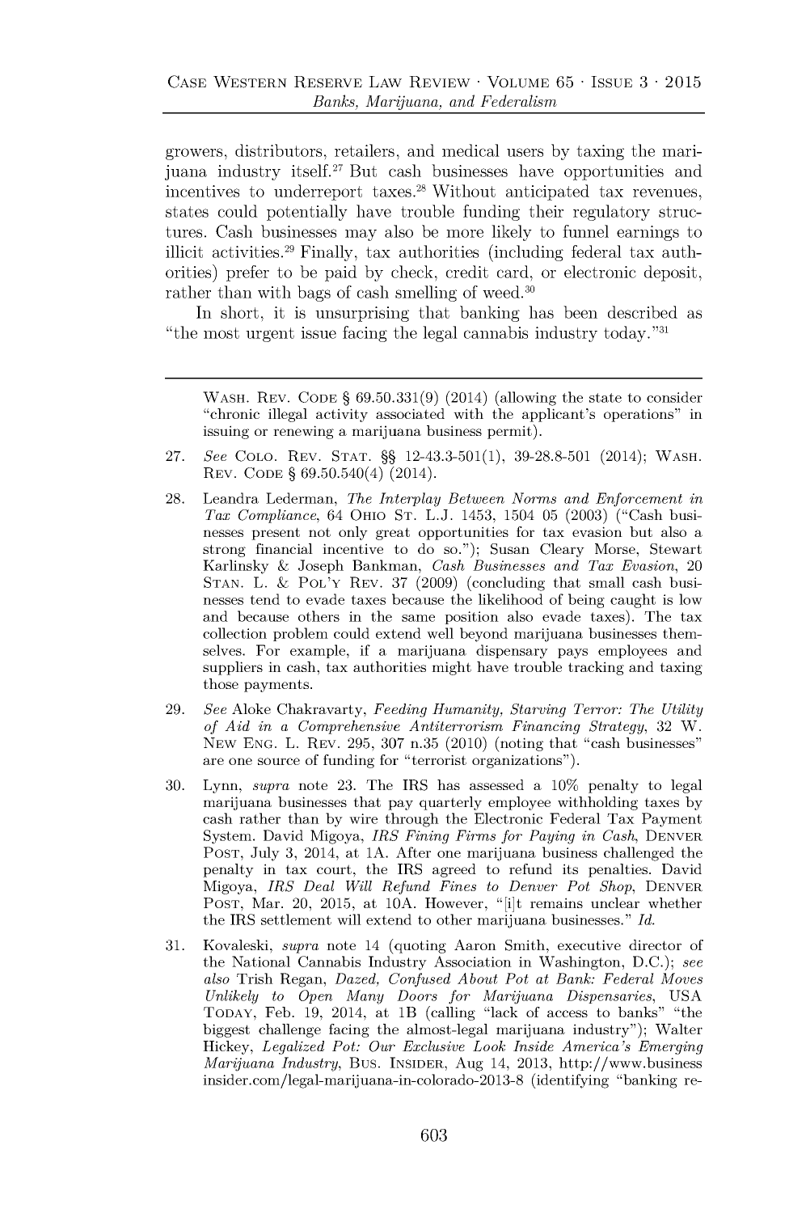growers, distributors, retailers, and medical users by taxing the marijuana industry itself.[27] But cash businesses have opportunities and incentives to underreport taxes.[28] Without anticipated tax revenues, states could potentially have trouble funding their regulatory structures. Cash businesses may also be more likely to funnel earnings to illicit activities.[29] Finally, tax authorities (including federal tax authorities) prefer to be paid by check, credit card, or electronic deposit, rather than with bags of cash smelling of weed.[30]

In short, it is unsurprising that banking has been described as "the most urgent issue facing the legal cannabis industry today."[31]

---

WASH. REV. CODE § 69.50.331(9) (2014) (allowing the state to consider "chronic illegal activity associated with the applicant's operations" in issuing or renewing a marijuana business permit).

27. *See* COLO. REV. STAT. §§ 12-43.3-501(1), 39-28.8-501 (2014); WASH. REV. CODE § 69.50.540(4) (2014).

28. Leandra Lederman, *The Interplay Between Norms and Enforcement in Tax Compliance*, 64 OHIO ST. L.J. 1453, 1504 05 (2003) ("Cash businesses present not only great opportunities for tax evasion but also a strong financial incentive to do so."); Susan Cleary Morse, Stewart Karlinsky & Joseph Bankman, *Cash Businesses and Tax Evasion*, 20 STAN. L. & POL'Y REV. 37 (2009) (concluding that small cash businesses tend to evade taxes because the likelihood of being caught is low and because others in the same position also evade taxes). The tax collection problem could extend well beyond marijuana businesses themselves. For example, if a marijuana dispensary pays employees and suppliers in cash, tax authorities might have trouble tracking and taxing those payments.

29. *See* Aloke Chakravarty, *Feeding Humanity, Starving Terror: The Utility of Aid in a Comprehensive Antiterrorism Financing Strategy*, 32 W. NEW ENG. L. REV. 295, 307 n.35 (2010) (noting that "cash businesses" are one source of funding for "terrorist organizations").

30. Lynn, *supra* note 23. The IRS has assessed a 10% penalty to legal marijuana businesses that pay quarterly employee withholding taxes by cash rather than by wire through the Electronic Federal Tax Payment System. David Migoya, *IRS Fining Firms for Paying in Cash*, DENVER POST, July 3, 2014, at 1A. After one marijuana business challenged the penalty in tax court, the IRS agreed to refund its penalties. David Migoya, *IRS Deal Will Refund Fines to Denver Pot Shop*, DENVER POST, Mar. 20, 2015, at 10A. However, "[i]t remains unclear whether the IRS settlement will extend to other marijuana businesses." *Id.*

31. Kovaleski, *supra* note 14 (quoting Aaron Smith, executive director of the National Cannabis Industry Association in Washington, D.C.); *see also* Trish Regan, *Dazed, Confused About Pot at Bank: Federal Moves Unlikely to Open Many Doors for Marijuana Dispensaries*, USA TODAY, Feb. 19, 2014, at 1B (calling "lack of access to banks" "the biggest challenge facing the almost-legal marijuana industry"); Walter Hickey, *Legalized Pot: Our Exclusive Look Inside America's Emerging Marijuana Industry*, BUS. INSIDER, Aug 14, 2013, http://www.businessinsider.com/legal-marijuana-in-colorado-2013-8 (identifying "banking re-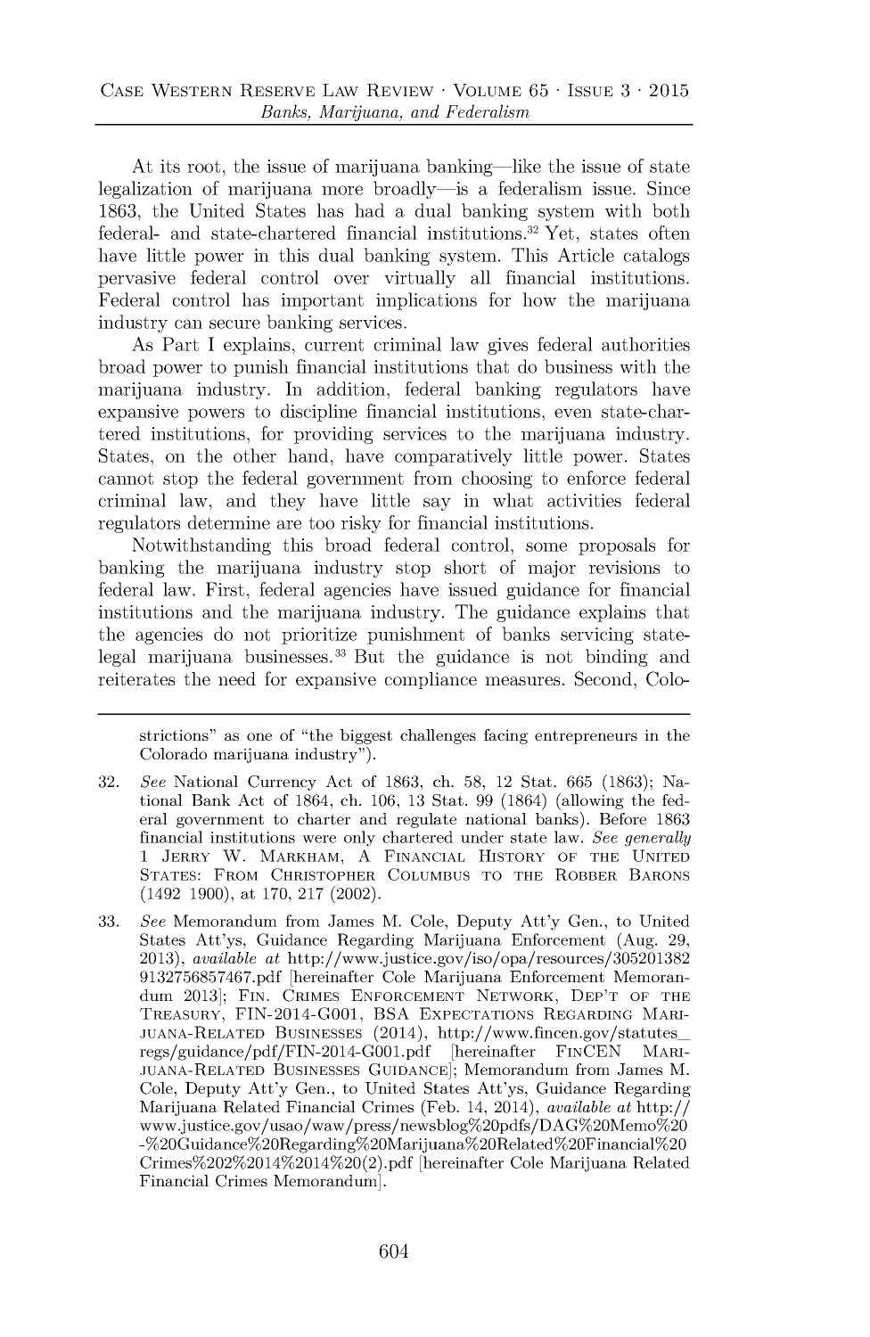At its root, the issue of marijuana banking—like the issue of state legalization of marijuana more broadly—is a federalism issue. Since 1863, the United States has had a dual banking system with both federal- and state-chartered financial institutions.[32] Yet, states often have little power in this dual banking system. This Article catalogs pervasive federal control over virtually all financial institutions. Federal control has important implications for how the marijuana industry can secure banking services.

As Part I explains, current criminal law gives federal authorities broad power to punish financial institutions that do business with the marijuana industry. In addition, federal banking regulators have expansive powers to discipline financial institutions, even state-chartered institutions, for providing services to the marijuana industry. States, on the other hand, have comparatively little power. States cannot stop the federal government from choosing to enforce federal criminal law, and they have little say in what activities federal regulators determine are too risky for financial institutions.

Notwithstanding this broad federal control, some proposals for banking the marijuana industry stop short of major revisions to federal law. First, federal agencies have issued guidance for financial institutions and the marijuana industry. The guidance explains that the agencies do not prioritize punishment of banks servicing state-legal marijuana businesses.[33] But the guidance is not binding and reiterates the need for expansive compliance measures. Second, Colo-

---

strictions" as one of "the biggest challenges facing entrepreneurs in the Colorado marijuana industry").

32. *See* National Currency Act of 1863, ch. 58, 12 Stat. 665 (1863); National Bank Act of 1864, ch. 106, 13 Stat. 99 (1864) (allowing the federal government to charter and regulate national banks). Before 1863 financial institutions were only chartered under state law. *See generally* 1 Jerry W. Markham, A Financial History of the United States: From Christopher Columbus to the Robber Barons (1492 1900), at 170, 217 (2002).

33. *See* Memorandum from James M. Cole, Deputy Att'y Gen., to United States Att'ys, Guidance Regarding Marijuana Enforcement (Aug. 29, 2013), *available at* http://www.justice.gov/iso/opa/resources/3052013829132756857467.pdf [hereinafter Cole Marijuana Enforcement Memorandum 2013]; Fin. Crimes Enforcement Network, Dep't of the Treasury, FIN-2014-G001, BSA Expectations Regarding Marijuana-Related Businesses (2014), http://www.fincen.gov/statutes_regs/guidance/pdf/FIN-2014-G001.pdf [hereinafter FinCEN Marijuana-Related Businesses Guidance]; Memorandum from James M. Cole, Deputy Att'y Gen., to United States Att'ys, Guidance Regarding Marijuana Related Financial Crimes (Feb. 14, 2014), *available at* http://www.justice.gov/usao/waw/press/newsblog%20pdfs/DAG%20Memo%20-%20Guidance%20Regarding%20Marijuana%20Related%20Financial%20Crimes%202%2014%2014%20(2).pdf [hereinafter Cole Marijuana Related Financial Crimes Memorandum].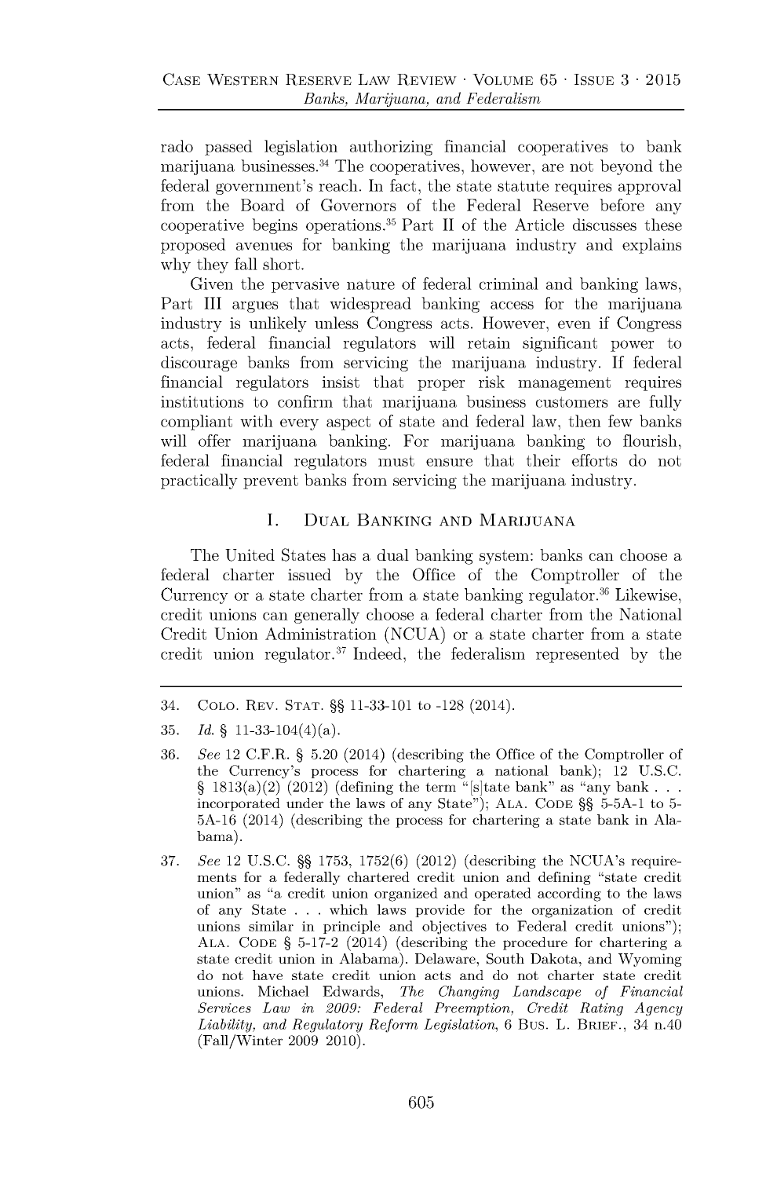rado passed legislation authorizing financial cooperatives to bank marijuana businesses.[34] The cooperatives, however, are not beyond the federal government's reach. In fact, the state statute requires approval from the Board of Governors of the Federal Reserve before any cooperative begins operations.[35] Part II of the Article discusses these proposed avenues for banking the marijuana industry and explains why they fall short.

Given the pervasive nature of federal criminal and banking laws, Part III argues that widespread banking access for the marijuana industry is unlikely unless Congress acts. However, even if Congress acts, federal financial regulators will retain significant power to discourage banks from servicing the marijuana industry. If federal financial regulators insist that proper risk management requires institutions to confirm that marijuana business customers are fully compliant with every aspect of state and federal law, then few banks will offer marijuana banking. For marijuana banking to flourish, federal financial regulators must ensure that their efforts do not practically prevent banks from servicing the marijuana industry.

## I. Dual Banking and Marijuana

The United States has a dual banking system: banks can choose a federal charter issued by the Office of the Comptroller of the Currency or a state charter from a state banking regulator.[36] Likewise, credit unions can generally choose a federal charter from the National Credit Union Administration (NCUA) or a state charter from a state credit union regulator.[37] Indeed, the federalism represented by the

---

34. Colo. Rev. Stat. §§ 11-33-101 to -128 (2014).

35. *Id.* § 11-33-104(4)(a).

36. *See* 12 C.F.R. § 5.20 (2014) (describing the Office of the Comptroller of the Currency's process for chartering a national bank); 12 U.S.C. § 1813(a)(2) (2012) (defining the term "[s]tate bank" as "any bank . . . incorporated under the laws of any State"); Ala. Code §§ 5-5A-1 to 5-5A-16 (2014) (describing the process for chartering a state bank in Alabama).

37. *See* 12 U.S.C. §§ 1753, 1752(6) (2012) (describing the NCUA's requirements for a federally chartered credit union and defining "state credit union" as "a credit union organized and operated according to the laws of any State . . . which laws provide for the organization of credit unions similar in principle and objectives to Federal credit unions"); Ala. Code § 5-17-2 (2014) (describing the procedure for chartering a state credit union in Alabama). Delaware, South Dakota, and Wyoming do not have state credit union acts and do not charter state credit unions. Michael Edwards, *The Changing Landscape of Financial Services Law in 2009: Federal Preemption, Credit Rating Agency Liability, and Regulatory Reform Legislation*, 6 Bus. L. Brief., 34 n.40 (Fall/Winter 2009 2010).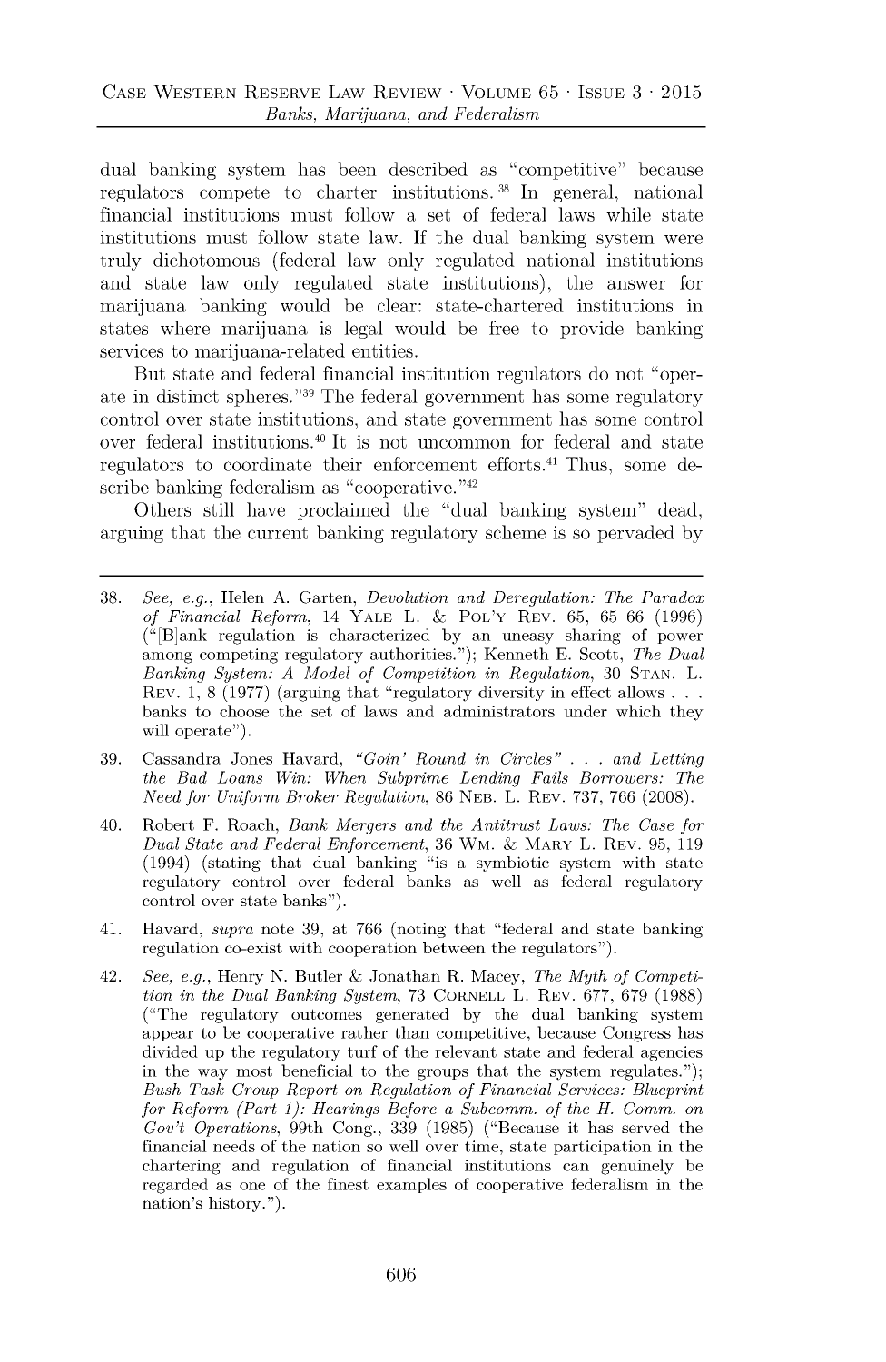dual banking system has been described as "competitive" because regulators compete to charter institutions.[38] In general, national financial institutions must follow a set of federal laws while state institutions must follow state law. If the dual banking system were truly dichotomous (federal law only regulated national institutions and state law only regulated state institutions), the answer for marijuana banking would be clear: state-chartered institutions in states where marijuana is legal would be free to provide banking services to marijuana-related entities.

But state and federal financial institution regulators do not "operate in distinct spheres."[39] The federal government has some regulatory control over state institutions, and state government has some control over federal institutions.[40] It is not uncommon for federal and state regulators to coordinate their enforcement efforts.[41] Thus, some describe banking federalism as "cooperative."[42]

Others still have proclaimed the "dual banking system" dead, arguing that the current banking regulatory scheme is so pervaded by

---

38. *See, e.g.*, Helen A. Garten, *Devolution and Deregulation: The Paradox of Financial Reform*, 14 YALE L. & POL'Y REV. 65, 65 66 (1996) ("[B]ank regulation is characterized by an uneasy sharing of power among competing regulatory authorities."); Kenneth E. Scott, *The Dual Banking System: A Model of Competition in Regulation*, 30 STAN. L. REV. 1, 8 (1977) (arguing that "regulatory diversity in effect allows . . . banks to choose the set of laws and administrators under which they will operate").

39. Cassandra Jones Havard, *"Goin' Round in Circles" . . . and Letting the Bad Loans Win: When Subprime Lending Fails Borrowers: The Need for Uniform Broker Regulation*, 86 NEB. L. REV. 737, 766 (2008).

40. Robert F. Roach, *Bank Mergers and the Antitrust Laws: The Case for Dual State and Federal Enforcement*, 36 WM. & MARY L. REV. 95, 119 (1994) (stating that dual banking "is a symbiotic system with state regulatory control over federal banks as well as federal regulatory control over state banks").

41. Havard, *supra* note 39, at 766 (noting that "federal and state banking regulation co-exist with cooperation between the regulators").

42. *See, e.g.*, Henry N. Butler & Jonathan R. Macey, *The Myth of Competition in the Dual Banking System*, 73 CORNELL L. REV. 677, 679 (1988) ("The regulatory outcomes generated by the dual banking system appear to be cooperative rather than competitive, because Congress has divided up the regulatory turf of the relevant state and federal agencies in the way most beneficial to the groups that the system regulates."); *Bush Task Group Report on Regulation of Financial Services: Blueprint for Reform (Part 1): Hearings Before a Subcomm. of the H. Comm. on Gov't Operations*, 99th Cong., 339 (1985) ("Because it has served the financial needs of the nation so well over time, state participation in the chartering and regulation of financial institutions can genuinely be regarded as one of the finest examples of cooperative federalism in the nation's history.").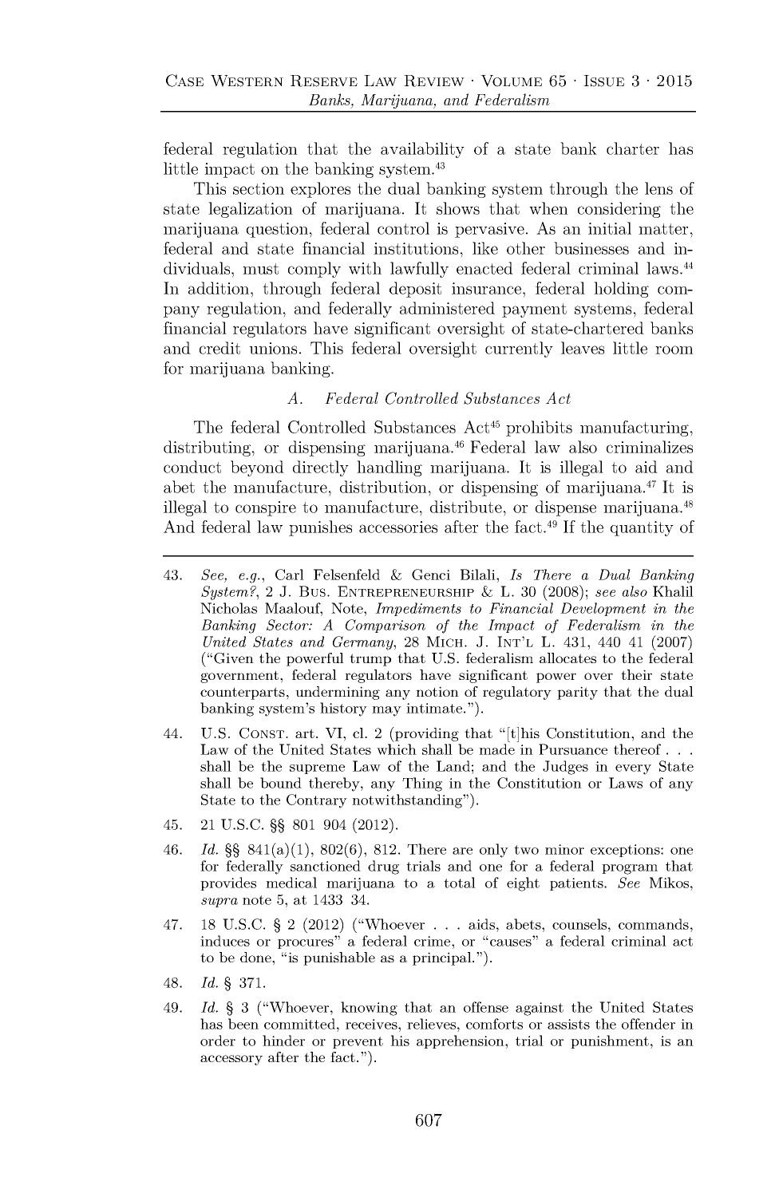federal regulation that the availability of a state bank charter has little impact on the banking system.[43]

This section explores the dual banking system through the lens of state legalization of marijuana. It shows that when considering the marijuana question, federal control is pervasive. As an initial matter, federal and state financial institutions, like other businesses and individuals, must comply with lawfully enacted federal criminal laws.[44] In addition, through federal deposit insurance, federal holding company regulation, and federally administered payment systems, federal financial regulators have significant oversight of state-chartered banks and credit unions. This federal oversight currently leaves little room for marijuana banking.

### A. *Federal Controlled Substances Act*

The federal Controlled Substances Act[45] prohibits manufacturing, distributing, or dispensing marijuana.[46] Federal law also criminalizes conduct beyond directly handling marijuana. It is illegal to aid and abet the manufacture, distribution, or dispensing of marijuana.[47] It is illegal to conspire to manufacture, distribute, or dispense marijuana.[48] And federal law punishes accessories after the fact.[49] If the quantity of

---

43. *See, e.g.*, Carl Felsenfeld & Genci Bilali, *Is There a Dual Banking System?*, 2 J. Bus. Entrepreneurship & L. 30 (2008); *see also* Khalil Nicholas Maalouf, Note, *Impediments to Financial Development in the Banking Sector: A Comparison of the Impact of Federalism in the United States and Germany*, 28 Mich. J. Int'l L. 431, 440 41 (2007) ("Given the powerful trump that U.S. federalism allocates to the federal government, federal regulators have significant power over their state counterparts, undermining any notion of regulatory parity that the dual banking system's history may intimate.").

44. U.S. Const. art. VI, cl. 2 (providing that "[t]his Constitution, and the Law of the United States which shall be made in Pursuance thereof . . . shall be the supreme Law of the Land; and the Judges in every State shall be bound thereby, any Thing in the Constitution or Laws of any State to the Contrary notwithstanding").

45. 21 U.S.C. §§ 801 904 (2012).

46. *Id.* §§ 841(a)(1), 802(6), 812. There are only two minor exceptions: one for federally sanctioned drug trials and one for a federal program that provides medical marijuana to a total of eight patients. *See* Mikos, *supra* note 5, at 1433 34.

47. 18 U.S.C. § 2 (2012) ("Whoever . . . aids, abets, counsels, commands, induces or procures" a federal crime, or "causes" a federal criminal act to be done, "is punishable as a principal.").

48. *Id.* § 371.

49. *Id.* § 3 ("Whoever, knowing that an offense against the United States has been committed, receives, relieves, comforts or assists the offender in order to hinder or prevent his apprehension, trial or punishment, is an accessory after the fact.").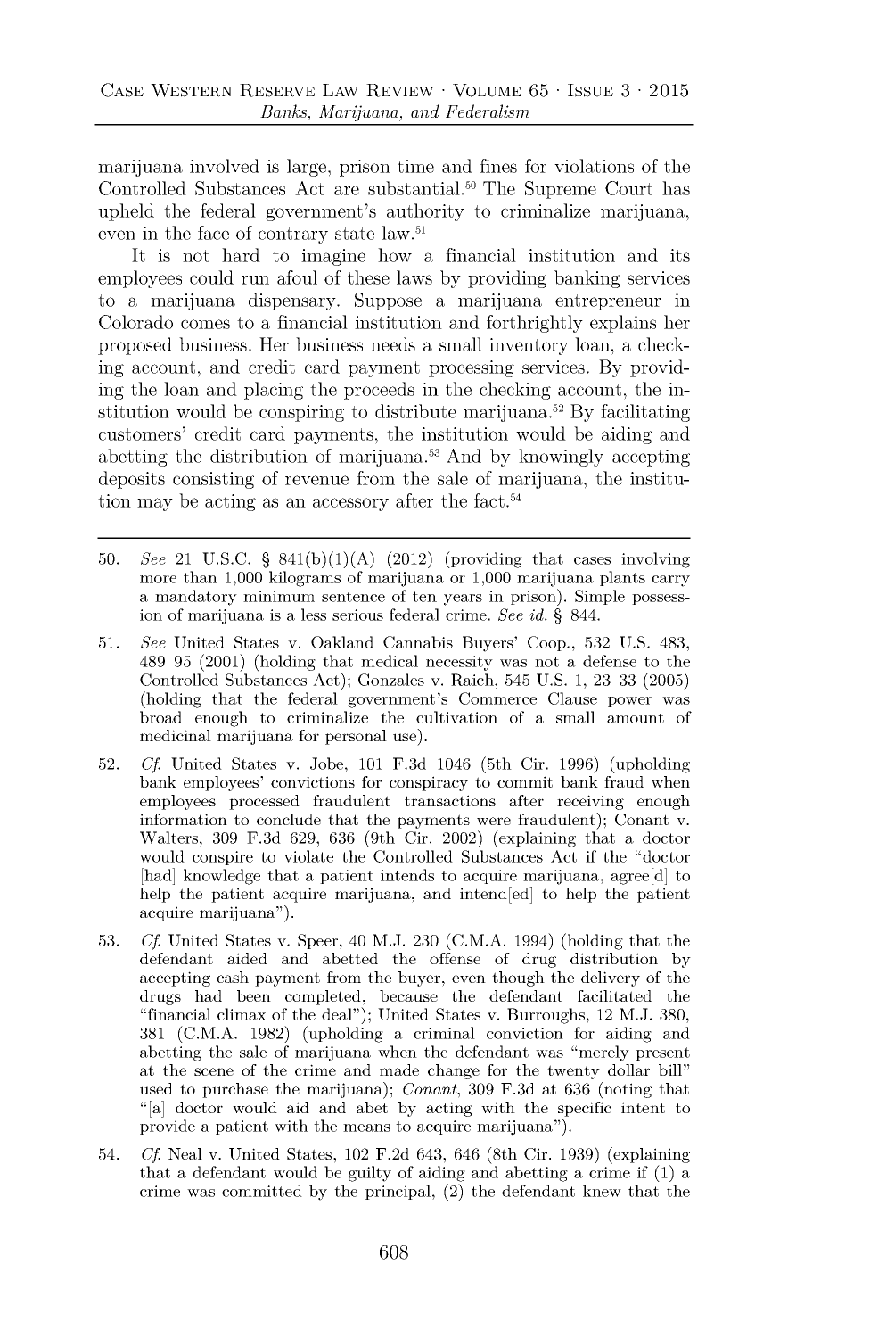marijuana involved is large, prison time and fines for violations of the Controlled Substances Act are substantial.[50] The Supreme Court has upheld the federal government's authority to criminalize marijuana, even in the face of contrary state law.[51]

It is not hard to imagine how a financial institution and its employees could run afoul of these laws by providing banking services to a marijuana dispensary. Suppose a marijuana entrepreneur in Colorado comes to a financial institution and forthrightly explains her proposed business. Her business needs a small inventory loan, a checking account, and credit card payment processing services. By providing the loan and placing the proceeds in the checking account, the institution would be conspiring to distribute marijuana.[52] By facilitating customers' credit card payments, the institution would be aiding and abetting the distribution of revenue of marijuana.[53] And by knowingly accepting deposits consisting of revenue from the sale of marijuana, the institution may be acting as an accessory after the fact.[54]

---

50. *See* 21 U.S.C. § 841(b)(1)(A) (2012) (providing that cases involving more than 1,000 kilograms of marijuana or 1,000 marijuana plants carry a mandatory minimum sentence of ten years in prison). Simple possession of marijuana is a less serious federal crime. *See id.* § 844.

51. *See* United States v. Oakland Cannabis Buyers' Coop., 532 U.S. 483, 489 95 (2001) (holding that medical necessity was not a defense to the Controlled Substances Act); Gonzales v. Raich, 545 U.S. 1, 23 33 (2005) (holding that the federal government's Commerce Clause power was broad enough to criminalize the cultivation of a small amount of medicinal marijuana for personal use).

52. *Cf.* United States v. Jobe, 101 F.3d 1046 (5th Cir. 1996) (upholding bank employees' convictions for conspiracy to commit bank fraud when employees processed fraudulent transactions after receiving enough information to conclude that the payments were fraudulent); Conant v. Walters, 309 F.3d 629, 636 (9th Cir. 2002) (explaining that a doctor would conspire to violate the Controlled Substances Act if the "doctor [had] knowledge that a patient intends to acquire marijuana, agree[d] to help the patient acquire marijuana, and intend[ed] to help the patient acquire marijuana").

53. *Cf.* United States v. Speer, 40 M.J. 230 (C.M.A. 1994) (holding that the defendant aided and abetted the offense of drug distribution by accepting cash payment from the buyer, even though the delivery of the drugs had been completed, because the defendant facilitated the "financial climax of the deal"); United States v. Burroughs, 12 M.J. 380, 381 (C.M.A. 1982) (upholding a criminal conviction for aiding and abetting the sale of marijuana when the defendant was "merely present at the scene of the crime and made change for the twenty dollar bill" used to purchase the marijuana); *Conant*, 309 F.3d at 636 (noting that "[a] doctor would aid and abet by acting with the specific intent to provide a patient with the means to acquire marijuana").

54. *Cf.* Neal v. United States, 102 F.2d 643, 646 (8th Cir. 1939) (explaining that a defendant would be guilty of aiding and abetting a crime if (1) a crime was committed by the principal, (2) the defendant knew that the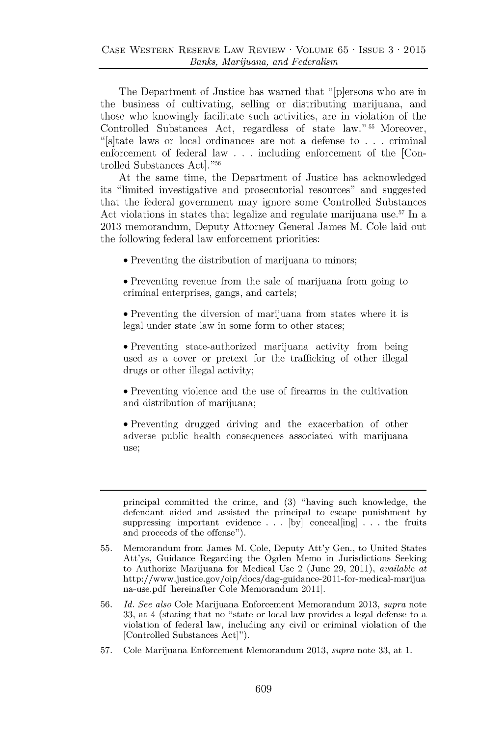The Department of Justice has warned that "[p]ersons who are in the business of cultivating, selling or distributing marijuana, and those who knowingly facilitate such activities, are in violation of the Controlled Substances Act, regardless of state law."[55] Moreover, "[s]tate laws or local ordinances are not a defense to . . . criminal enforcement of federal law . . . including enforcement of the [Controlled Substances Act]."[56]

At the same time, the Department of Justice has acknowledged its "limited investigative and prosecutorial resources" and suggested that the federal government may ignore some Controlled Substances Act violations in states that legalize and regulate marijuana use.[57] In a 2013 memorandum, Deputy Attorney General James M. Cole laid out the following federal law enforcement priorities:

- Preventing the distribution of marijuana to minors;
- Preventing revenue from the sale of marijuana from going to criminal enterprises, gangs, and cartels;
- Preventing the diversion of marijuana from states where it is legal under state law in some form to other states;
- Preventing state-authorized marijuana activity from being used as a cover or pretext for the trafficking of other illegal drugs or other illegal activity;
- Preventing violence and the use of firearms in the cultivation and distribution of marijuana;
- Preventing drugged driving and the exacerbation of other adverse public health consequences associated with marijuana use;

---

principal committed the crime, and (3) "having such knowledge, the defendant aided and assisted the principal to escape punishment by suppressing important evidence . . . [by] conceal[ing] . . . the fruits and proceeds of the offense").

55. Memorandum from James M. Cole, Deputy Att'y Gen., to United States Att'ys, Guidance Regarding the Ogden Memo in Jurisdictions Seeking to Authorize Marijuana for Medical Use 2 (June 29, 2011), *available at* http://www.justice.gov/oip/docs/dag-guidance-2011-for-medical-marijuana-use.pdf [hereinafter Cole Memorandum 2011].

56. *Id. See also* Cole Marijuana Enforcement Memorandum 2013, *supra* note 33, at 4 (stating that no "state or local law provides a legal defense to a violation of federal law, including any civil or criminal violation of the [Controlled Substances Act]").

57. Cole Marijuana Enforcement Memorandum 2013, *supra* note 33, at 1.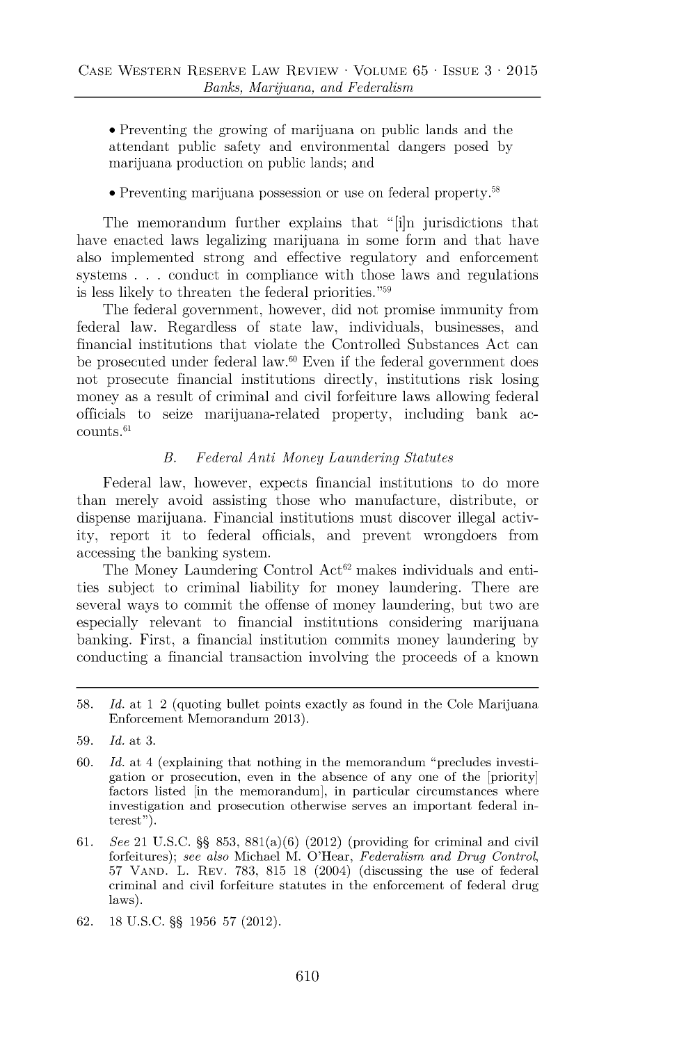- Preventing the growing of marijuana on public lands and the attendant public safety and environmental dangers posed by marijuana production on public lands; and

- Preventing marijuana possession or use on federal property.[58]

The memorandum further explains that "[i]n jurisdictions that have enacted laws legalizing marijuana in some form and that have also implemented strong and effective regulatory and enforcement systems . . . conduct in compliance with those laws and regulations is less likely to threaten the federal priorities."[59]

The federal government, however, did not promise immunity from federal law. Regardless of state law, individuals, businesses, and financial institutions that violate the Controlled Substances Act can be prosecuted under federal law.[60] Even if the federal government does not prosecute financial institutions directly, institutions risk losing money as a result of criminal and civil forfeiture laws allowing federal officials to seize marijuana-related property, including bank accounts.[61]

### *B. Federal Anti Money Laundering Statutes*

Federal law, however, expects financial institutions to do more than merely avoid assisting those who manufacture, distribute, or dispense marijuana. Financial institutions must discover illegal activity, report it to federal officials, and prevent wrongdoers from accessing the banking system.

The Money Laundering Control Act[62] makes individuals and entities subject to criminal liability for money laundering. There are several ways to commit the offense of money laundering, but two are especially relevant to financial institutions considering marijuana banking. First, a financial institution commits money laundering by conducting a financial transaction involving the proceeds of a known

---

58. *Id.* at 1 2 (quoting bullet points exactly as found in the Cole Marijuana Enforcement Memorandum 2013).

59. *Id.* at 3.

60. *Id.* at 4 (explaining that nothing in the memorandum "precludes investigation or prosecution, even in the absence of any one of the [priority] factors listed [in the memorandum], in particular circumstances where investigation and prosecution otherwise serves an important federal interest").

61. *See* 21 U.S.C. §§ 853, 881(a)(6) (2012) (providing for criminal and civil forfeitures); *see also* Michael M. O'Hear, *Federalism and Drug Control*, 57 VAND. L. REV. 783, 815 18 (2004) (discussing the use of federal criminal and civil forfeiture statutes in the enforcement of federal drug laws).

62. 18 U.S.C. §§ 1956 57 (2012).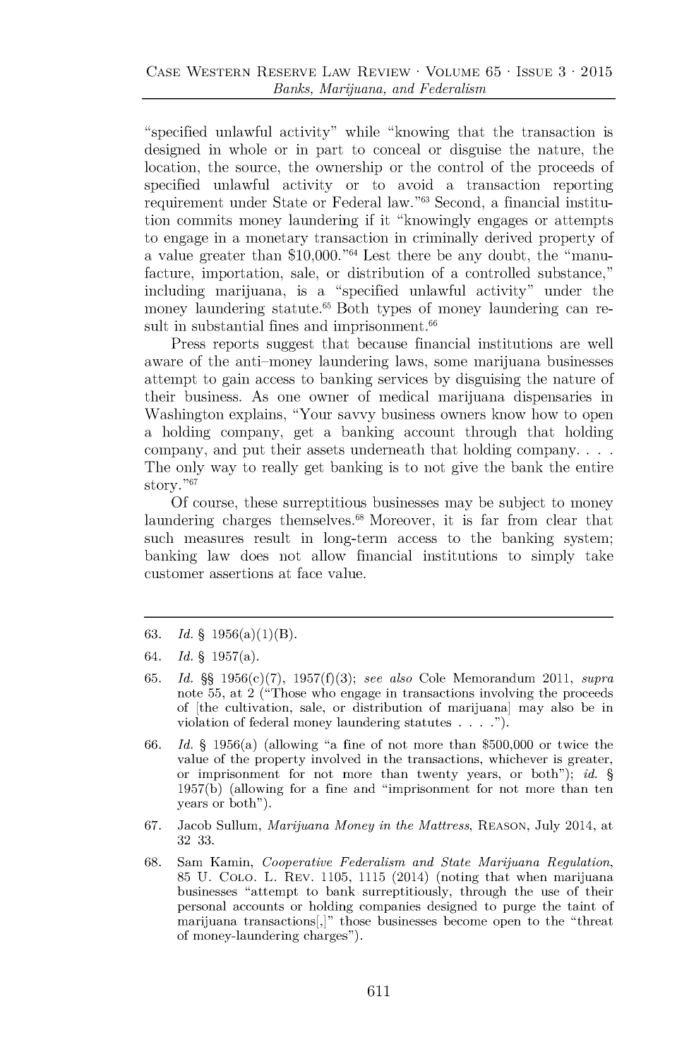"specified unlawful activity" while "knowing that the transaction is designed in whole or in part to conceal or disguise the nature, the location, the source, the ownership or the control of the proceeds of specified unlawful activity or to avoid a transaction reporting requirement under State or Federal law."[63] Second, a financial institution commits money laundering if it "knowingly engages or attempts to engage in a monetary transaction in criminally derived property of a value greater than $10,000."[64] Lest there be any doubt, the "manufacture, importation, sale, or distribution of a controlled substance," including marijuana, is a "specified unlawful activity" under the money laundering statute.[65] Both types of money laundering can result in substantial fines and imprisonment.[66]

Press reports suggest that because financial institutions are well aware of the anti–money laundering laws, some marijuana businesses attempt to gain access to banking services by disguising the nature of their business. As one owner of medical marijuana dispensaries in Washington explains, "Your savvy business owners know how to open a holding company, get a banking account through that holding company, and put their assets underneath that holding company. . . . The only way to really get banking is to not give the bank the entire story."[67]

Of course, these surreptitious businesses may be subject to money laundering charges themselves.[68] Moreover, it is far from clear that such measures result in long-term access to the banking system; banking law does not allow financial institutions to simply take customer assertions at face value.

---

63. *Id.* § 1956(a)(1)(B).

64. *Id.* § 1957(a).

65. *Id.* §§ 1956(c)(7), 1957(f)(3); *see also* Cole Memorandum 2011, *supra* note 55, at 2 ("Those who engage in transactions involving the proceeds of [the cultivation, sale, or distribution of marijuana] may also be in violation of federal money laundering statutes . . . .").

66. *Id.* § 1956(a) (allowing "a fine of not more than $500,000 or twice the value of the property involved in the transactions, whichever is greater, or imprisonment for not more than twenty years, or both"); *id.* § 1957(b) (allowing for a fine and "imprisonment for not more than ten years or both").

67. Jacob Sullum, *Marijuana Money in the Mattress*, REASON, July 2014, at 32 33.

68. Sam Kamin, *Cooperative Federalism and State Marijuana Regulation*, 85 U. COLO. L. REV. 1105, 1115 (2014) (noting that when marijuana businesses "attempt to bank surreptitiously, through the use of their personal accounts or holding companies designed to purge the taint of marijuana transactions[,]" those businesses become open to the "threat of money-laundering charges").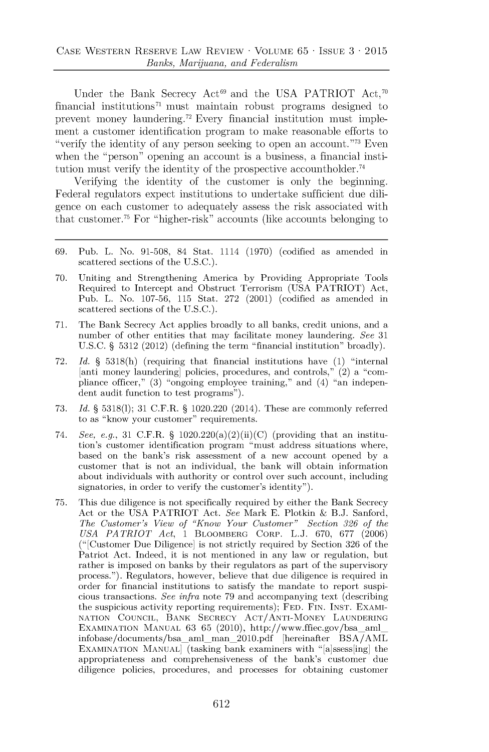Under the Bank Secrecy Act[69] and the USA PATRIOT Act,[70] financial institutions[71] must maintain robust programs designed to prevent money laundering.[72] Every financial institution must implement a customer identification program to make reasonable efforts to "verify the identity of any person seeking to open an account."[73] Even when the "person" opening an account is a business, a financial institution must verify the identity of the prospective accountholder.[74]

Verifying the identity of the customer is only the beginning. Federal regulators expect institutions to undertake sufficient due diligence on each customer to adequately assess the risk associated with that customer.[75] For "higher-risk" accounts (like accounts belonging to

---

69. Pub. L. No. 91-508, 84 Stat. 1114 (1970) (codified as amended in scattered sections of the U.S.C.).

70. Uniting and Strengthening America by Providing Appropriate Tools Required to Intercept and Obstruct Terrorism (USA PATRIOT) Act, Pub. L. No. 107-56, 115 Stat. 272 (2001) (codified as amended in scattered sections of the U.S.C.).

71. The Bank Secrecy Act applies broadly to all banks, credit unions, and a number of other entities that may facilitate money laundering. *See* 31 U.S.C. § 5312 (2012) (defining the term "financial institution" broadly).

72. *Id.* § 5318(h) (requiring that financial institutions have (1) "internal [anti money laundering] policies, procedures, and controls," (2) a "compliance officer," (3) "ongoing employee training," and (4) "an independent audit function to test programs").

73. *Id.* § 5318(l); 31 C.F.R. § 1020.220 (2014). These are commonly referred to as "know your customer" requirements.

74. *See, e.g.*, 31 C.F.R. § 1020.220(a)(2)(ii)(C) (providing that an institution's customer identification program "must address situations where, based on the bank's risk assessment of a new account opened by a customer that is not an individual, the bank will obtain information about individuals with authority or control over such account, including signatories, in order to verify the customer's identity").

75. This due diligence is not specifically required by either the Bank Secrecy Act or the USA PATRIOT Act. *See* Mark E. Plotkin & B.J. Sanford, *The Customer's View of "Know Your Customer" Section 326 of the USA PATRIOT Act*, 1 BLOOMBERG CORP. L.J. 670, 677 (2006) ("[Customer Due Diligence] is not strictly required by Section 326 of the Patriot Act. Indeed, it is not mentioned in any law or regulation, but rather is imposed on banks by their regulators as part of the supervisory process."). Regulators, however, believe that due diligence is required in order for financial institutions to satisfy the mandate to report suspicious transactions. *See infra* note 79 and accompanying text (describing the suspicious activity reporting requirements); FED. FIN. INST. EXAMINATION COUNCIL, BANK SECRECY ACT/ANTI-MONEY LAUNDERING EXAMINATION MANUAL 63 65 (2010), http://www.ffiec.gov/bsa_aml_infobase/documents/bsa_aml_man_2010.pdf [hereinafter BSA/AML EXAMINATION MANUAL] (tasking bank examiners with "[a]ssess[ing] the appropriateness and comprehensiveness of the bank's customer due diligence policies, procedures, and processes for obtaining customer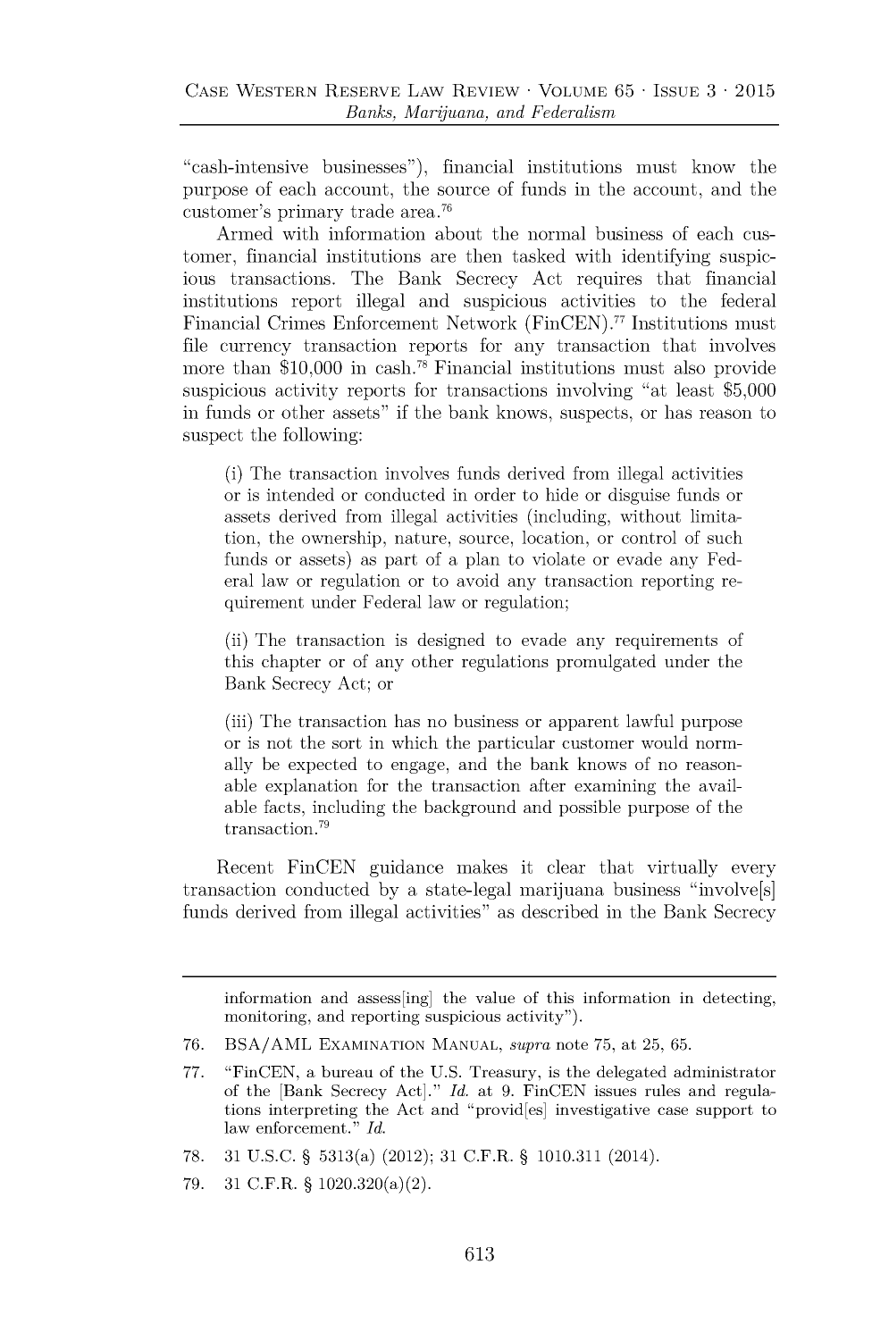"cash-intensive businesses"), financial institutions must know the purpose of each account, the source of funds in the account, and the customer's primary trade area.[76]

Armed with information about the normal business of each customer, financial institutions are then tasked with identifying suspicious transactions. The Bank Secrecy Act requires that financial institutions report illegal and suspicious activities to the federal Financial Crimes Enforcement Network (FinCEN).[77] Institutions must file currency transaction reports for any transaction that involves more than $10,000 in cash.[78] Financial institutions must also provide suspicious activity reports for transactions involving "at least $5,000 in funds or other assets" if the bank knows, suspects, or has reason to suspect the following:

> (i) The transaction involves funds derived from illegal activities or is intended or conducted in order to hide or disguise funds or assets derived from illegal activities (including, without limitation, the ownership, nature, source, location, or control of such funds or assets) as part of a plan to violate or evade any Federal law or regulation or to avoid any transaction reporting requirement under Federal law or regulation;
>
> (ii) The transaction is designed to evade any requirements of this chapter or of any other regulations promulgated under the Bank Secrecy Act; or
>
> (iii) The transaction has no business or apparent lawful purpose or is not the sort in which the particular customer would normally be expected to engage, and the bank knows of no reasonable explanation for the transaction after examining the available facts, including the background and possible purpose of the transaction.[79]

Recent FinCEN guidance makes it clear that virtually every transaction conducted by a state-legal marijuana business "involve[s] funds derived from illegal activities" as described in the Bank Secrecy

---

information and assess[ing] the value of this information in detecting, monitoring, and reporting suspicious activity").

76. BSA/AML EXAMINATION MANUAL, *supra* note 75, at 25, 65.

77. "FinCEN, a bureau of the U.S. Treasury, is the delegated administrator of the [Bank Secrecy Act]." *Id.* at 9. FinCEN issues rules and regulations interpreting the Act and "provid[es] investigative case support to law enforcement." *Id.*

78. 31 U.S.C. § 5313(a) (2012); 31 C.F.R. § 1010.311 (2014).

79. 31 C.F.R. § 1020.320(a)(2).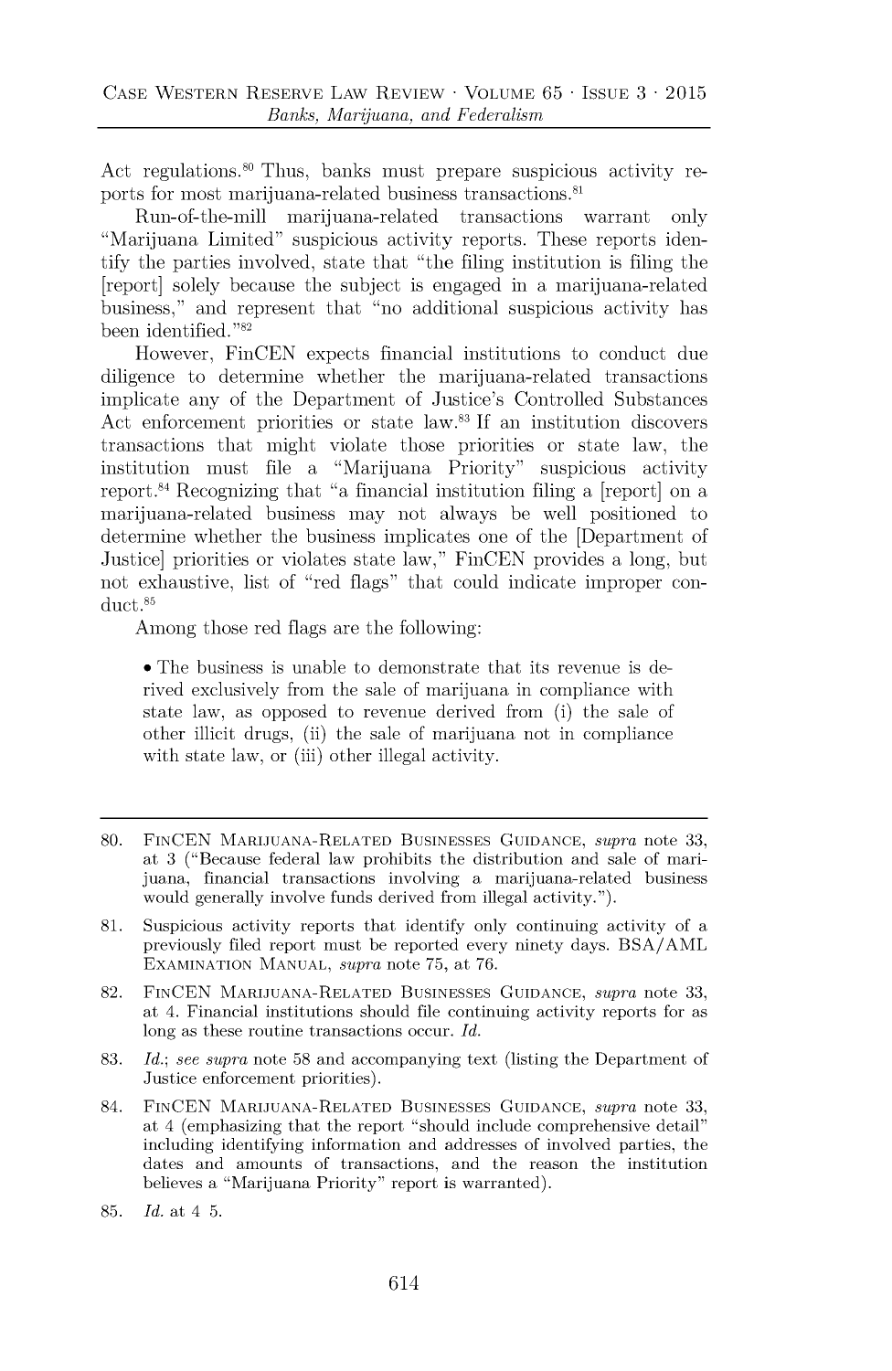Act regulations.[80] Thus, banks must prepare suspicious activity reports for most marijuana-related business transactions.[81]

Run-of-the-mill marijuana-related transactions warrant only "Marijuana Limited" suspicious activity reports. These reports identify the parties involved, state that "the filing institution is filing the [report] solely because the subject is engaged in a marijuana-related business," and represent that "no additional suspicious activity has been identified."[82]

However, FinCEN expects financial institutions to conduct due diligence to determine whether the marijuana-related transactions implicate any of the Department of Justice's Controlled Substances Act enforcement priorities or state law.[83] If an institution discovers transactions that might violate those priorities or state law, the institution must file a "Marijuana Priority" suspicious activity report.[84] Recognizing that "a financial institution filing a [report] on a marijuana-related business may not always be well positioned to determine whether the business implicates one of the [Department of Justice] priorities or violates state law," FinCEN provides a long, but not exhaustive, list of "red flags" that could indicate improper conduct.[85]

Among those red flags are the following:

- The business is unable to demonstrate that its revenue is derived exclusively from the sale of marijuana in compliance with state law, as opposed to revenue derived from (i) the sale of other illicit drugs, (ii) the sale of marijuana not in compliance with state law, or (iii) other illegal activity.

---

80. FinCEN Marijuana-Related Businesses Guidance, *supra* note 33, at 3 ("Because federal law prohibits the distribution and sale of marijuana, financial transactions involving a marijuana-related business would generally involve funds derived from illegal activity.").

81. Suspicious activity reports that identify only continuing activity of a previously filed report must be reported every ninety days. BSA/AML Examination Manual, *supra* note 75, at 76.

82. FinCEN Marijuana-Related Businesses Guidance, *supra* note 33, at 4. Financial institutions should file continuing activity reports for as long as these routine transactions occur. *Id.*

83. *Id.*; *see supra* note 58 and accompanying text (listing the Department of Justice enforcement priorities).

84. FinCEN Marijuana-Related Businesses Guidance, *supra* note 33, at 4 (emphasizing that the report "should include comprehensive detail" including identifying information and addresses of involved parties, the dates and amounts of transactions, and the reason the institution believes a "Marijuana Priority" report is warranted).

85. *Id.* at 4 5.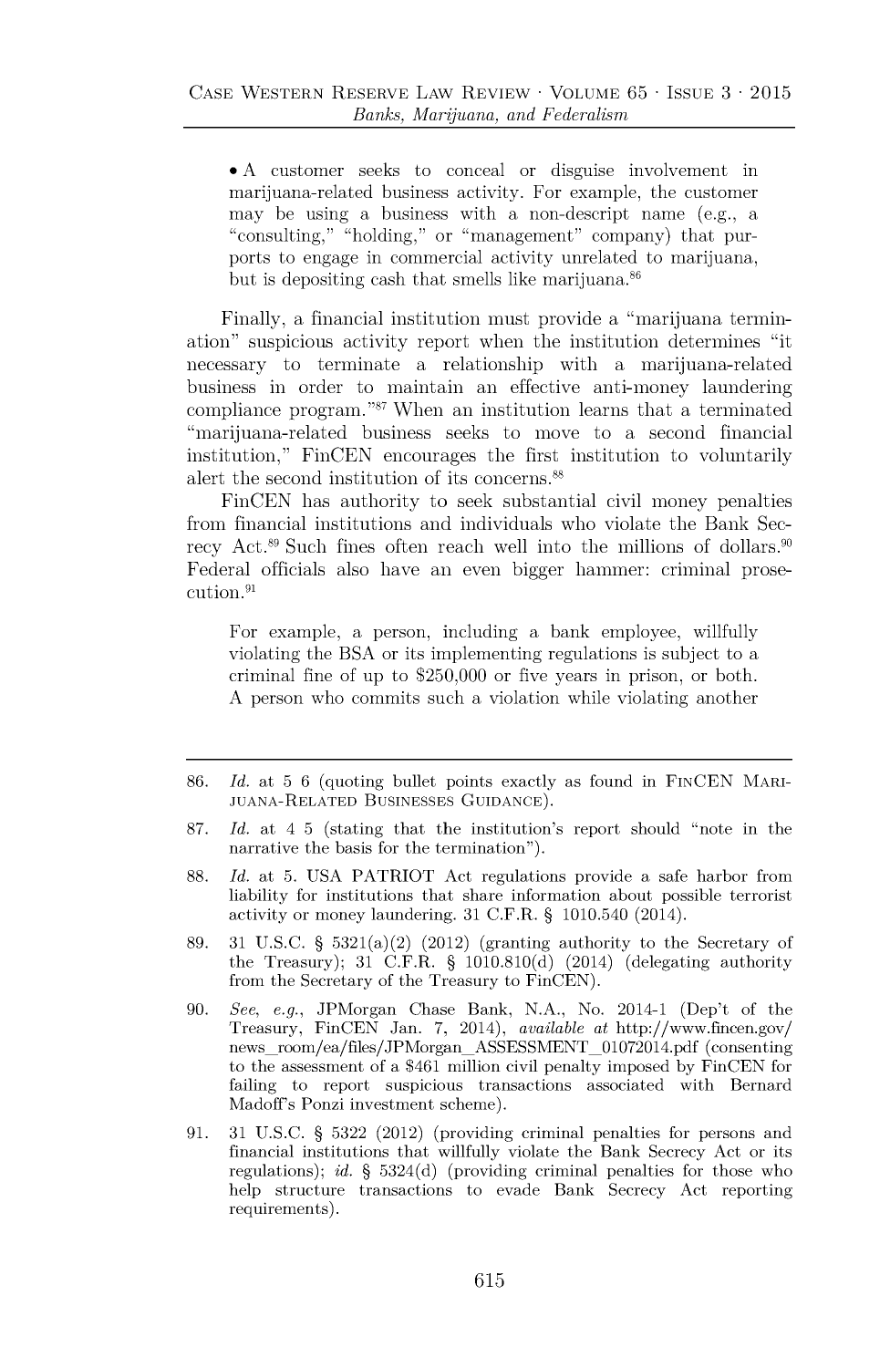- A customer seeks to conceal or disguise involvement in marijuana-related business activity. For example, the customer may be using a business with a non-descript name (e.g., a "consulting," "holding," or "management" company) that purports to engage in commercial activity unrelated to marijuana, but is depositing cash that smells like marijuana.[86]

Finally, a financial institution must provide a "marijuana termination" suspicious activity report when the institution determines "it necessary to terminate a relationship with a marijuana-related business in order to maintain an effective anti-money laundering compliance program."[87] When an institution learns that a terminated "marijuana-related business seeks to move to a second financial institution," FinCEN encourages the first institution to voluntarily alert the second institution of its concerns.[88]

FinCEN has authority to seek substantial civil money penalties from financial institutions and individuals who violate the Bank Secrecy Act.[89] Such fines often reach well into the millions of dollars.[90] Federal officials also have an even bigger hammer: criminal prosecution.[91]

> For example, a person, including a bank employee, willfully violating the BSA or its implementing regulations is subject to a criminal fine of up to $250,000 or five years in prison, or both. A person who commits such a violation while violating another

---

86. *Id.* at 5 6 (quoting bullet points exactly as found in FinCEN Marijuana-Related Businesses Guidance).

87. *Id.* at 4 5 (stating that the institution's report should "note in the narrative the basis for the termination").

88. *Id.* at 5. USA PATRIOT Act regulations provide a safe harbor from liability for institutions that share information about possible terrorist activity or money laundering. 31 C.F.R. § 1010.540 (2014).

89. 31 U.S.C. § 5321(a)(2) (2012) (granting authority to the Secretary of the Treasury); 31 C.F.R. § 1010.810(d) (2014) (delegating authority from the Secretary of the Treasury to FinCEN).

90. *See, e.g.*, JPMorgan Chase Bank, N.A., No. 2014-1 (Dep't of the Treasury, FinCEN Jan. 7, 2014), *available at* http://www.fincen.gov/news_room/ea/files/JPMorgan_ASSESSMENT_01072014.pdf (consenting to the assessment of a $461 million civil penalty imposed by FinCEN for failing to report suspicious transactions associated with Bernard Madoff's Ponzi investment scheme).

91. 31 U.S.C. § 5322 (2012) (providing criminal penalties for persons and financial institutions that willfully violate the Bank Secrecy Act or its regulations); *id.* § 5324(d) (providing criminal penalties for those who help structure transactions to evade Bank Secrecy Act reporting requirements).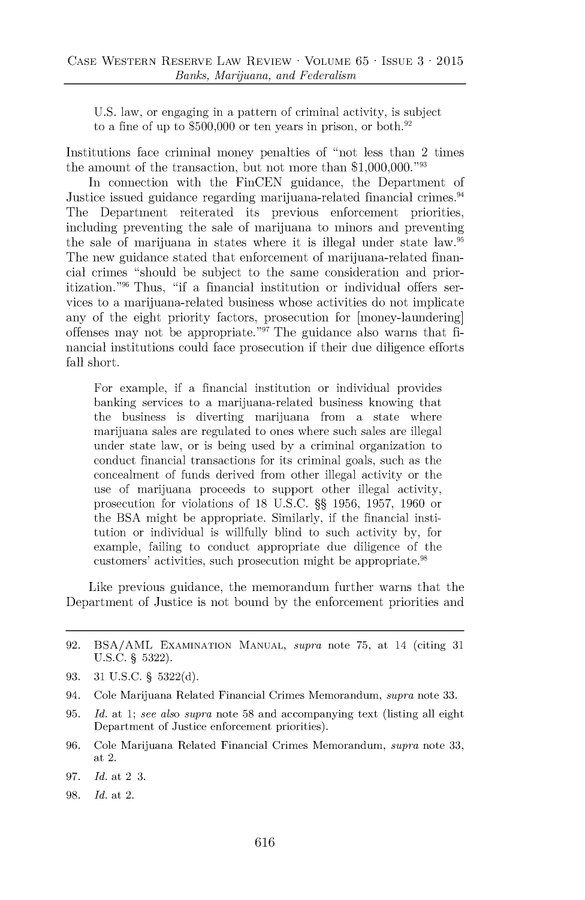> U.S. law, or engaging in a pattern of criminal activity, is subject to a fine of up to $500,000 or ten years in prison, or both.[92]

Institutions face criminal money penalties of "not less than 2 times the amount of the transaction, but not more than $1,000,000."[93]

In connection with the FinCEN guidance, the Department of Justice issued guidance regarding marijuana-related financial crimes.[94] The Department reiterated its previous enforcement priorities, including preventing the sale of marijuana to minors and preventing the sale of marijuana in states where it is illegal under state law.[95] The new guidance stated that enforcement of marijuana-related financial crimes "should be subject to the same consideration and prioritization."[96] Thus, "if a financial institution or individual offers services to a marijuana-related business whose activities do not implicate any of the eight priority factors, prosecution for [money-laundering] offenses may not be appropriate."[97] The guidance also warns that financial institutions could face prosecution if their due diligence efforts fall short.

> For example, if a financial institution or individual provides banking services to a marijuana-related business knowing that the business is diverting marijuana from a state where marijuana sales are regulated to ones where such sales are illegal under state law, or is being used by a criminal organization to conduct financial transactions for its criminal goals, such as the concealment of funds derived from other illegal activity or the use of marijuana proceeds to support other illegal activity, prosecution for violations of 18 U.S.C. §§ 1956, 1957, 1960 or the BSA might be appropriate. Similarly, if the financial institution or individual is willfully blind to such activity by, for example, failing to conduct appropriate due diligence of the customers' activities, such prosecution might be appropriate.[98]

Like previous guidance, the memorandum further warns that the Department of Justice is not bound by the enforcement priorities and

---

92. BSA/AML EXAMINATION MANUAL, *supra* note 75, at 14 (citing 31 U.S.C. § 5322).
93. 31 U.S.C. § 5322(d).
94. Cole Marijuana Related Financial Crimes Memorandum, *supra* note 33.
95. *Id.* at 1; *see also supra* note 58 and accompanying text (listing all eight Department of Justice enforcement priorities).
96. Cole Marijuana Related Financial Crimes Memorandum, *supra* note 33, at 2.
97. *Id.* at 2 3.
98. *Id.* at 2.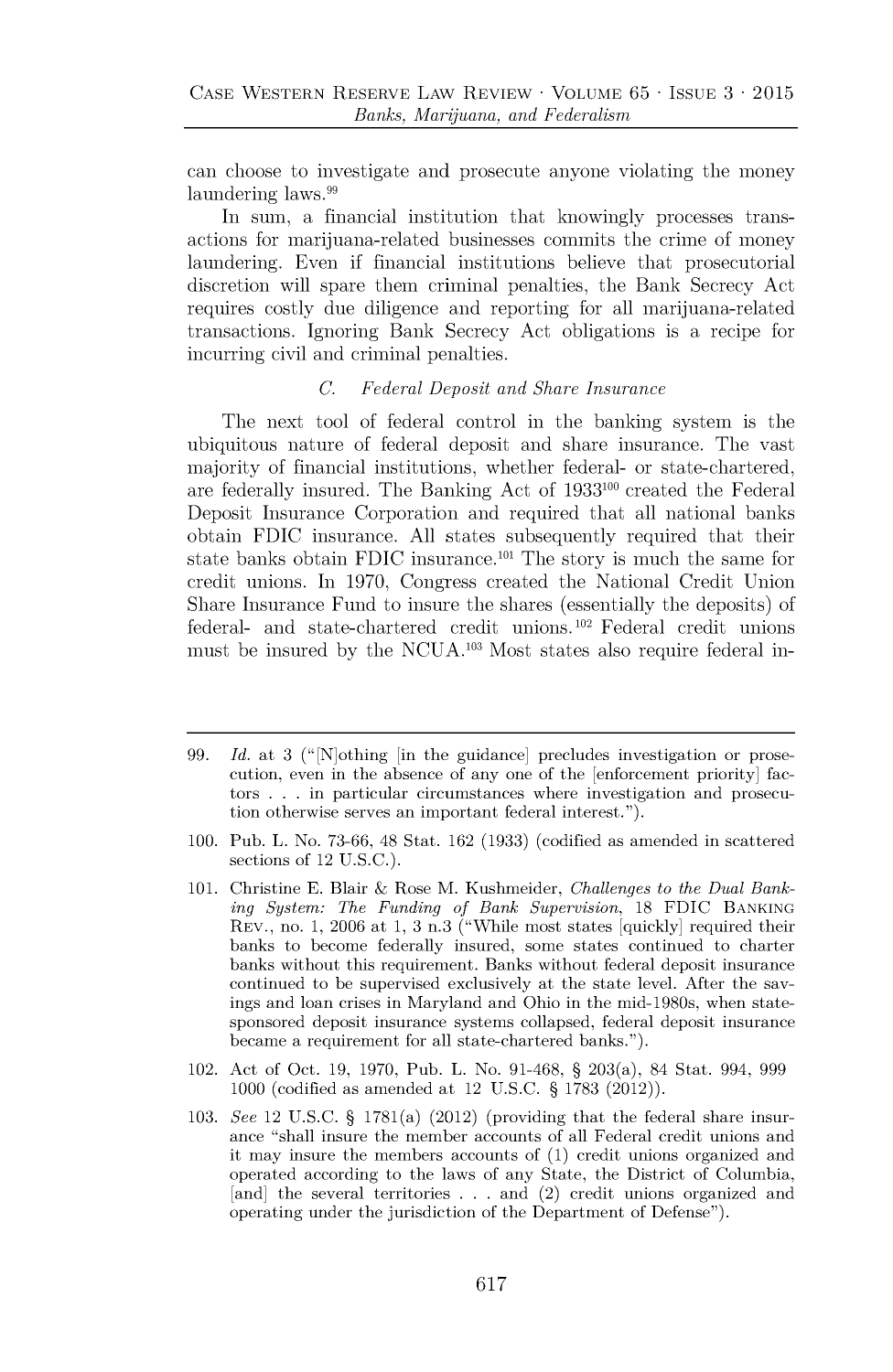can choose to investigate and prosecute anyone violating the money laundering laws.[99]

In sum, a financial institution that knowingly processes transactions for marijuana-related businesses commits the crime of money laundering. Even if financial institutions believe that prosecutorial discretion will spare them criminal penalties, the Bank Secrecy Act requires costly due diligence and reporting for all marijuana-related transactions. Ignoring Bank Secrecy Act obligations is a recipe for incurring civil and criminal penalties.

### C. *Federal Deposit and Share Insurance*

The next tool of federal control in the banking system is the ubiquitous nature of federal deposit and share insurance. The vast majority of financial institutions, whether federal- or state-chartered, are federally insured. The Banking Act of 1933[100] created the Federal Deposit Insurance Corporation and required that all national banks obtain FDIC insurance. All states subsequently required that their state banks obtain FDIC insurance.[101] The story is much the same for credit unions. In 1970, Congress created the National Credit Union Share Insurance Fund to insure the shares (essentially the deposits) of federal- and state-chartered credit unions.[102] Federal credit unions must be insured by the NCUA.[103] Most states also require federal in-

---

99. *Id.* at 3 ("[N]othing [in the guidance] precludes investigation or prosecution, even in the absence of any one of the [enforcement priority] factors . . . in particular circumstances where investigation and prosecution otherwise serves an important federal interest.").

100. Pub. L. No. 73-66, 48 Stat. 162 (1933) (codified as amended in scattered sections of 12 U.S.C.).

101. Christine E. Blair & Rose M. Kushmeider, *Challenges to the Dual Banking System: The Funding of Bank Supervision*, 18 FDIC BANKING REV., no. 1, 2006 at 1, 3 n.3 ("While most states [quickly] required their banks to become federally insured, some states continued to charter banks without this requirement. Banks without federal deposit insurance continued to be supervised exclusively at the state level. After the savings and loan crises in Maryland and Ohio in the mid-1980s, when state-sponsored deposit insurance systems collapsed, federal deposit insurance became a requirement for all state-chartered banks.").

102. Act of Oct. 19, 1970, Pub. L. No. 91-468, § 203(a), 84 Stat. 994, 999 1000 (codified as amended at 12 U.S.C. § 1783 (2012)).

103. *See* 12 U.S.C. § 1781(a) (2012) (providing that the federal share insurance "shall insure the member accounts of all Federal credit unions and it may insure the members accounts of (1) credit unions organized and operated according to the laws of any State, the District of Columbia, [and] the several territories . . . and (2) credit unions organized and operating under the jurisdiction of the Department of Defense").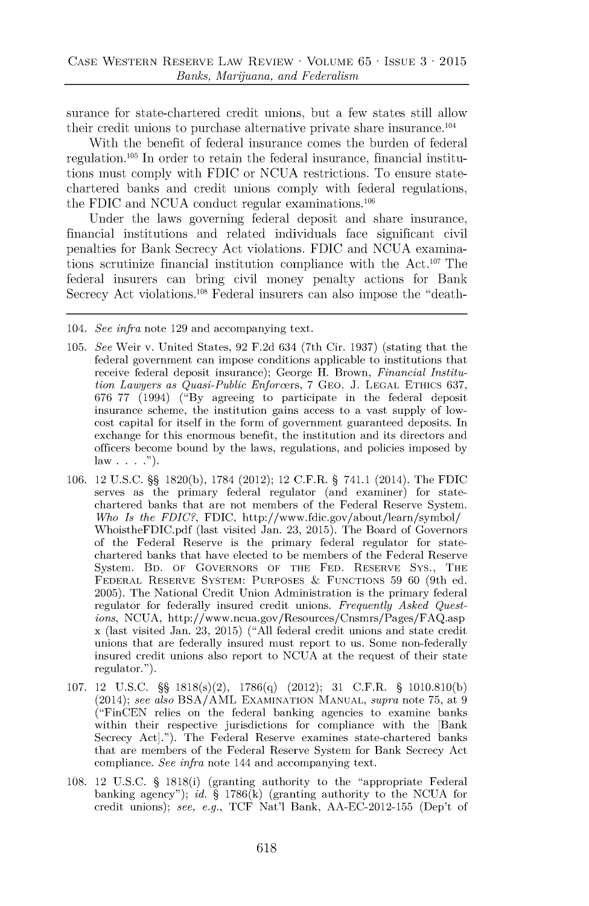surance for state-chartered credit unions, but a few states still allow their credit unions to purchase alternative private share insurance.[104]

With the benefit of federal insurance comes the burden of federal regulation.[105] In order to retain the federal insurance, financial institutions must comply with FDIC or NCUA restrictions. To ensure state-chartered banks and credit unions comply with federal regulations, the FDIC and NCUA conduct regular examinations.[106]

Under the laws governing federal deposit and share insurance, financial institutions and related individuals face significant civil penalties for Bank Secrecy Act violations. FDIC and NCUA examinations scrutinize financial institution compliance with the Act.[107] The federal insurers can bring civil money penalty actions for Bank Secrecy Act violations.[108] Federal insurers can also impose the "death-

---

104. *See infra* note 129 and accompanying text.

105. *See* Weir v. United States, 92 F.2d 634 (7th Cir. 1937) (stating that the federal government can impose conditions applicable to institutions that receive federal deposit insurance); George H. Brown, *Financial Institution Lawyers as Quasi-Public Enforcers*, 7 GEO. J. LEGAL ETHICS 637, 676 77 (1994) ("By agreeing to participate in the federal deposit insurance scheme, the institution gains access to a vast supply of low-cost capital for itself in the form of government guaranteed deposits. In exchange for this enormous benefit, the institution and its directors and officers become bound by the laws, regulations, and policies imposed by law . . . .").

106. 12 U.S.C. §§ 1820(b), 1784 (2012); 12 C.F.R. § 741.1 (2014). The FDIC serves as the primary federal regulator (and examiner) for state-chartered banks that are not members of the Federal Reserve System. *Who Is the FDIC?*, FDIC, http://www.fdic.gov/about/learn/symbol/WhoistheFDIC.pdf (last visited Jan. 23, 2015). The Board of Governors of the Federal Reserve is the primary federal regulator for state-chartered banks that have elected to be members of the Federal Reserve System. BD. OF GOVERNORS OF THE FED. RESERVE SYS., THE FEDERAL RESERVE SYSTEM: PURPOSES & FUNCTIONS 59 60 (9th ed. 2005). The National Credit Union Administration is the primary federal regulator for federally insured credit unions. *Frequently Asked Questions*, NCUA, http://www.ncua.gov/Resources/Cnsmrs/Pages/FAQ.aspx (last visited Jan. 23, 2015) ("All federal credit unions and state credit unions that are federally insured must report to us. Some non-federally insured credit unions also report to NCUA at the request of their state regulator.").

107. 12 U.S.C. §§ 1818(s)(2), 1786(q) (2012); 31 C.F.R. § 1010.810(b) (2014); *see also* BSA/AML EXAMINATION MANUAL, *supra* note 75, at 9 ("FinCEN relies on the federal banking agencies to examine banks within their respective jurisdictions for compliance with the [Bank Secrecy Act]."). The Federal Reserve examines state-chartered banks that are members of the Federal Reserve System for Bank Secrecy Act compliance. *See infra* note 144 and accompanying text.

108. 12 U.S.C. § 1818(i) (granting authority to the "appropriate Federal banking agency"); *id.* § 1786(k) (granting authority to the NCUA for credit unions); *see, e.g.*, TCF Nat'l Bank, AA-EC-2012-155 (Dep't of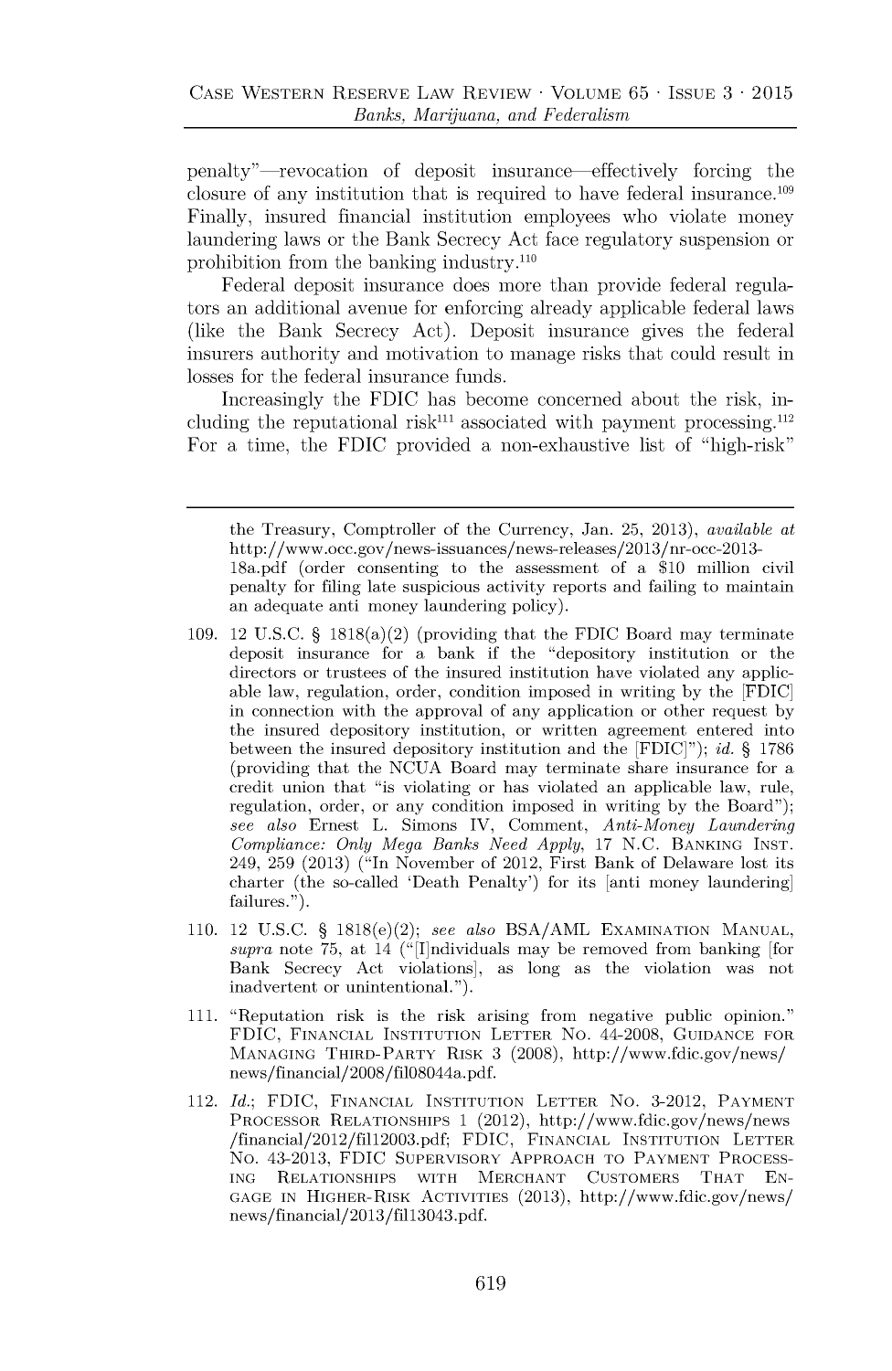penalty"—revocation of deposit insurance—effectively forcing the closure of any institution that is required to have federal insurance.[109] Finally, insured financial institution employees who violate money laundering laws or the Bank Secrecy Act face regulatory suspension or prohibition from the banking industry.[110]

Federal deposit insurance does more than provide federal regulators an additional avenue for enforcing already applicable federal laws (like the Bank Secrecy Act). Deposit insurance gives the federal insurers authority and motivation to manage risks that could result in losses for the federal insurance funds.

Increasingly the FDIC has become concerned about the risk, including the reputational risk[111] associated with payment processing.[112] For a time, the FDIC provided a non-exhaustive list of "high-risk"

---

the Treasury, Comptroller of the Currency, Jan. 25, 2013), *available at* http://www.occ.gov/news-issuances/news-releases/2013/nr-occ-2013-18a.pdf (order consenting to the assessment of a $10 million civil penalty for filing late suspicious activity reports and failing to maintain an adequate anti money laundering policy).

109. 12 U.S.C. § 1818(a)(2) (providing that the FDIC Board may terminate deposit insurance for a bank if the "depository institution or the directors or trustees of the insured institution have violated any applicable law, regulation, order, condition imposed in writing by the [FDIC] in connection with the approval of any application or other request by the insured depository institution, or written agreement entered into between the insured depository institution and the [FDIC]"); *id.* § 1786 (providing that the NCUA Board may terminate share insurance for a credit union that "is violating or has violated an applicable law, rule, regulation, order, or any condition imposed in writing by the Board"); *see also* Ernest L. Simons IV, Comment, *Anti-Money Laundering Compliance: Only Mega Banks Need Apply*, 17 N.C. BANKING INST. 249, 259 (2013) ("In November of 2012, First Bank of Delaware lost its charter (the so-called 'Death Penalty') for its [anti money laundering] failures.").

110. 12 U.S.C. § 1818(e)(2); *see also* BSA/AML EXAMINATION MANUAL, *supra* note 75, at 14 ("[I]ndividuals may be removed from banking [for Bank Secrecy Act violations], as long as the violation was not inadvertent or unintentional.").

111. "Reputation risk is the risk arising from negative public opinion." FDIC, FINANCIAL INSTITUTION LETTER NO. 44-2008, GUIDANCE FOR MANAGING THIRD-PARTY RISK 3 (2008), http://www.fdic.gov/news/news/financial/2008/fil08044a.pdf.

112. *Id.*; FDIC, FINANCIAL INSTITUTION LETTER NO. 3-2012, PAYMENT PROCESSOR RELATIONSHIPS 1 (2012), http://www.fdic.gov/news/news/financial/2012/fil12003.pdf; FDIC, FINANCIAL INSTITUTION LETTER NO. 43-2013, FDIC SUPERVISORY APPROACH TO PAYMENT PROCESSING RELATIONSHIPS WITH MERCHANT CUSTOMERS THAT ENGAGE IN HIGHER-RISK ACTIVITIES (2013), http://www.fdic.gov/news/news/financial/2013/fil13043.pdf.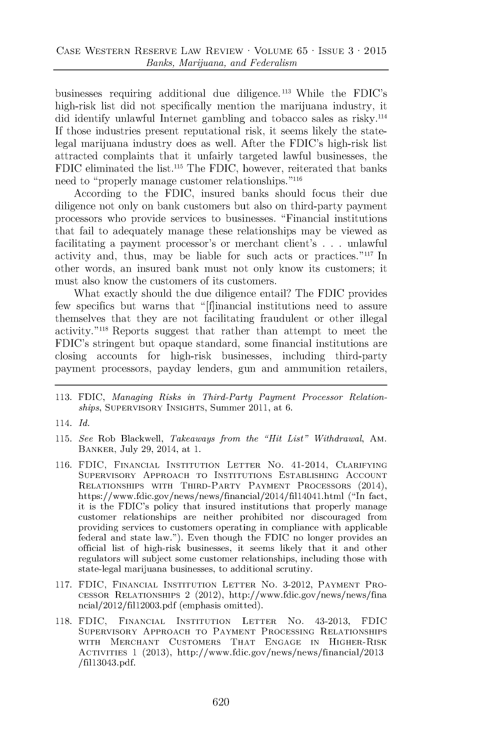businesses requiring additional due diligence.[113] While the FDIC's high-risk list did not specifically mention the marijuana industry, it did identify unlawful Internet gambling and tobacco sales as risky.[114] If those industries present reputational risk, it seems likely the state-legal marijuana industry does as well. After the FDIC's high-risk list attracted complaints that it unfairly targeted lawful businesses, the FDIC eliminated the list.[115] The FDIC, however, reiterated that banks need to "properly manage customer relationships."[116]

According to the FDIC, insured banks should focus their due diligence not only on bank customers but also on third-party payment processors who provide services to businesses. "Financial institutions that fail to adequately manage these relationships may be viewed as facilitating a payment processor's or merchant client's . . . unlawful activity and, thus, may be liable for such acts or practices."[117] In other words, an insured bank must not only know its customers; it must also know the customers of its customers.

What exactly should the due diligence entail? The FDIC provides few specifics but warns that "[f]inancial institutions need to assure themselves that they are not facilitating fraudulent or other illegal activity."[118] Reports suggest that rather than attempt to meet the FDIC's stringent but opaque standard, some financial institutions are closing accounts for high-risk businesses, including third-party payment processors, payday lenders, gun and ammunition retailers,

---

113. FDIC, *Managing Risks in Third-Party Payment Processor Relationships*, SUPERVISORY INSIGHTS, Summer 2011, at 6.

114. *Id.*

115. *See* Rob Blackwell, *Takeaways from the "Hit List" Withdrawal*, AM. BANKER, July 29, 2014, at 1.

116. FDIC, FINANCIAL INSTITUTION LETTER NO. 41-2014, CLARIFYING SUPERVISORY APPROACH TO INSTITUTIONS ESTABLISHING ACCOUNT RELATIONSHIPS WITH THIRD-PARTY PAYMENT PROCESSORS (2014), https://www.fdic.gov/news/news/financial/2014/fil14041.html ("In fact, it is the FDIC's policy that insured institutions that properly manage customer relationships are neither prohibited nor discouraged from providing services to customers operating in compliance with applicable federal and state law."). Even though the FDIC no longer provides an official list of high-risk businesses, it seems likely that it and other regulators will subject some customer relationships, including those with state-legal marijuana businesses, to additional scrutiny.

117. FDIC, FINANCIAL INSTITUTION LETTER NO. 3-2012, PAYMENT PROCESSOR RELATIONSHIPS 2 (2012), http://www.fdic.gov/news/news/financial/2012/fil12003.pdf (emphasis omitted).

118. FDIC, FINANCIAL INSTITUTION LETTER NO. 43-2013, FDIC SUPERVISORY APPROACH TO PAYMENT PROCESSING RELATIONSHIPS WITH MERCHANT CUSTOMERS THAT ENGAGE IN HIGHER-RISK ACTIVITIES 1 (2013), http://www.fdic.gov/news/news/financial/2013/fil13043.pdf.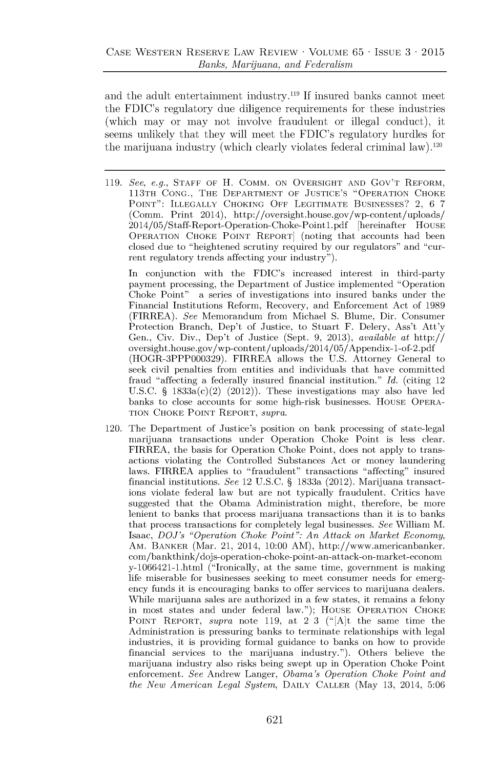and the adult entertainment industry.[119] If insured banks cannot meet the FDIC's regulatory due diligence requirements for these industries (which may or may not involve fraudulent or illegal conduct), it seems unlikely that they will meet the FDIC's regulatory hurdles for the marijuana industry (which clearly violates federal criminal law).[120]

---

119. *See, e.g.*, STAFF OF H. COMM. ON OVERSIGHT AND GOV'T REFORM, 113TH CONG., THE DEPARTMENT OF JUSTICE'S "OPERATION CHOKE POINT": ILLEGALLY CHOKING OFF LEGITIMATE BUSINESSES? 2, 6 7 (Comm. Print 2014), http://oversight.house.gov/wp-content/uploads/2014/05/Staff-Report-Operation-Choke-Point1.pdf [hereinafter HOUSE OPERATION CHOKE POINT REPORT] (noting that accounts had been closed due to "heightened scrutiny required by our regulators" and "current regulatory trends affecting your industry").

    In conjunction with the FDIC's increased interest in third-party payment processing, the Department of Justice implemented "Operation Choke Point" a series of investigations into insured banks under the Financial Institutions Reform, Recovery, and Enforcement Act of 1989 (FIRREA). *See* Memorandum from Michael S. Blume, Dir. Consumer Protection Branch, Dep't of Justice, to Stuart F. Delery, Ass't Att'y Gen., Civ. Div., Dep't of Justice (Sept. 9, 2013), *available at* http://oversight.house.gov/wp-content/uploads/2014/05/Appendix-1-of-2.pdf (HOGR-3PPP000329). FIRREA allows the U.S. Attorney General to seek civil penalties from entities and individuals that have committed fraud "affecting a federally insured financial institution." *Id.* (citing 12 U.S.C. § 1833a(c)(2) (2012)). These investigations may also have led banks to close accounts for some high-risk businesses. HOUSE OPERATION CHOKE POINT REPORT, *supra*.

120. The Department of Justice's position on bank processing of state-legal marijuana transactions under Operation Choke Point is less clear. FIRREA, the basis for Operation Choke Point, does not apply to transactions violating the Controlled Substances Act or money laundering laws. FIRREA applies to "fraudulent" transactions "affecting" insured financial institutions. *See* 12 U.S.C. § 1833a (2012). Marijuana transactions violate federal law but are not typically fraudulent. Critics have suggested that the Obama Administration might, therefore, be more lenient to banks that process marijuana transactions than it is to banks that process transactions for completely legal businesses. *See* William M. Isaac, *DOJ's "Operation Choke Point": An Attack on Market Economy*, AM. BANKER (Mar. 21, 2014, 10:00 AM), http://www.americanbanker.com/bankthink/dojs-operation-choke-point-an-attack-on-market-economy-1066421-1.html ("Ironically, at the same time, government is making life miserable for businesses seeking to meet consumer needs for emergency funds it is encouraging banks to offer services to marijuana dealers. While marijuana sales are authorized in a few states, it remains a felony in most states and under federal law."); HOUSE OPERATION CHOKE POINT REPORT, *supra* note 119, at 2 3 ("[A]t the same time the Administration is pressuring banks to terminate relationships with legal industries, it is providing formal guidance to banks on how to provide financial services to the marijuana industry."). Others believe the marijuana industry also risks being swept up in Operation Choke Point enforcement. *See* Andrew Langer, *Obama's Operation Choke Point and the New American Legal System*, DAILY CALLER (May 13, 2014, 5:06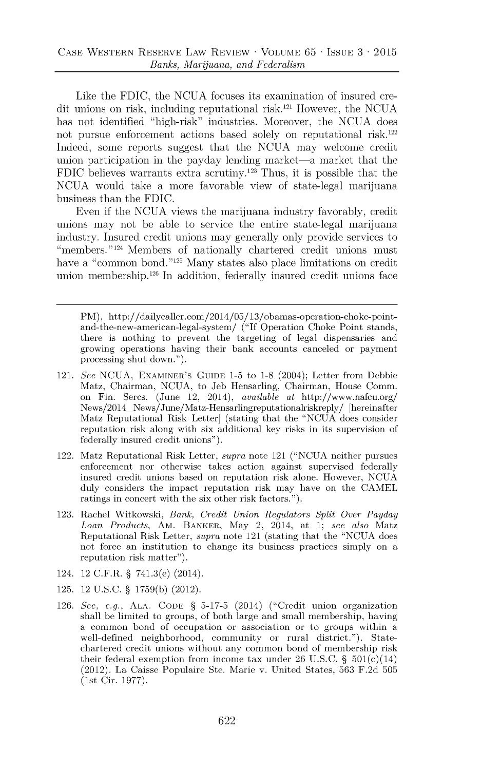Like the FDIC, the NCUA focuses its examination of insured credit unions on risk, including reputational risk.[121] However, the NCUA has not identified "high-risk" industries. Moreover, the NCUA does not pursue enforcement actions based solely on reputational risk.[122] Indeed, some reports suggest that the NCUA may welcome credit union participation in the payday lending market—a market that the FDIC believes warrants extra scrutiny.[123] Thus, it is possible that the NCUA would take a more favorable view of state-legal marijuana business than the FDIC.

Even if the NCUA views the marijuana industry favorably, credit unions may not be able to service the entire state-legal marijuana industry. Insured credit unions may generally only provide services to "members."[124] Members of nationally chartered credit unions must have a "common bond."[125] Many states also place limitations on credit union membership.[126] In addition, federally insured credit unions face

---

PM), http://dailycaller.com/2014/05/13/obamas-operation-choke-point-and-the-new-american-legal-system/ ("If Operation Choke Point stands, there is nothing to prevent the targeting of legal dispensaries and growing operations having their bank accounts canceled or payment processing shut down.").

121. *See* NCUA, Examiner's Guide 1-5 to 1-8 (2004); Letter from Debbie Matz, Chairman, NCUA, to Jeb Hensarling, Chairman, House Comm. on Fin. Sercs. (June 12, 2014), *available at* http://www.nafcu.org/News/2014_News/June/Matz-Hensarlingreputationalriskreply/ [hereinafter Matz Reputational Risk Letter] (stating that the "NCUA does consider reputation risk along with six additional key risks in its supervision of federally insured credit unions").

122. Matz Reputational Risk Letter, *supra* note 121 ("NCUA neither pursues enforcement nor otherwise takes action against supervised federally insured credit unions based on reputation risk alone. However, NCUA duly considers the impact reputation risk may have on the CAMEL ratings in concert with the six other risk factors.").

123. Rachel Witkowski, *Bank, Credit Union Regulators Split Over Payday Loan Products*, Am. Banker, May 2, 2014, at 1; *see also* Matz Reputational Risk Letter, *supra* note 121 (stating that the "NCUA does not force an institution to change its business practices simply on a reputation risk matter").

124. 12 C.F.R. § 741.3(e) (2014).

125. 12 U.S.C. § 1759(b) (2012).

126. *See, e.g.*, Ala. Code § 5-17-5 (2014) ("Credit union organization shall be limited to groups, of both large and small membership, having a common bond of occupation or association or to groups within a well-defined neighborhood, community or rural district."). State-chartered credit unions without any common bond of membership risk their federal exemption from income tax under 26 U.S.C. § 501(c)(14) (2012). La Caisse Populaire Ste. Marie v. United States, 563 F.2d 505 (1st Cir. 1977).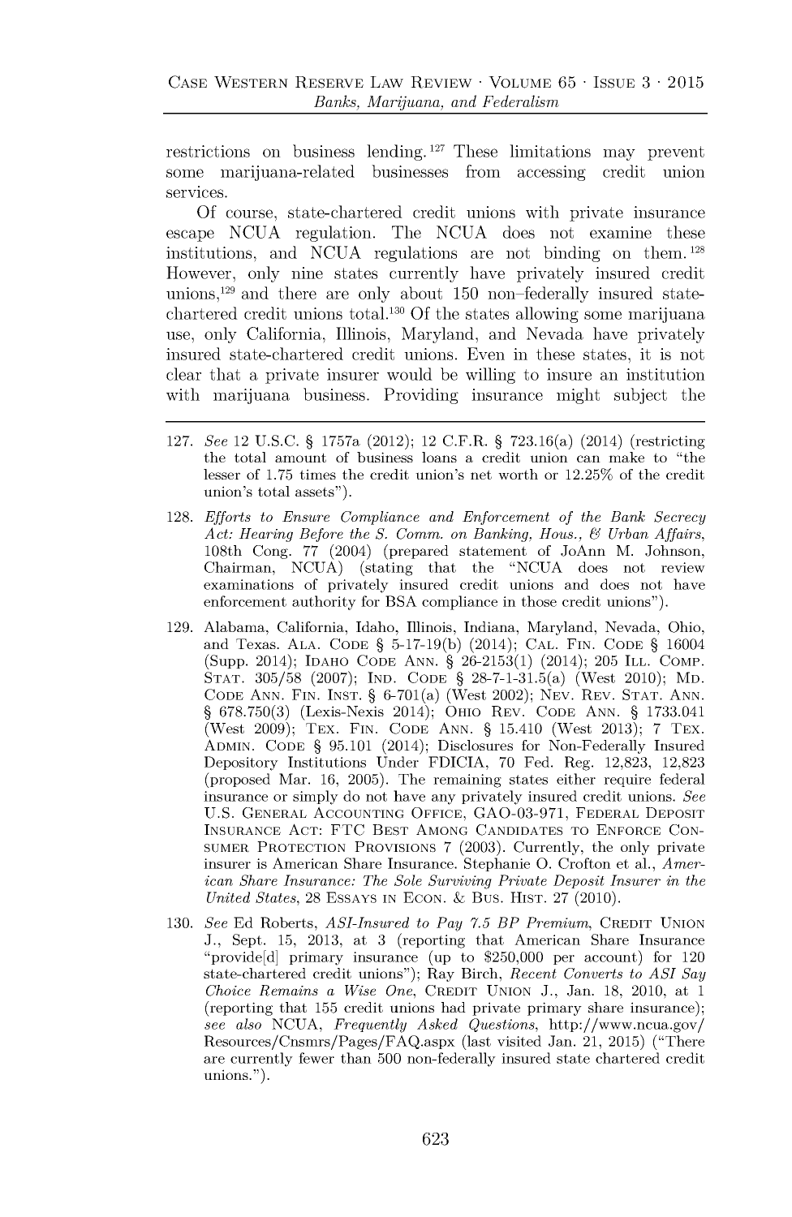restrictions on business lending.[127] These limitations may prevent some marijuana-related businesses from accessing credit union services.

Of course, state-chartered credit unions with private insurance escape NCUA regulation. The NCUA does not examine these institutions, and NCUA regulations are not binding on them.[128] However, only nine states currently have privately insured credit unions,[129] and there are only about 150 non-federally insured state-chartered credit unions total.[130] Of the states allowing some marijuana use, only California, Illinois, Maryland, and Nevada have privately insured state-chartered credit unions. Even in these states, it is not clear that a private insurer would be willing to insure an institution with marijuana business. Providing insurance might subject the

---

127. *See* 12 U.S.C. § 1757a (2012); 12 C.F.R. § 723.16(a) (2014) (restricting the total amount of business loans a credit union can make to "the lesser of 1.75 times the credit union's net worth or 12.25% of the credit union's total assets").

128. *Efforts to Ensure Compliance and Enforcement of the Bank Secrecy Act: Hearing Before the S. Comm. on Banking, Hous., & Urban Affairs*, 108th Cong. 77 (2004) (prepared statement of JoAnn M. Johnson, Chairman, NCUA) (stating that the "NCUA does not review examinations of privately insured credit unions and does not have enforcement authority for BSA compliance in those credit unions").

129. Alabama, California, Idaho, Illinois, Indiana, Maryland, Nevada, Ohio, and Texas. ALA. CODE § 5-17-19(b) (2014); CAL. FIN. CODE § 16004 (Supp. 2014); IDAHO CODE ANN. § 26-2153(1) (2014); 205 ILL. COMP. STAT. 305/58 (2007); IND. CODE § 28-7-1-31.5(a) (West 2010); MD. CODE ANN. FIN. INST. § 6-701(a) (West 2002); NEV. REV. STAT. ANN. § 678.750(3) (Lexis-Nexis 2014); OHIO REV. CODE ANN. § 1733.041 (West 2009); TEX. FIN. CODE ANN. § 15.410 (West 2013); 7 TEX. ADMIN. CODE § 95.101 (2014); Disclosures for Non-Federally Insured Depository Institutions Under FDICIA, 70 Fed. Reg. 12,823, 12,823 (proposed Mar. 16, 2005). The remaining states either require federal insurance or simply do not have any privately insured credit unions. *See* U.S. GENERAL ACCOUNTING OFFICE, GAO-03-971, FEDERAL DEPOSIT INSURANCE ACT: FTC BEST AMONG CANDIDATES TO ENFORCE CONSUMER PROTECTION PROVISIONS 7 (2003). Currently, the only private insurer is American Share Insurance. Stephanie O. Crofton et al., *American Share Insurance: The Sole Surviving Private Deposit Insurer in the United States*, 28 ESSAYS IN ECON. & BUS. HIST. 27 (2010).

130. *See* Ed Roberts, *ASI-Insured to Pay 7.5 BP Premium*, CREDIT UNION J., Sept. 15, 2013, at 3 (reporting that American Share Insurance "provide[d] primary insurance (up to $250,000 per account) for 120 state-chartered credit unions"); Ray Birch, *Recent Converts to ASI Say Choice Remains a Wise One*, CREDIT UNION J., Jan. 18, 2010, at 1 (reporting that 155 credit unions had private primary share insurance); *see also* NCUA, *Frequently Asked Questions*, http://www.ncua.gov/Resources/Cnsmrs/Pages/FAQ.aspx (last visited Jan. 21, 2015) ("There are currently fewer than 500 non-federally insured state chartered credit unions.").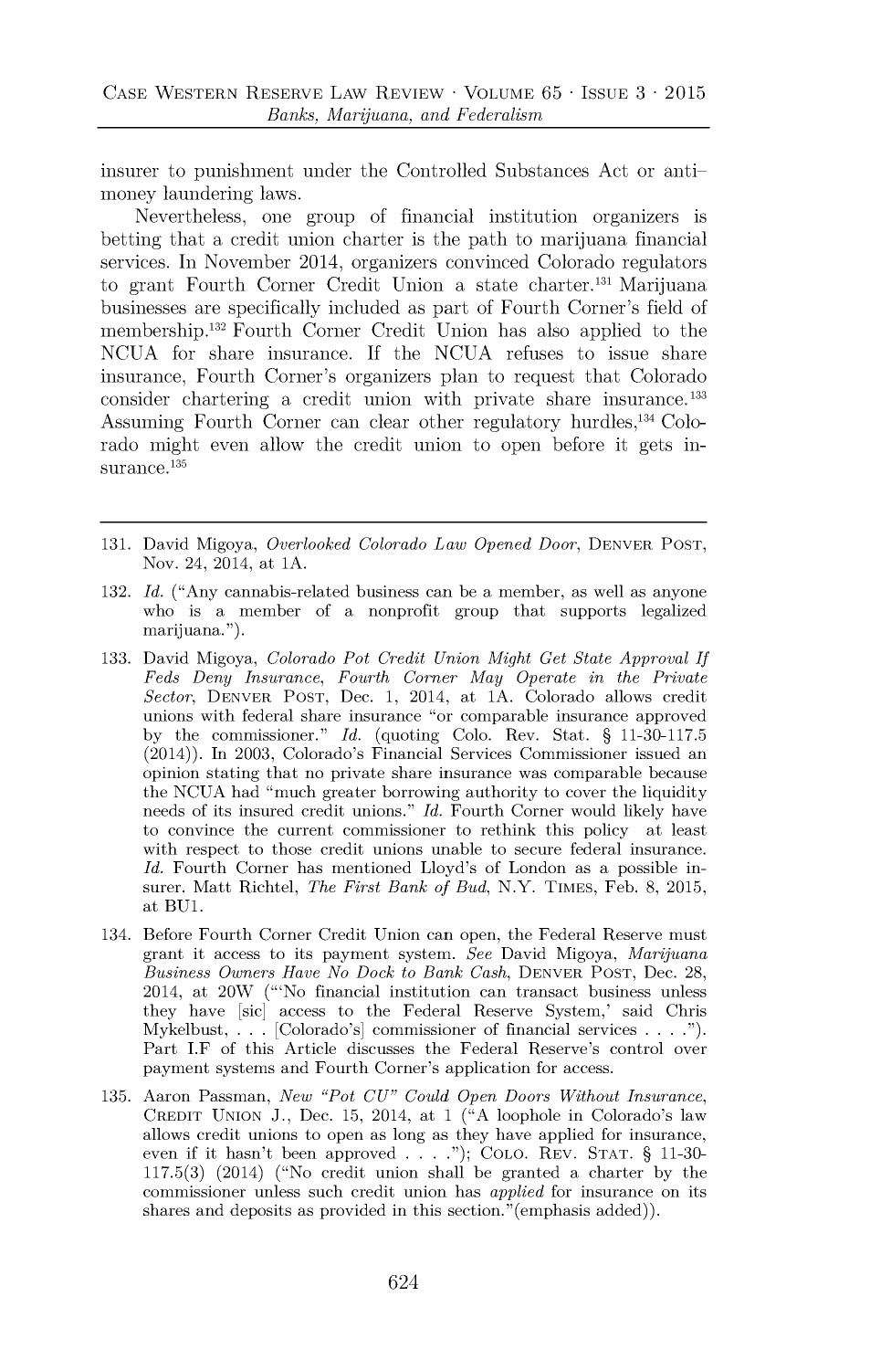insurer to punishment under the Controlled Substances Act or anti–money laundering laws.

Nevertheless, one group of financial institution organizers is betting that a credit union charter is the path to marijuana financial services. In November 2014, organizers convinced Colorado regulators to grant Fourth Corner Credit Union a state charter.[131] Marijuana businesses are specifically included as part of Fourth Corner's field of membership.[132] Fourth Corner Credit Union has also applied to the NCUA for share insurance. If the NCUA refuses to issue share insurance, Fourth Corner's organizers plan to request that Colorado consider chartering a credit union with private share insurance.[133] Assuming Fourth Corner can clear other regulatory hurdles,[134] Colorado might even allow the credit union to open before it gets insurance.[135]

---

131. David Migoya, *Overlooked Colorado Law Opened Door*, DENVER POST, Nov. 24, 2014, at 1A.

132. *Id.* ("Any cannabis-related business can be a member, as well as anyone who is a member of a nonprofit group that supports legalized marijuana.").

133. David Migoya, *Colorado Pot Credit Union Might Get State Approval If Feds Deny Insurance, Fourth Corner May Operate in the Private Sector*, DENVER POST, Dec. 1, 2014, at 1A. Colorado allows credit unions with federal share insurance "or comparable insurance approved by the commissioner." *Id.* (quoting Colo. Rev. Stat. § 11-30-117.5 (2014)). In 2003, Colorado's Financial Services Commissioner issued an opinion stating that no private share insurance was comparable because the NCUA had "much greater borrowing authority to cover the liquidity needs of its insured credit unions." *Id.* Fourth Corner would likely have to convince the current commissioner to rethink this policy at least with respect to those credit unions unable to secure federal insurance. *Id.* Fourth Corner has mentioned Lloyd's of London as a possible insurer. Matt Richtel, *The First Bank of Bud*, N.Y. TIMES, Feb. 8, 2015, at BU1.

134. Before Fourth Corner Credit Union can open, the Federal Reserve must grant it access to its payment system. *See* David Migoya, *Marijuana Business Owners Have No Dock to Bank Cash*, DENVER POST, Dec. 28, 2014, at 20W ("'No financial institution can transact business unless they have [sic] access to the Federal Reserve System,' said Chris Mykelbust, . . . [Colorado's] commissioner of financial services . . . ."). Part I.F of this Article discusses the Federal Reserve's control over payment systems and Fourth Corner's application for access.

135. Aaron Passman, *New "Pot CU" Could Open Doors Without Insurance*, CREDIT UNION J., Dec. 15, 2014, at 1 ("A loophole in Colorado's law allows credit unions to open as long as they have applied for insurance, even if it hasn't been approved . . . ."); COLO. REV. STAT. § 11-30-117.5(3) (2014) ("No credit union shall be granted a charter by the commissioner unless such credit union has *applied* for insurance on its shares and deposits as provided in this section."(emphasis added)).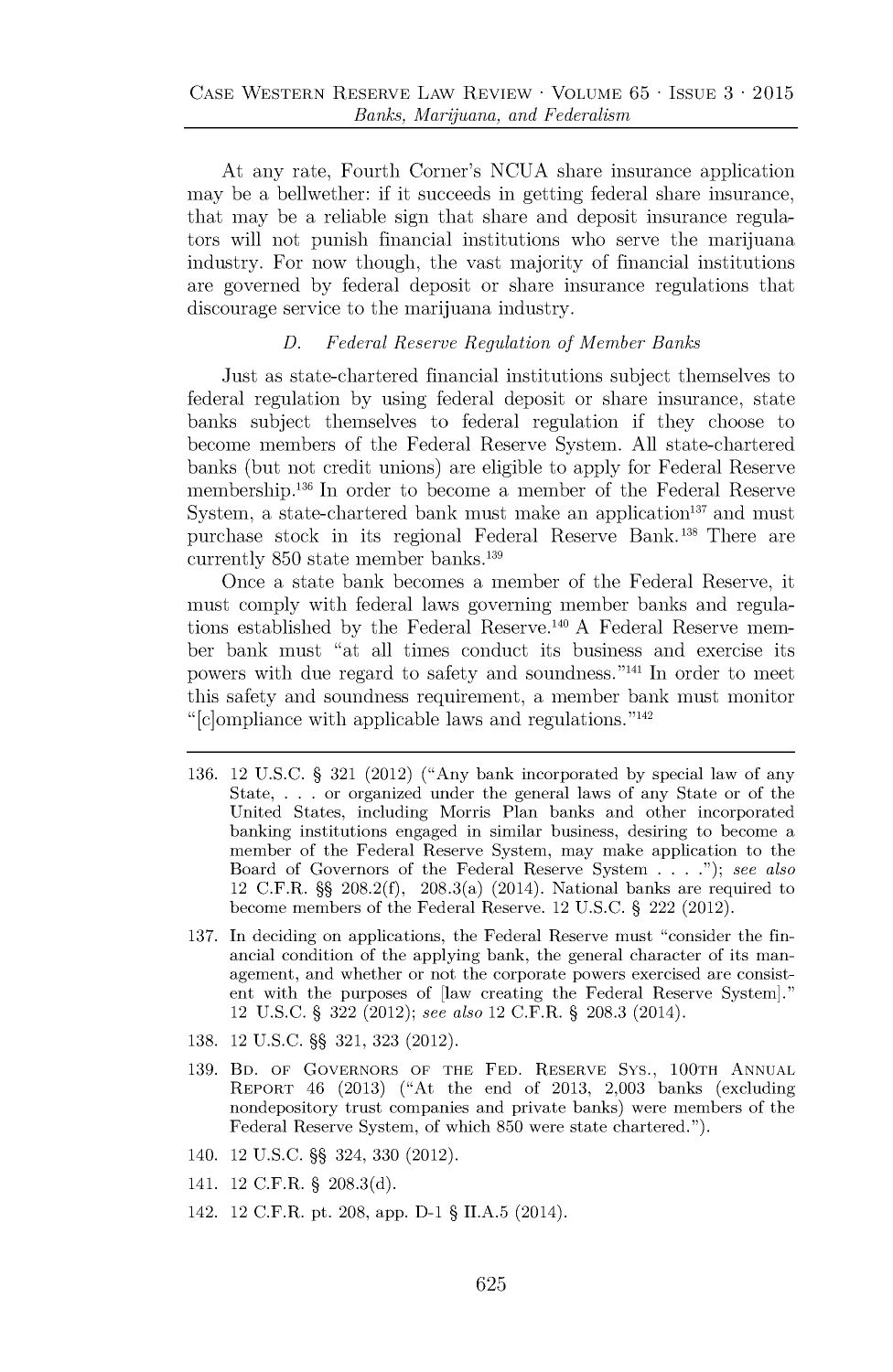At any rate, Fourth Corner's NCUA share insurance application may be a bellwether: if it succeeds in getting federal share insurance, that may be a reliable sign that share and deposit insurance regulators will not punish financial institutions who serve the marijuana industry. For now though, the vast majority of financial institutions are governed by federal deposit or share insurance regulations that discourage service to the marijuana industry.

### *D. Federal Reserve Regulation of Member Banks*

Just as state-chartered financial institutions subject themselves to federal regulation by using federal deposit or share insurance, state banks subject themselves to federal regulation if they choose to become members of the Federal Reserve System. All state-chartered banks (but not credit unions) are eligible to apply for Federal Reserve membership.[136] In order to become a member of the Federal Reserve System, a state-chartered bank must make an application[137] and must purchase stock in its regional Federal Reserve Bank.[138] There are currently 850 state member banks.[139]

Once a state bank becomes a member of the Federal Reserve, it must comply with federal laws governing member banks and regulations established by the Federal Reserve.[140] A Federal Reserve member bank must "at all times conduct its business and exercise its powers with due regard to safety and soundness."[141] In order to meet this safety and soundness requirement, a member bank must monitor "[c]ompliance with applicable laws and regulations."[142]

---

136. 12 U.S.C. § 321 (2012) ("Any bank incorporated by special law of any State, . . . or organized under the general laws of any State or of the United States, including Morris Plan banks and other incorporated banking institutions engaged in similar business, desiring to become a member of the Federal Reserve System, may make application to the Board of Governors of the Federal Reserve System . . . ."); *see also* 12 C.F.R. §§ 208.2(f), 208.3(a) (2014). National banks are required to become members of the Federal Reserve. 12 U.S.C. § 222 (2012).

137. In deciding on applications, the Federal Reserve must "consider the financial condition of the applying bank, the general character of its management, and whether or not the corporate powers exercised are consistent with the purposes of [law creating the Federal Reserve System]." 12 U.S.C. § 322 (2012); *see also* 12 C.F.R. § 208.3 (2014).

138. 12 U.S.C. §§ 321, 323 (2012).

139. Bd. of Governors of the Fed. Reserve Sys., 100th Annual Report 46 (2013) ("At the end of 2013, 2,003 banks (excluding nondepository trust companies and private banks) were members of the Federal Reserve System, of which 850 were state chartered.").

140. 12 U.S.C. §§ 324, 330 (2012).

141. 12 C.F.R. § 208.3(d).

142. 12 C.F.R. pt. 208, app. D-1 § II.A.5 (2014).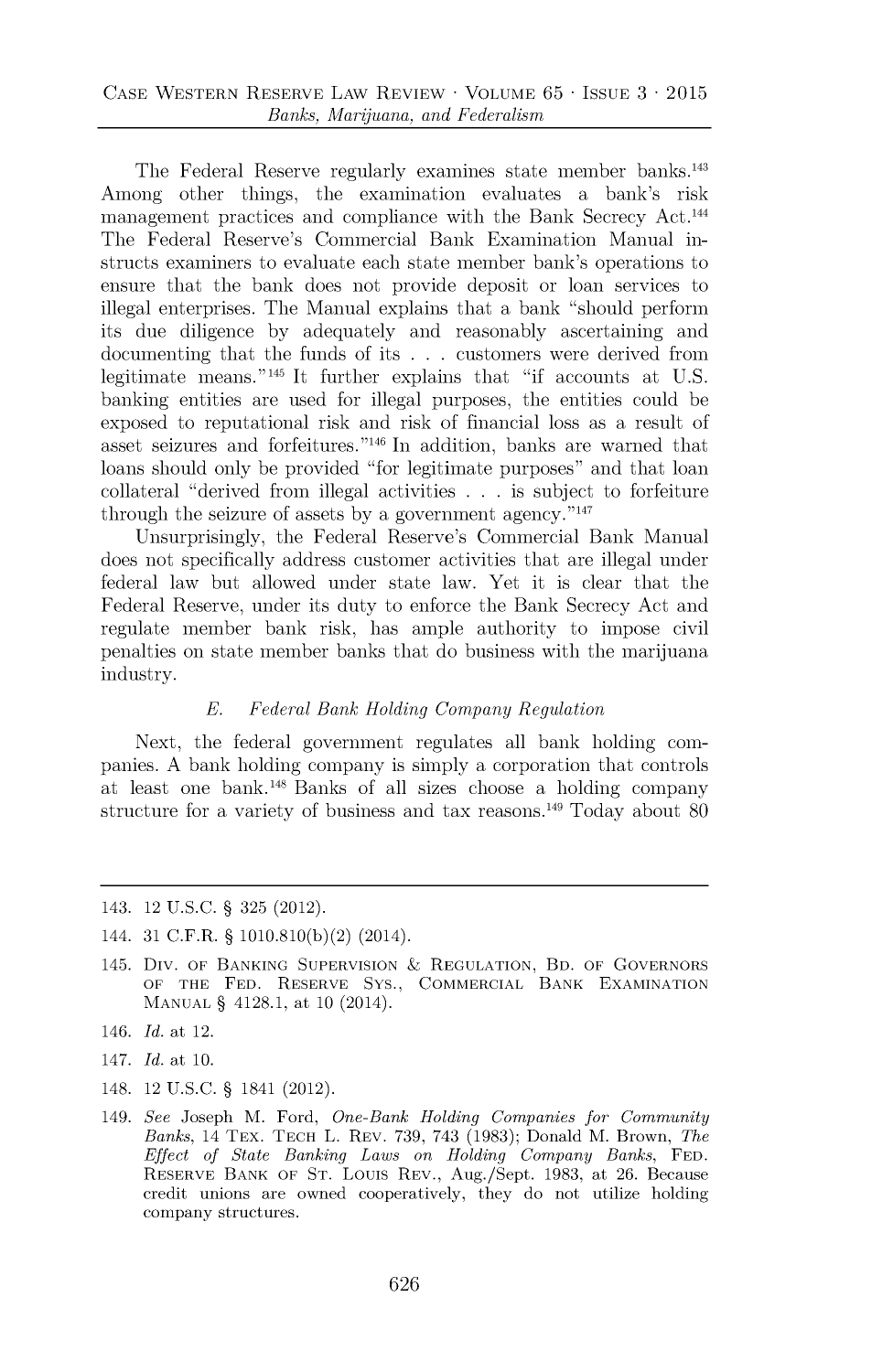The Federal Reserve regularly examines state member banks.[143] Among other things, the examination evaluates a bank's risk management practices and compliance with the Bank Secrecy Act.[144] The Federal Reserve's Commercial Bank Examination Manual instructs examiners to evaluate each state member bank's operations to ensure that the bank does not provide deposit or loan services to illegal enterprises. The Manual explains that a bank "should perform its due diligence by adequately and reasonably ascertaining and documenting that the funds of its . . . customers were derived from legitimate means."[145] It further explains that "if accounts at U.S. banking entities are used for illegal purposes, the entities could be exposed to reputational risk and risk of financial loss as a result of asset seizures and forfeitures."[146] In addition, banks are warned that loans should only be provided "for legitimate purposes" and that loan collateral "derived from illegal activities . . . is subject to forfeiture through the seizure of assets by a government agency."[147]

Unsurprisingly, the Federal Reserve's Commercial Bank Manual does not specifically address customer activities that are illegal under federal law but allowed under state law. Yet it is clear that the Federal Reserve, under its duty to enforce the Bank Secrecy Act and regulate member bank risk, has ample authority to impose civil penalties on state member banks that do business with the marijuana industry.

### E. *Federal Bank Holding Company Regulation*

Next, the federal government regulates all bank holding companies. A bank holding company is simply a corporation that controls at least one bank.[148] Banks of all sizes choose a holding company structure for a variety of business and tax reasons.[149] Today about 80

---

143. 12 U.S.C. § 325 (2012).

144. 31 C.F.R. § 1010.810(b)(2) (2014).

145. Div. of Banking Supervision & Regulation, Bd. of Governors of the Fed. Reserve Sys., Commercial Bank Examination Manual § 4128.1, at 10 (2014).

146. *Id.* at 12.

147. *Id.* at 10.

148. 12 U.S.C. § 1841 (2012).

149. *See* Joseph M. Ford, *One-Bank Holding Companies for Community Banks*, 14 Tex. Tech L. Rev. 739, 743 (1983); Donald M. Brown, *The Effect of State Banking Laws on Holding Company Banks*, Fed. Reserve Bank of St. Louis Rev., Aug./Sept. 1983, at 26. Because credit unions are owned cooperatively, they do not utilize holding company structures.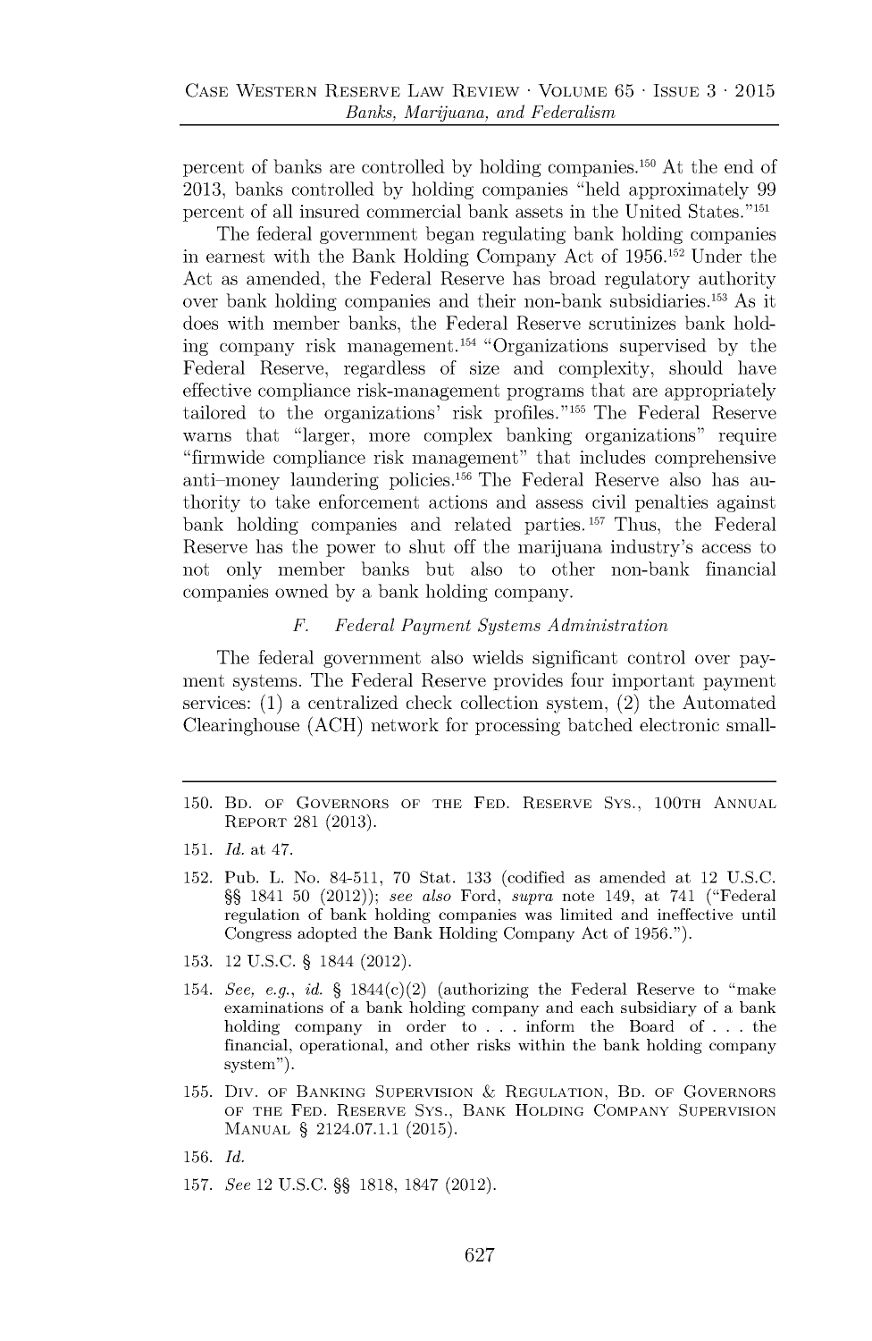percent of banks are controlled by holding companies.[150] At the end of 2013, banks controlled by holding companies "held approximately 99 percent of all insured commercial bank assets in the United States."[151]

The federal government began regulating bank holding companies in earnest with the Bank Holding Company Act of 1956.[152] Under the Act as amended, the Federal Reserve has broad regulatory authority over bank holding companies and their non-bank subsidiaries.[153] As it does with member banks, the Federal Reserve scrutinizes bank holding company risk management.[154] "Organizations supervised by the Federal Reserve, regardless of size and complexity, should have effective compliance risk-management programs that are appropriately tailored to the organizations' risk profiles."[155] The Federal Reserve warns that "larger, more complex banking organizations" require "firmwide compliance risk management" that includes comprehensive anti–money laundering policies.[156] The Federal Reserve also has authority to take enforcement actions and assess civil penalties against bank holding companies and related parties.[157] Thus, the Federal Reserve has the power to shut off the marijuana industry's access to not only member banks but also to other non-bank financial companies owned by a bank holding company.

### *F. Federal Payment Systems Administration*

The federal government also wields significant control over payment systems. The Federal Reserve provides four important payment services: (1) a centralized check collection system, (2) the Automated Clearinghouse (ACH) network for processing batched electronic small-

---

150. Bd. of Governors of the Fed. Reserve Sys., 100th Annual Report 281 (2013).

151. *Id.* at 47.

152. Pub. L. No. 84-511, 70 Stat. 133 (codified as amended at 12 U.S.C. §§ 1841 50 (2012)); *see also* Ford, *supra* note 149, at 741 ("Federal regulation of bank holding companies was limited and ineffective until Congress adopted the Bank Holding Company Act of 1956.").

153. 12 U.S.C. § 1844 (2012).

154. *See, e.g.*, *id.* § 1844(c)(2) (authorizing the Federal Reserve to "make examinations of a bank holding company and each subsidiary of a bank holding company in order to . . . inform the Board of . . . the financial, operational, and other risks within the bank holding company system").

155. Div. of Banking Supervision & Regulation, Bd. of Governors of the Fed. Reserve Sys., Bank Holding Company Supervision Manual § 2124.07.1.1 (2015).

156. *Id.*

157. *See* 12 U.S.C. §§ 1818, 1847 (2012).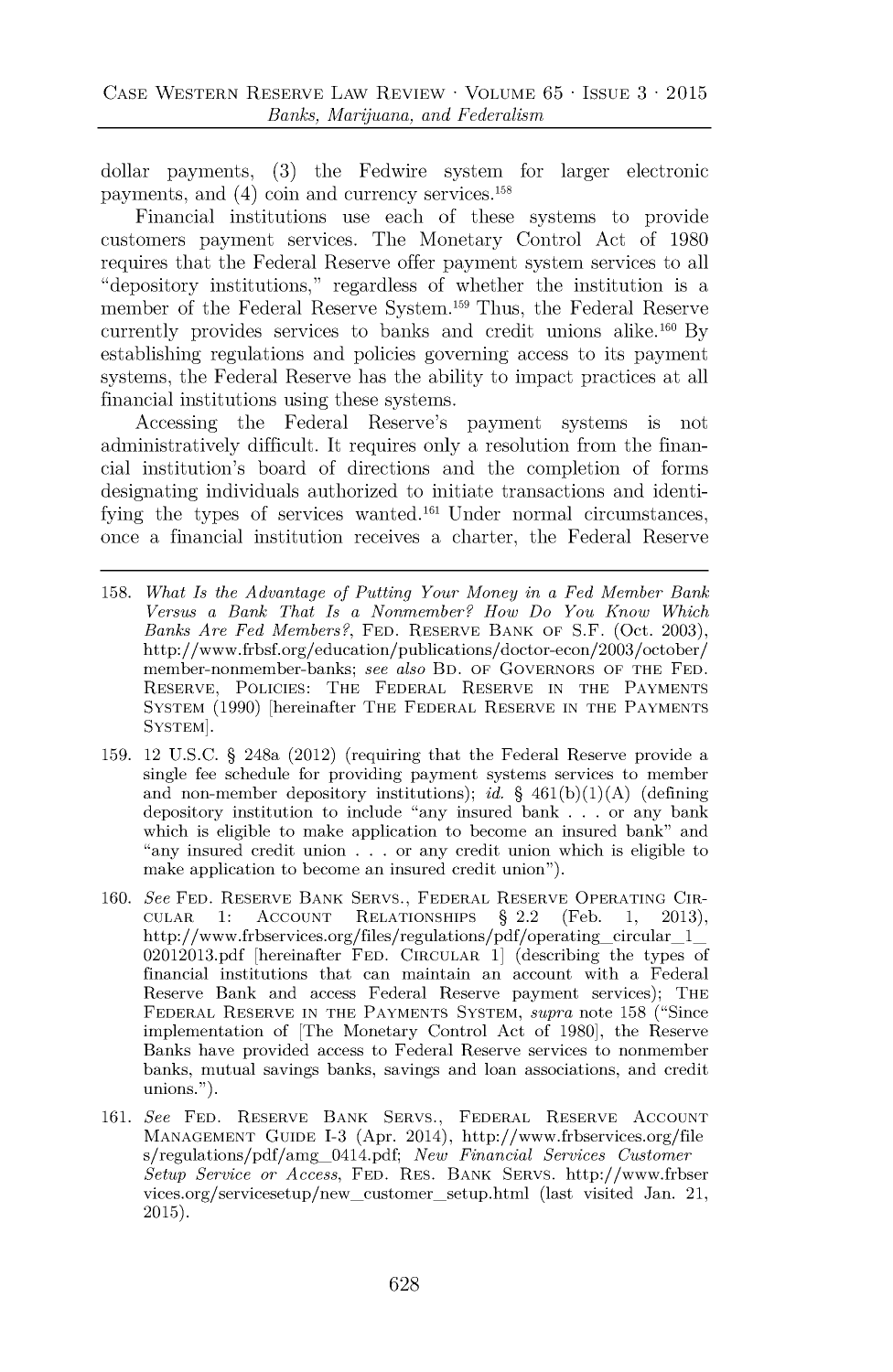dollar payments, (3) the Fedwire system for larger electronic payments, and (4) coin and currency services.[158]

Financial institutions use each of these systems to provide customers payment services. The Monetary Control Act of 1980 requires that the Federal Reserve offer payment system services to all "depository institutions," regardless of whether the institution is a member of the Federal Reserve System.[159] Thus, the Federal Reserve currently provides services to banks and credit unions alike.[160] By establishing regulations and policies governing access to its payment systems, the Federal Reserve has the ability to impact practices at all financial institutions using these systems.

Accessing the Federal Reserve's payment systems is not administratively difficult. It requires only a resolution from the financial institution's board of directions and the completion of forms designating individuals authorized to initiate transactions and identifying the types of services wanted.[161] Under normal circumstances, once a financial institution receives a charter, the Federal Reserve

---

158. *What Is the Advantage of Putting Your Money in a Fed Member Bank Versus a Bank That Is a Nonmember? How Do You Know Which Banks Are Fed Members?*, FED. RESERVE BANK OF S.F. (Oct. 2003), http://www.frbsf.org/education/publications/doctor-econ/2003/october/member-nonmember-banks; *see also* BD. OF GOVERNORS OF THE FED. RESERVE, POLICIES: THE FEDERAL RESERVE IN THE PAYMENTS SYSTEM (1990) [hereinafter THE FEDERAL RESERVE IN THE PAYMENTS SYSTEM].

159. 12 U.S.C. § 248a (2012) (requiring that the Federal Reserve provide a single fee schedule for providing payment systems services to member and non-member depository institutions); *id.* § 461(b)(1)(A) (defining depository institution to include "any insured bank . . . or any bank which is eligible to make application to become an insured bank" and "any insured credit union . . . or any credit union which is eligible to make application to become an insured credit union").

160. *See* FED. RESERVE BANK SERVS., FEDERAL RESERVE OPERATING CIRCULAR 1: ACCOUNT RELATIONSHIPS § 2.2 (Feb. 1, 2013), http://www.frbservices.org/files/regulations/pdf/operating_circular_1_02012013.pdf [hereinafter FED. CIRCULAR 1] (describing the types of financial institutions that can maintain an account with a Federal Reserve Bank and access Federal Reserve payment services); THE FEDERAL RESERVE IN THE PAYMENTS SYSTEM, *supra* note 158 ("Since implementation of [The Monetary Control Act of 1980], the Reserve Banks have provided access to Federal Reserve services to nonmember banks, mutual savings banks, savings and loan associations, and credit unions.").

161. *See* FED. RESERVE BANK SERVS., FEDERAL RESERVE ACCOUNT MANAGEMENT GUIDE I-3 (Apr. 2014), http://www.frbservices.org/files/regulations/pdf/amg_0414.pdf; *New Financial Services Customer Setup Service or Access*, FED. RES. BANK SERVS. http://www.frbservices.org/servicesetup/new_customer_setup.html (last visited Jan. 21, 2015).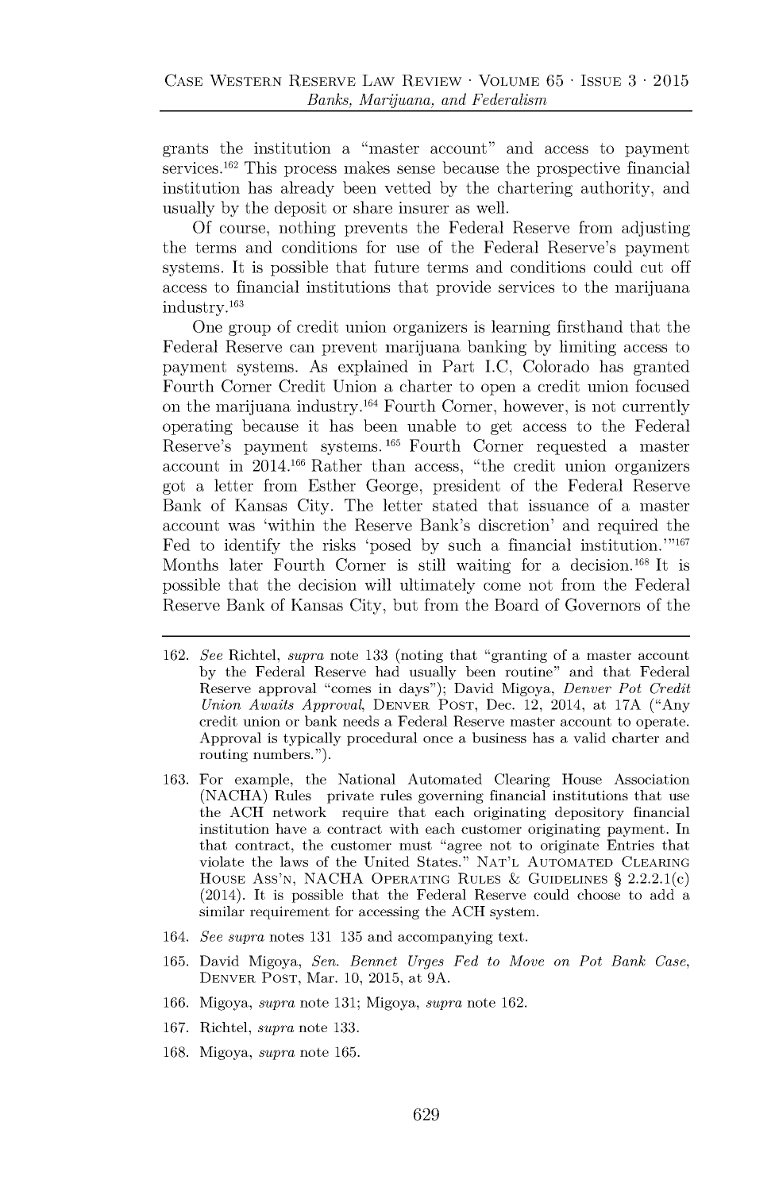grants the institution a "master account" and access to payment services.[162] This process makes sense because the prospective financial institution has already been vetted by the chartering authority, and usually by the deposit or share insurer as well.

Of course, nothing prevents the Federal Reserve from adjusting the terms and conditions for use of the Federal Reserve's payment systems. It is possible that future terms and conditions could cut off access to financial institutions that provide services to the marijuana industry.[163]

One group of credit union organizers is learning firsthand that the Federal Reserve can prevent marijuana banking by limiting access to payment systems. As explained in Part I.C, Colorado has granted Fourth Corner Credit Union a charter to open a credit union focused on the marijuana industry.[164] Fourth Corner, however, is not currently operating because it has been unable to get access to the Federal Reserve's payment systems.[165] Fourth Corner requested a master account in 2014.[166] Rather than access, "the credit union organizers got a letter from Esther George, president of the Federal Reserve Bank of Kansas City. The letter stated that issuance of a master account was 'within the Reserve Bank's discretion' and required the Fed to identify the risks 'posed by such a financial institution.'"[167] Months later Fourth Corner is still waiting for a decision.[168] It is possible that the decision will ultimately come not from the Federal Reserve Bank of Kansas City, but from the Board of Governors of the

---

162. *See* Richtel, *supra* note 133 (noting that "granting of a master account by the Federal Reserve had usually been routine" and that Federal Reserve approval "comes in days"); David Migoya, *Denver Pot Credit Union Awaits Approval*, DENVER POST, Dec. 12, 2014, at 17A ("Any credit union or bank needs a Federal Reserve master account to operate. Approval is typically procedural once a business has a valid charter and routing numbers.").

163. For example, the National Automated Clearing House Association (NACHA) Rules private rules governing financial institutions that use the ACH network require that each originating depository financial institution have a contract with each customer originating payment. In that contract, the customer must "agree not to originate Entries that violate the laws of the United States." NAT'L AUTOMATED CLEARING HOUSE ASS'N, NACHA OPERATING RULES & GUIDELINES § 2.2.2.1(c) (2014). It is possible that the Federal Reserve could choose to add a similar requirement for accessing the ACH system.

164. *See supra* notes 131 135 and accompanying text.

165. David Migoya, *Sen. Bennet Urges Fed to Move on Pot Bank Case*, DENVER POST, Mar. 10, 2015, at 9A.

166. Migoya, *supra* note 131; Migoya, *supra* note 162.

167. Richtel, *supra* note 133.

168. Migoya, *supra* note 165.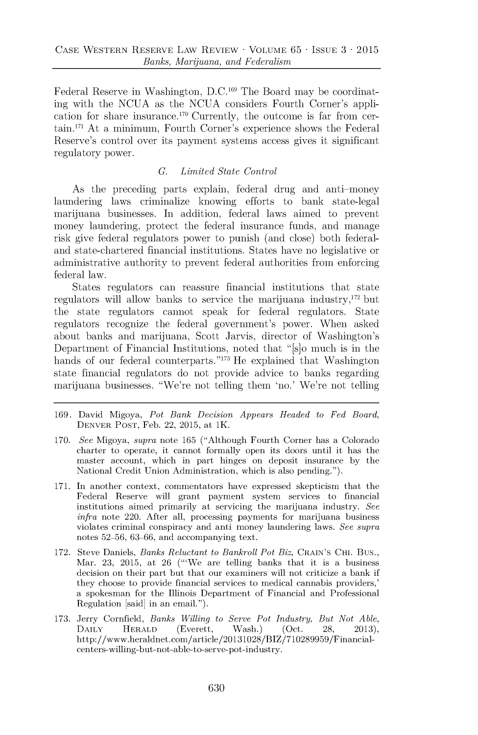Federal Reserve in Washington, D.C.[169] The Board may be coordinating with the NCUA as the NCUA considers Fourth Corner's application for share insurance.[170] Currently, the outcome is far from certain.[171] At a minimum, Fourth Corner's experience shows the Federal Reserve's control over its payment systems access gives it significant regulatory power.

### *G. Limited State Control*

As the preceding parts explain, federal drug and anti–money laundering laws criminalize knowing efforts to bank state-legal marijuana businesses. In addition, federal laws aimed to prevent money laundering, protect the federal insurance funds, and manage risk give federal regulators power to punish (and close) both federal- and state-chartered financial institutions. States have no legislative or administrative authority to prevent federal authorities from enforcing federal law.

States regulators can reassure financial institutions that state regulators will allow banks to service the marijuana industry,[172] but the state regulators cannot speak for federal regulators. State regulators recognize the federal government's power. When asked about banks and marijuana, Scott Jarvis, director of Washington's Department of Financial Institutions, noted that "[s]o much is in the hands of our federal counterparts."[173] He explained that Washington state financial regulators do not provide advice to banks regarding marijuana businesses. "We're not telling them 'no.' We're not telling

---

169. David Migoya, *Pot Bank Decision Appears Headed to Fed Board*, DENVER POST, Feb. 22, 2015, at 1K.

170. *See* Migoya, *supra* note 165 ("Although Fourth Corner has a Colorado charter to operate, it cannot formally open its doors until it has the master account, which in part hinges on deposit insurance by the National Credit Union Administration, which is also pending.").

171. In another context, commentators have expressed skepticism that the Federal Reserve will grant payment system services to financial institutions aimed primarily at servicing the marijuana industry. *See infra* note 220. After all, processing payments for marijuana business violates criminal conspiracy and anti money laundering laws. *See supra* notes 52–56, 63–66, and accompanying text.

172. Steve Daniels, *Banks Reluctant to Bankroll Pot Biz*, CRAIN'S CHI. BUS., Mar. 23, 2015, at 26 ("'We are telling banks that it is a business decision on their part but that our examiners will not criticize a bank if they choose to provide financial services to medical cannabis providers,' a spokesman for the Illinois Department of Financial and Professional Regulation [said] in an email.").

173. Jerry Cornfield, *Banks Willing to Serve Pot Industry, But Not Able*, DAILY HERALD (Everett, Wash.) (Oct. 28, 2013), http://www.heraldnet.com/article/20131028/BIZ/710289959/Financial-centers-willing-but-not-able-to-serve-pot-industry.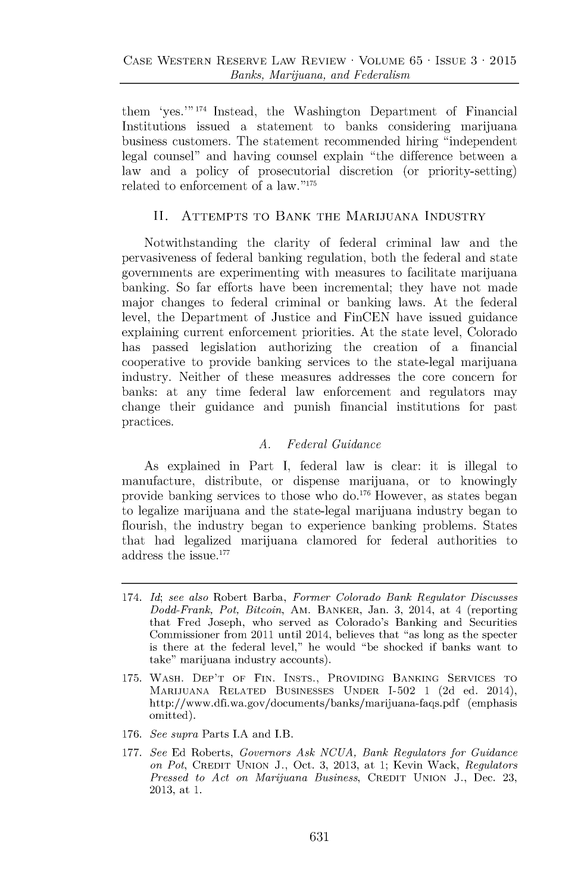them 'yes.'"[174] Instead, the Washington Department of Financial Institutions issued a statement to banks considering marijuana business customers. The statement recommended hiring "independent legal counsel" and having counsel explain "the difference between a law and a policy of prosecutorial discretion (or priority-setting) related to enforcement of a law."[175]

## II. Attempts to Bank the Marijuana Industry

Notwithstanding the clarity of federal criminal law and the pervasiveness of federal banking regulation, both the federal and state governments are experimenting with measures to facilitate marijuana banking. So far efforts have been incremental; they have not made major changes to federal criminal or banking laws. At the federal level, the Department of Justice and FinCEN have issued guidance explaining current enforcement priorities. At the state level, Colorado has passed legislation authorizing the creation of a financial cooperative to provide banking services to the state-legal marijuana industry. Neither of these measures addresses the core concern for banks: at any time federal law enforcement and regulators may change their guidance and punish financial institutions for past practices.

### A. *Federal Guidance*

As explained in Part I, federal law is clear: it is illegal to manufacture, distribute, or dispense marijuana, or to knowingly provide banking services to those who do.[176] However, as states began to legalize marijuana and the state-legal marijuana industry began to flourish, the industry began to experience banking problems. States that had legalized marijuana clamored for federal authorities to address the issue.[177]

---

174. *Id*; *see also* Robert Barba, *Former Colorado Bank Regulator Discusses Dodd-Frank, Pot, Bitcoin*, Am. Banker, Jan. 3, 2014, at 4 (reporting that Fred Joseph, who served as Colorado's Banking and Securities Commissioner from 2011 until 2014, believes that "as long as the specter is there at the federal level," he would "be shocked if banks want to take" marijuana industry accounts).

175. Wash. Dep't of Fin. Insts., Providing Banking Services to Marijuana Related Businesses Under I-502 1 (2d ed. 2014), http://www.dfi.wa.gov/documents/banks/marijuana-faqs.pdf (emphasis omitted).

176. *See supra* Parts I.A and I.B.

177. *See* Ed Roberts, *Governors Ask NCUA, Bank Regulators for Guidance on Pot*, Credit Union J., Oct. 3, 2013, at 1; Kevin Wack, *Regulators Pressed to Act on Marijuana Business*, Credit Union J., Dec. 23, 2013, at 1.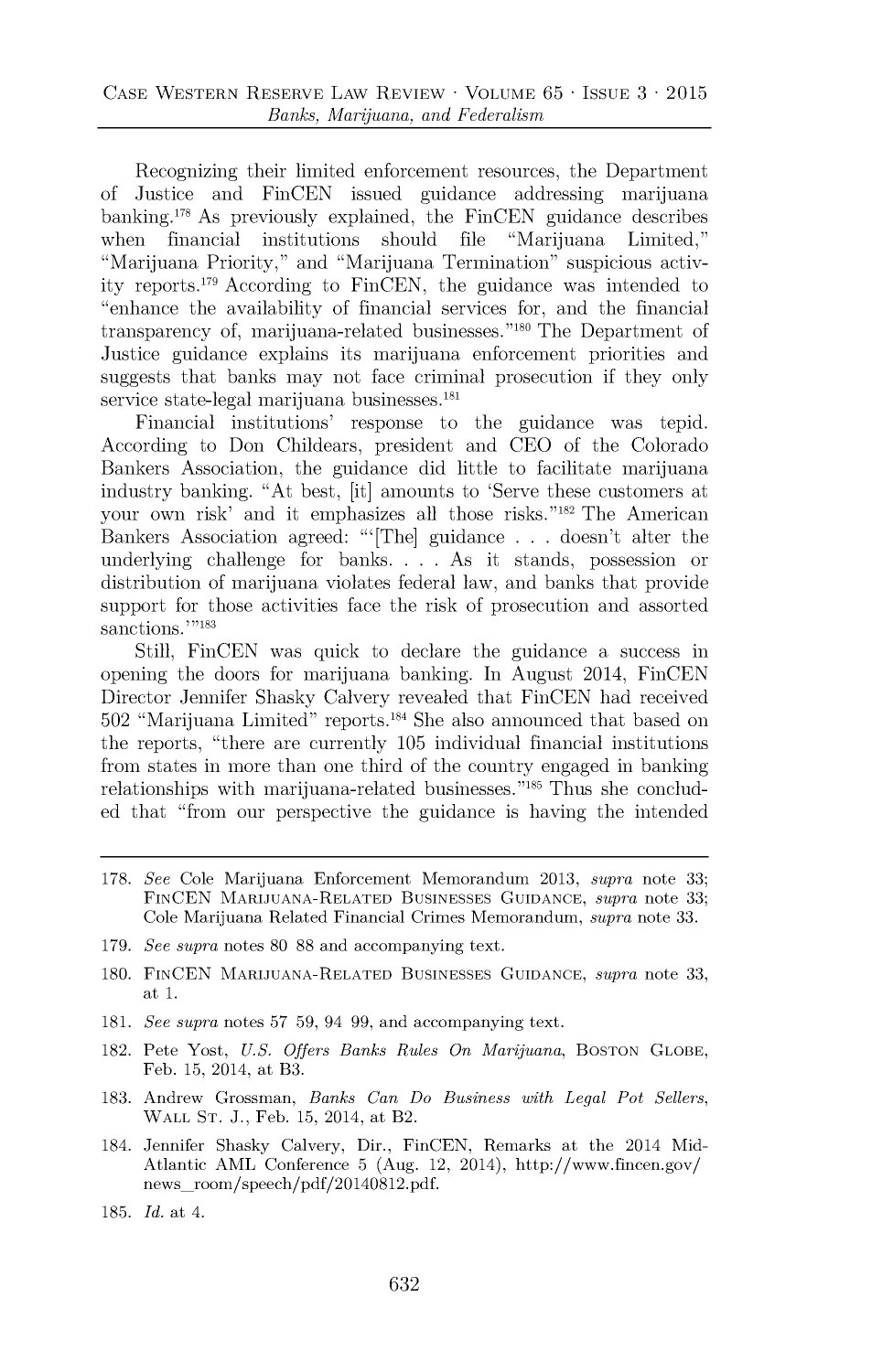Recognizing their limited enforcement resources, the Department of Justice and FinCEN issued guidance addressing marijuana banking.[178] As previously explained, the FinCEN guidance describes when financial institutions should file "Marijuana Limited," "Marijuana Priority," and "Marijuana Termination" suspicious activity reports.[179] According to FinCEN, the guidance was intended to "enhance the availability of financial services for, and the financial transparency of, marijuana-related businesses."[180] The Department of Justice guidance explains its marijuana enforcement priorities and suggests that banks may not face criminal prosecution if they only service state-legal marijuana businesses.[181]

Financial institutions' response to the guidance was tepid. According to Don Childears, president and CEO of the Colorado Bankers Association, the guidance did little to facilitate marijuana industry banking. "At best, [it] amounts to 'Serve these customers at your own risk' and it emphasizes all those risks."[182] The American Bankers Association agreed: "'[The] guidance . . . doesn't alter the underlying challenge for banks. . . . As it stands, possession or distribution of marijuana violates federal law, and banks that provide support for those activities face the risk of prosecution and assorted sanctions.'"[183]

Still, FinCEN was quick to declare the guidance a success in opening the doors for marijuana banking. In August 2014, FinCEN Director Jennifer Shasky Calvery revealed that FinCEN had received 502 "Marijuana Limited" reports.[184] She also announced that based on the reports, "there are currently 105 individual financial institutions from states in more than one third of the country engaged in banking relationships with marijuana-related businesses."[185] Thus she concluded that "from our perspective the guidance is having the intended

---

178. *See* Cole Marijuana Enforcement Memorandum 2013, *supra* note 33; FINCEN MARIJUANA-RELATED BUSINESSES GUIDANCE, *supra* note 33; Cole Marijuana Related Financial Crimes Memorandum, *supra* note 33.

179. *See supra* notes 80 88 and accompanying text.

180. FINCEN MARIJUANA-RELATED BUSINESSES GUIDANCE, *supra* note 33, at 1.

181. *See supra* notes 57 59, 94 99, and accompanying text.

182. Pete Yost, *U.S. Offers Banks Rules On Marijuana*, BOSTON GLOBE, Feb. 15, 2014, at B3.

183. Andrew Grossman, *Banks Can Do Business with Legal Pot Sellers*, WALL ST. J., Feb. 15, 2014, at B2.

184. Jennifer Shasky Calvery, Dir., FinCEN, Remarks at the 2014 Mid-Atlantic AML Conference 5 (Aug. 12, 2014), http://www.fincen.gov/news_room/speech/pdf/20140812.pdf.

185. *Id.* at 4.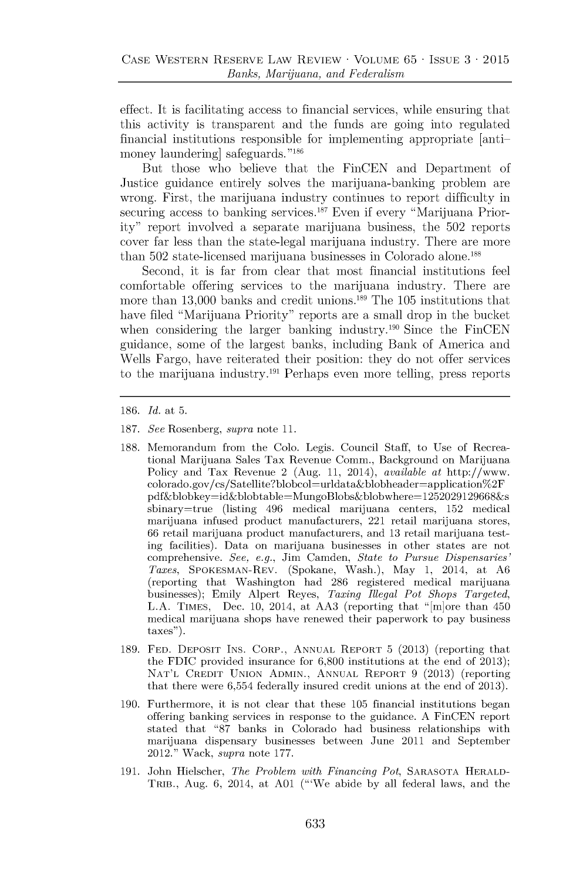effect. It is facilitating access to financial services, while ensuring that this activity is transparent and the funds are going into regulated financial institutions responsible for implementing appropriate [anti–money laundering] safeguards."[186]

But those who believe that the FinCEN and Department of Justice guidance entirely solves the marijuana-banking problem are wrong. First, the marijuana industry continues to report difficulty in securing access to banking services.[187] Even if every "Marijuana Priority" report involved a separate marijuana business, the 502 reports cover far less than the state-legal marijuana industry. There are more than 502 state-licensed marijuana businesses in Colorado alone.[188]

Second, it is far from clear that most financial institutions feel comfortable offering services to the marijuana industry. There are more than 13,000 banks and credit unions.[189] The 105 institutions that have filed "Marijuana Priority" reports are a small drop in the bucket when considering the larger banking industry.[190] Since the FinCEN guidance, some of the largest banks, including Bank of America and Wells Fargo, have reiterated their position: they do not offer services to the marijuana industry.[191] Perhaps even more telling, press reports

---

186. *Id.* at 5.

187. *See* Rosenberg, *supra* note 11.

188. Memorandum from the Colo. Legis. Council Staff, to Use of Recreational Marijuana Sales Tax Revenue Comm., Background on Marijuana Policy and Tax Revenue 2 (Aug. 11, 2014), *available at* http://www.colorado.gov/cs/Satellite?blobcol=urldata&blobheader=application%2Fpdf&blobkey=id&blobtable=MungoBlobs&blobwhere=1252029129668&ssbinary=true (listing 496 medical marijuana centers, 152 medical marijuana infused product manufacturers, 221 retail marijuana stores, 66 retail marijuana product manufacturers, and 13 retail marijuana testing facilities). Data on marijuana businesses in other states are not comprehensive. *See, e.g.*, Jim Camden, *State to Pursue Dispensaries' Taxes*, SPOKESMAN-REV. (Spokane, Wash.), May 1, 2014, at A6 (reporting that Washington had 286 registered medical marijuana businesses); Emily Alpert Reyes, *Taxing Illegal Pot Shops Targeted*, L.A. TIMES, Dec. 10, 2014, at AA3 (reporting that "[m]ore than 450 medical marijuana shops have renewed their paperwork to pay business taxes").

189. FED. DEPOSIT INS. CORP., ANNUAL REPORT 5 (2013) (reporting that the FDIC provided insurance for 6,800 institutions at the end of 2013); NAT'L CREDIT UNION ADMIN., ANNUAL REPORT 9 (2013) (reporting that there were 6,554 federally insured credit unions at the end of 2013).

190. Furthermore, it is not clear that these 105 financial institutions began offering banking services in response to the guidance. A FinCEN report stated that "87 banks in Colorado had business relationships with marijuana dispensary businesses between June 2011 and September 2012." Wack, *supra* note 177.

191. John Hielscher, *The Problem with Financing Pot*, SARASOTA HERALD-TRIB., Aug. 6, 2014, at A01 ("'We abide by all federal laws, and the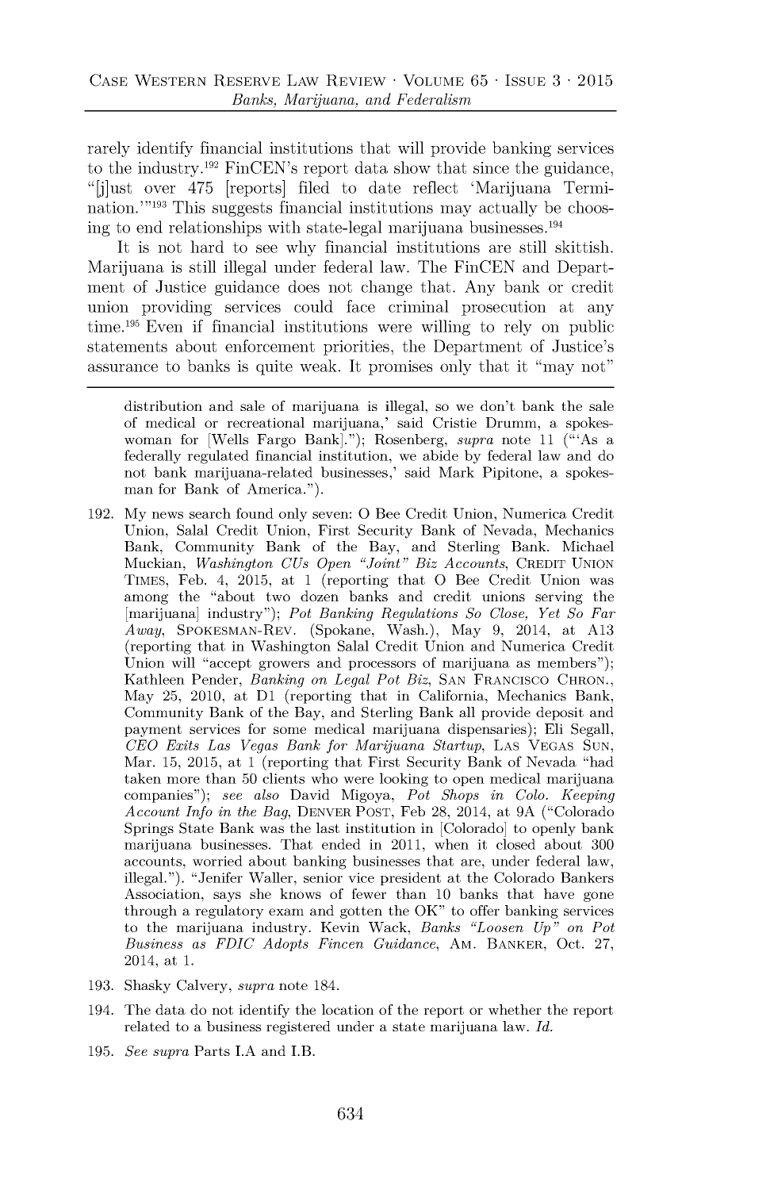rarely identify financial institutions that will provide banking services to the industry.[192] FinCEN's report data show that since the guidance, "[j]ust over 475 [reports] filed to date reflect 'Marijuana Termination.'"[193] This suggests financial institutions may actually be choosing to end relationships with state-legal marijuana businesses.[194]

It is not hard to see why financial institutions are still skittish. Marijuana is still illegal under federal law. The FinCEN and Department of Justice guidance does not change that. Any bank or credit union providing services could face criminal prosecution at any time.[195] Even if financial institutions were willing to rely on public statements about enforcement priorities, the Department of Justice's assurance to banks is quite weak. It promises only that it "may not"

---

distribution and sale of marijuana is illegal, so we don't bank the sale of medical or recreational marijuana,' said Cristie Drumm, a spokeswoman for [Wells Fargo Bank]."); Rosenberg, *supra* note 11 ("'As a federally regulated financial institution, we abide by federal law and do not bank marijuana-related businesses,' said Mark Pipitone, a spokesman for Bank of America.").

192. My news search found only seven: O Bee Credit Union, Numerica Credit Union, Salal Credit Union, First Security Bank of Nevada, Mechanics Bank, Community Bank of the Bay, and Sterling Bank. Michael Muckian, *Washington CUs Open "Joint" Biz Accounts*, CREDIT UNION TIMES, Feb. 4, 2015, at 1 (reporting that O Bee Credit Union was among the "about two dozen banks and credit unions serving the [marijuana] industry"); *Pot Banking Regulations So Close, Yet So Far Away*, SPOKESMAN-REV. (Spokane, Wash.), May 9, 2014, at A13 (reporting that in Washington Salal Credit Union and Numerica Credit Union will "accept growers and processors of marijuana as members"); Kathleen Pender, *Banking on Legal Pot Biz*, SAN FRANCISCO CHRON., May 25, 2010, at D1 (reporting that in California, Mechanics Bank, Community Bank of the Bay, and Sterling Bank all provide deposit and payment services for some medical marijuana dispensaries); Eli Segall, *CEO Exits Las Vegas Bank for Marijuana Startup*, LAS VEGAS SUN, Mar. 15, 2015, at 1 (reporting that First Security Bank of Nevada "had taken more than 50 clients who were looking to open medical marijuana companies"); *see also* David Migoya, *Pot Shops in Colo. Keeping Account Info in the Bag*, DENVER POST, Feb 28, 2014, at 9A ("Colorado Springs State Bank was the last institution in [Colorado] to openly bank marijuana businesses. That ended in 2011, when it closed about 300 accounts, worried about banking businesses that are, under federal law, illegal."). "Jenifer Waller, senior vice president at the Colorado Bankers Association, says she knows of fewer than 10 banks that have gone through a regulatory exam and gotten the OK" to offer banking services to the marijuana industry. Kevin Wack, *Banks "Loosen Up" on Pot Business as FDIC Adopts Fincen Guidance*, AM. BANKER, Oct. 27, 2014, at 1.

193. Shasky Calvery, *supra* note 184.

194. The data do not identify the location of the report or whether the report related to a business registered under a state marijuana law. *Id.*

195. *See supra* Parts I.A and I.B.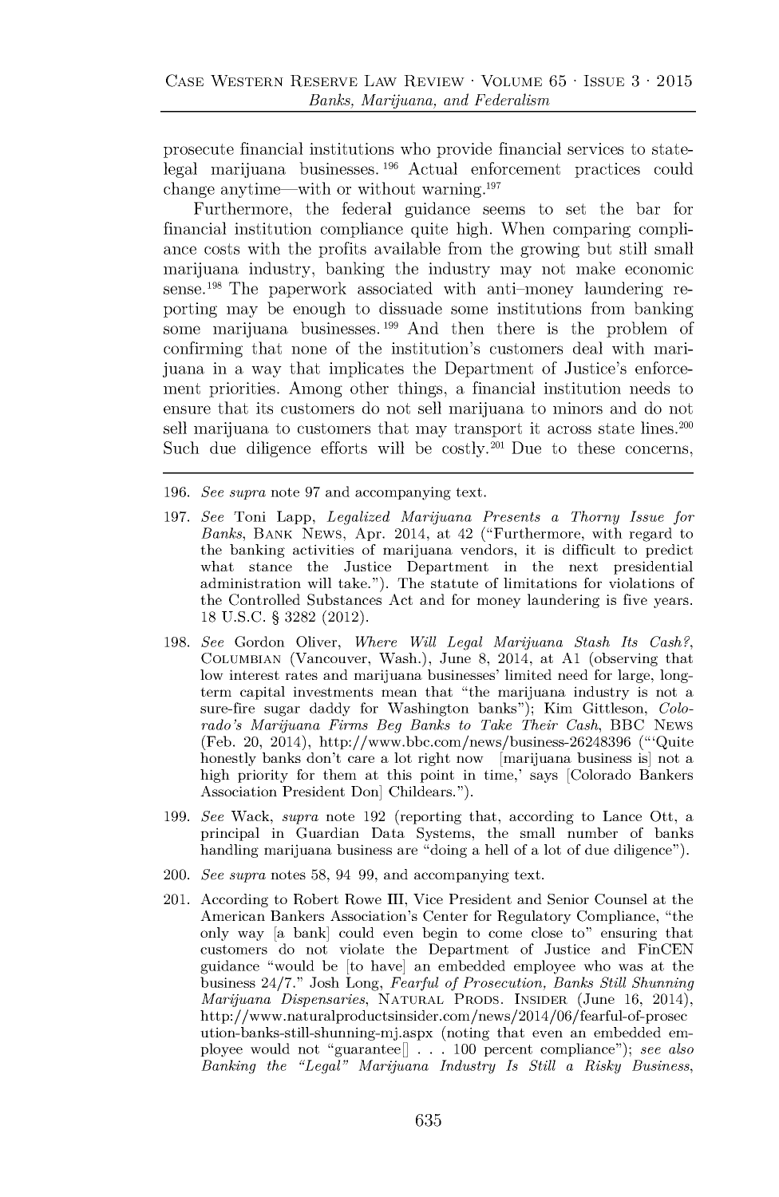prosecute financial institutions who provide financial services to state-legal marijuana businesses.[196] Actual enforcement practices could change anytime—with or without warning.[197]

Furthermore, the federal guidance seems to set the bar for financial institution compliance quite high. When comparing compliance costs with the profits available from the growing but still small marijuana industry, banking the industry may not make economic sense.[198] The paperwork associated with anti–money laundering reporting may be enough to dissuade some institutions from banking some marijuana businesses.[199] And then there is the problem of confirming that none of the institution's customers deal with marijuana in a way that implicates the Department of Justice's enforcement priorities. Among other things, a financial institution needs to ensure that its customers do not sell marijuana to minors and do not sell marijuana to customers that may transport it across state lines.[200] Such due diligence efforts will be costly.[201] Due to these concerns,

---

196. *See supra* note 97 and accompanying text.

197. *See* Toni Lapp, *Legalized Marijuana Presents a Thorny Issue for Banks*, BANK NEWS, Apr. 2014, at 42 ("Furthermore, with regard to the banking activities of marijuana vendors, it is difficult to predict what stance the Justice Department in the next presidential administration will take."). The statute of limitations for violations of the Controlled Substances Act and for money laundering is five years. 18 U.S.C. § 3282 (2012).

198. *See* Gordon Oliver, *Where Will Legal Marijuana Stash Its Cash?*, COLUMBIAN (Vancouver, Wash.), June 8, 2014, at A1 (observing that low interest rates and marijuana businesses' limited need for large, long-term capital investments mean that "the marijuana industry is not a sure-fire sugar daddy for Washington banks"); Kim Gittleson, *Colorado's Marijuana Firms Beg Banks to Take Their Cash*, BBC NEWS (Feb. 20, 2014), http://www.bbc.com/news/business-26248396 ("'Quite honestly banks don't care a lot right now [marijuana business is] not a high priority for them at this point in time,' says [Colorado Bankers Association President Don] Childears.").

199. *See* Wack, *supra* note 192 (reporting that, according to Lance Ott, a principal in Guardian Data Systems, the small number of banks handling marijuana business are "doing a hell of a lot of due diligence").

200. *See supra* notes 58, 94 99, and accompanying text.

201. According to Robert Rowe III, Vice President and Senior Counsel at the American Bankers Association's Center for Regulatory Compliance, "the only way [a bank] could even begin to come close to" ensuring that customers do not violate the Department of Justice and FinCEN guidance "would be [to have] an embedded employee who was at the business 24/7." Josh Long, *Fearful of Prosecution, Banks Still Shunning Marijuana Dispensaries*, NATURAL PRODS. INSIDER (June 16, 2014), http://www.naturalproductsinsider.com/news/2014/06/fearful-of-prosecution-banks-still-shunning-mj.aspx (noting that even an embedded employee would not "guarantee[] . . . 100 percent compliance"); *see also* *Banking the "Legal" Marijuana Industry Is Still a Risky Business*,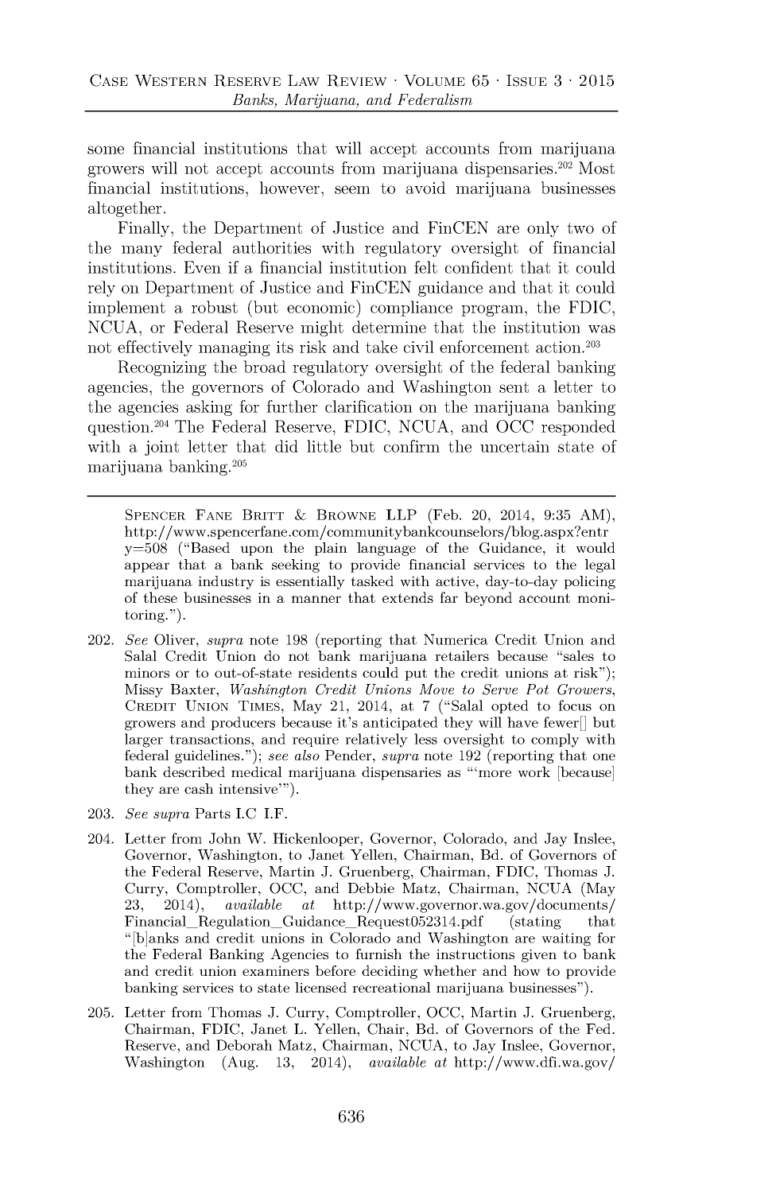some financial institutions that will accept accounts from marijuana growers will not accept accounts from marijuana dispensaries.[202] Most financial institutions, however, seem to avoid marijuana businesses altogether.

Finally, the Department of Justice and FinCEN are only two of the many federal authorities with regulatory oversight of financial institutions. Even if a financial institution felt confident that it could rely on Department of Justice and FinCEN guidance and that it could implement a robust (but economic) compliance program, the FDIC, NCUA, or Federal Reserve might determine that the institution was not effectively managing its risk and take civil enforcement action.[203]

Recognizing the broad regulatory oversight of the federal banking agencies, the governors of Colorado and Washington sent a letter to the agencies asking for further clarification on the marijuana banking question.[204] The Federal Reserve, FDIC, NCUA, and OCC responded with a joint letter that did little but confirm the uncertain state of marijuana banking.[205]

---

SPENCER FANE BRITT & BROWNE LLP (Feb. 20, 2014, 9:35 AM), http://www.spencerfane.com/communitybankcounselors/blog.aspx?entry=508 ("Based upon the plain language of the Guidance, it would appear that a bank seeking to provide financial services to the legal marijuana industry is essentially tasked with active, day-to-day policing of these businesses in a manner that extends far beyond account monitoring.").

202. *See* Oliver, *supra* note 198 (reporting that Numerica Credit Union and Salal Credit Union do not bank marijuana retailers because "sales to minors or to out-of-state residents could put the credit unions at risk"); Missy Baxter, *Washington Credit Unions Move to Serve Pot Growers*, CREDIT UNION TIMES, May 21, 2014, at 7 ("Salal opted to focus on growers and producers because it's anticipated they will have fewer[] but larger transactions, and require relatively less oversight to comply with federal guidelines."); *see also* Pender, *supra* note 192 (reporting that one bank described medical marijuana dispensaries as "'more work [because] they are cash intensive'").

203. *See supra* Parts I.C I.F.

204. Letter from John W. Hickenlooper, Governor, Colorado, and Jay Inslee, Governor, Washington, to Janet Yellen, Chairman, Bd. of Governors of the Federal Reserve, Martin J. Gruenberg, Chairman, FDIC, Thomas J. Curry, Comptroller, OCC, and Debbie Matz, Chairman, NCUA (May 23, 2014), *available at* http://www.governor.wa.gov/documents/Financial_Regulation_Guidance_Request052314.pdf (stating that "[b]anks and credit unions in Colorado and Washington are waiting for the Federal Banking Agencies to furnish the instructions given to bank and credit union examiners before deciding whether and how to provide banking services to state licensed recreational marijuana businesses").

205. Letter from Thomas J. Curry, Comptroller, OCC, Martin J. Gruenberg, Chairman, FDIC, Janet L. Yellen, Chair, Bd. of Governors of the Fed. Reserve, and Deborah Matz, Chairman, NCUA, to Jay Inslee, Governor, Washington (Aug. 13, 2014), *available at* http://www.dfi.wa.gov/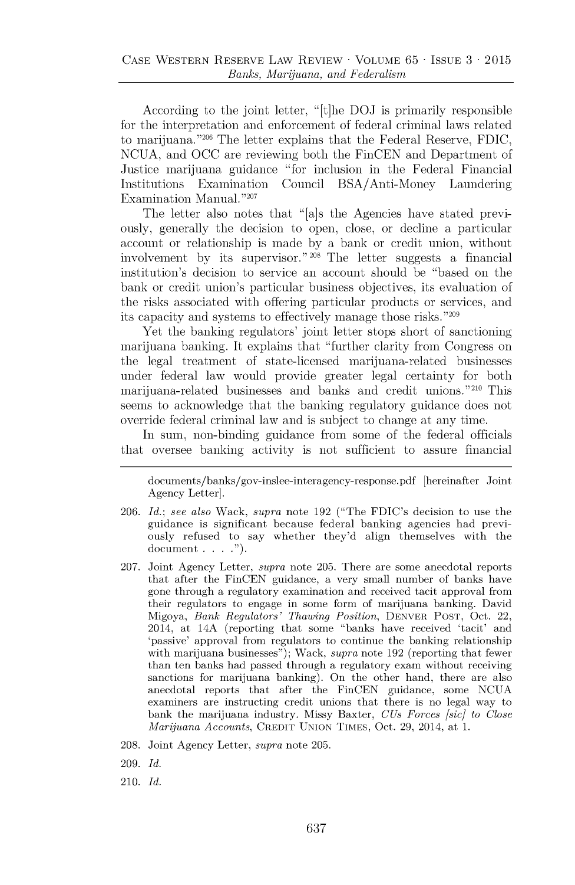According to the joint letter, "[t]he DOJ is primarily responsible for the interpretation and enforcement of federal criminal laws related to marijuana."[206] The letter explains that the Federal Reserve, FDIC, NCUA, and OCC are reviewing both the FinCEN and Department of Justice marijuana guidance "for inclusion in the Federal Financial Institutions Examination Council BSA/Anti-Money Laundering Examination Manual."[207]

The letter also notes that "[a]s the Agencies have stated previously, generally the decision to open, close, or decline a particular account or relationship is made by a bank or credit union, without involvement by its supervisor."[208] The letter suggests a financial institution's decision to service an account should be "based on the bank or credit union's particular business objectives, its evaluation of the risks associated with offering particular products or services, and its capacity and systems to effectively manage those risks."[209]

Yet the banking regulators' joint letter stops short of sanctioning marijuana banking. It explains that "further clarity from Congress on the legal treatment of state-licensed marijuana-related businesses under federal law would provide greater legal certainty for both marijuana-related businesses and banks and credit unions."[210] This seems to acknowledge that the banking regulatory guidance does not override federal criminal law and is subject to change at any time.

In sum, non-binding guidance from some of the federal officials that oversee banking activity is not sufficient to assure financial

---

documents/banks/gov-inslee-interagency-response.pdf [hereinafter Joint Agency Letter].

206. *Id.*; *see also* Wack, *supra* note 192 ("The FDIC's decision to use the guidance is significant because federal banking agencies had previously refused to say whether they'd align themselves with the document . . . .").

207. Joint Agency Letter, *supra* note 205. There are some anecdotal reports that after the FinCEN guidance, a very small number of banks have gone through a regulatory examination and received tacit approval from their regulators to engage in some form of marijuana banking. David Migoya, *Bank Regulators' Thawing Position*, DENVER POST, Oct. 22, 2014, at 14A (reporting that some "banks have received 'tacit' and 'passive' approval from regulators to continue the banking relationship with marijuana businesses"); Wack, *supra* note 192 (reporting that fewer than ten banks had passed through a regulatory exam without receiving sanctions for marijuana banking). On the other hand, there are also anecdotal reports that after the FinCEN guidance, some NCUA examiners are instructing credit unions that there is no legal way to bank the marijuana industry. Missy Baxter, *CUs Forces [sic] to Close Marijuana Accounts*, CREDIT UNION TIMES, Oct. 29, 2014, at 1.

208. Joint Agency Letter, *supra* note 205.

209. *Id.*

210. *Id.*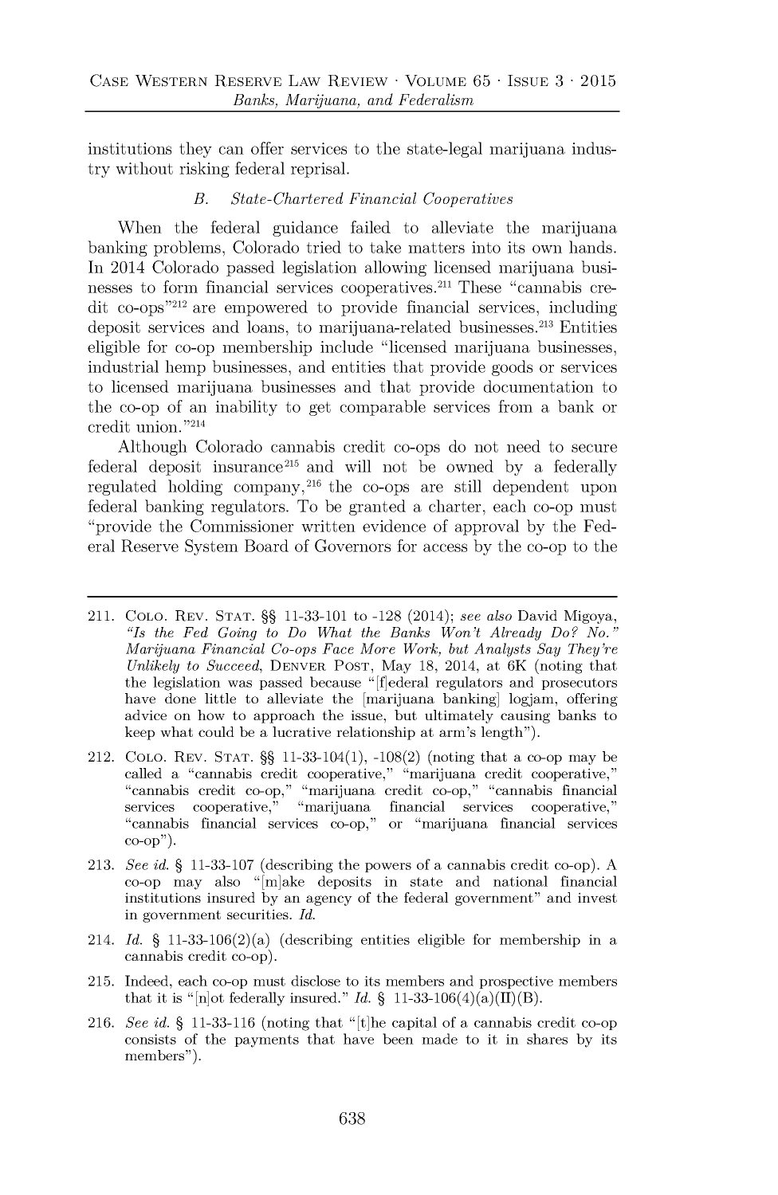institutions they can offer services to the state-legal marijuana industry without risking federal reprisal.

### B. *State-Chartered Financial Cooperatives*

When the federal guidance failed to alleviate the marijuana banking problems, Colorado tried to take matters into its own hands. In 2014 Colorado passed legislation allowing licensed marijuana businesses to form financial services cooperatives.[211] These "cannabis credit co-ops"[212] are empowered to provide financial services, including deposit services and loans, to marijuana-related businesses.[213] Entities eligible for co-op membership include "licensed marijuana businesses, industrial hemp businesses, and entities that provide goods or services to licensed marijuana businesses and that provide documentation to the co-op of an inability to get comparable services from a bank or credit union."[214]

Although Colorado cannabis credit co-ops do not need to secure federal deposit insurance[215] and will not be owned by a federally regulated holding company,[216] the co-ops are still dependent upon federal banking regulators. To be granted a charter, each co-op must "provide the Commissioner written evidence of approval by the Federal Reserve System Board of Governors for access by the co-op to the

---

211. Colo. Rev. Stat. §§ 11-33-101 to -128 (2014); *see also* David Migoya, *"Is the Fed Going to Do What the Banks Won't Already Do? No." Marijuana Financial Co-ops Face More Work, but Analysts Say They're Unlikely to Succeed*, Denver Post, May 18, 2014, at 6K (noting that the legislation was passed because "[f]ederal regulators and prosecutors have done little to alleviate the [marijuana banking] logjam, offering advice on how to approach the issue, but ultimately causing banks to keep what could be a lucrative relationship at arm's length").

212. Colo. Rev. Stat. §§ 11-33-104(1), -108(2) (noting that a co-op may be called a "cannabis credit cooperative," "marijuana credit cooperative," "cannabis credit co-op," "marijuana credit co-op," "cannabis financial services cooperative," "marijuana financial services cooperative," "cannabis financial services co-op," or "marijuana financial services co-op").

213. *See id.* § 11-33-107 (describing the powers of a cannabis credit co-op). A co-op may also "[m]ake deposits in state and national financial institutions insured by an agency of the federal government" and invest in government securities. *Id.*

214. *Id.* § 11-33-106(2)(a) (describing entities eligible for membership in a cannabis credit co-op).

215. Indeed, each co-op must disclose to its members and prospective members that it is "[n]ot federally insured." *Id.* § 11-33-106(4)(a)(II)(B).

216. *See id.* § 11-33-116 (noting that "[t]he capital of a cannabis credit co-op consists of the payments that have been made to it in shares by its members").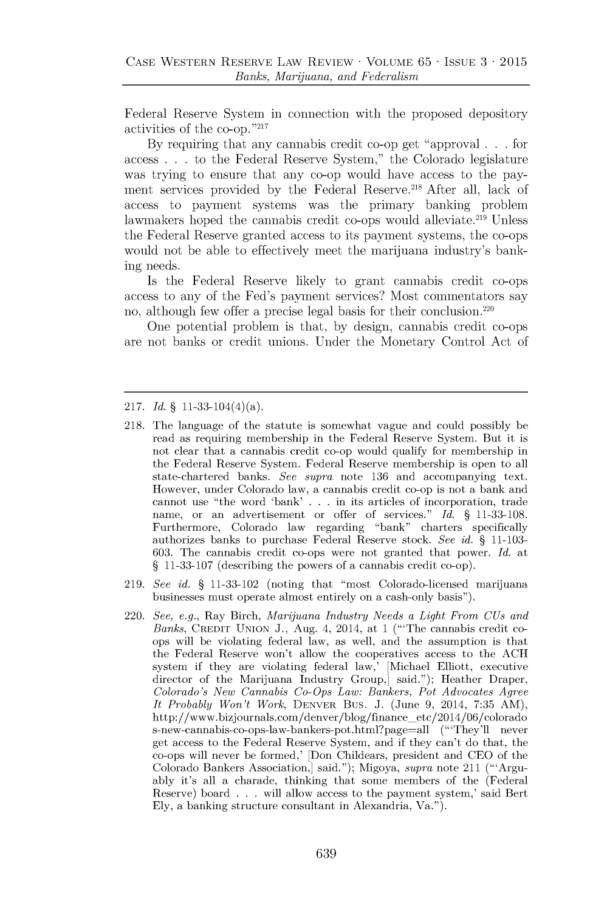Federal Reserve System in connection with the proposed depository activities of the co-op."[217]

By requiring that any cannabis credit co-op get "approval . . . for access . . . to the Federal Reserve System," the Colorado legislature was trying to ensure that any co-op would have access to the payment services provided by the Federal Reserve.[218] After all, lack of access to payment systems was the primary banking problem lawmakers hoped the cannabis credit co-ops would alleviate.[219] Unless the Federal Reserve granted access to its payment systems, the co-ops would not be able to effectively meet the marijuana industry's banking needs.

Is the Federal Reserve likely to grant cannabis credit co-ops access to any of the Fed's payment services? Most commentators say no, although few offer a precise legal basis for their conclusion.[220]

One potential problem is that, by design, cannabis credit co-ops are not banks or credit unions. Under the Monetary Control Act of

---

217. *Id.* § 11-33-104(4)(a).

218. The language of the statute is somewhat vague and could possibly be read as requiring membership in the Federal Reserve System. But it is not clear that a cannabis credit co-op would qualify for membership in the Federal Reserve System. Federal Reserve membership is open to all state-chartered banks. *See supra* note 136 and accompanying text. However, under Colorado law, a cannabis credit co-op is not a bank and cannot use "the word 'bank' . . . in its articles of incorporation, trade name, or an advertisement or offer of services." *Id.* § 11-33-108. Furthermore, Colorado law regarding "bank" charters specifically authorizes banks to purchase Federal Reserve stock. *See id.* § 11-103-603. The cannabis credit co-ops were not granted that power. *Id.* at § 11-33-107 (describing the powers of a cannabis credit co-op).

219. *See id.* § 11-33-102 (noting that "most Colorado-licensed marijuana businesses must operate almost entirely on a cash-only basis").

220. *See, e.g.*, Ray Birch, *Marijuana Industry Needs a Light From CUs and Banks*, CREDIT UNION J., Aug. 4, 2014, at 1 ("'The cannabis credit co-ops will be violating federal law, as well, and the assumption is that the Federal Reserve won't allow the cooperatives access to the ACH system if they are violating federal law,' [Michael Elliott, executive director of the Marijuana Industry Group,] said."); Heather Draper, *Colorado's New Cannabis Co-Ops Law: Bankers, Pot Advocates Agree It Probably Won't Work*, DENVER BUS. J. (June 9, 2014, 7:35 AM), http://www.bizjournals.com/denver/blog/finance_etc/2014/06/colorados-new-cannabis-co-ops-law-bankers-pot.html?page=all ("'They'll never get access to the Federal Reserve System, and if they can't do that, the co-ops will never be formed,' [Don Childears, president and CEO of the Colorado Bankers Association,] said."); Migoya, *supra* note 211 ("'Arguably it's all a charade, thinking that some members of the (Federal Reserve) board . . . will allow access to the payment system,' said Bert Ely, a banking structure consultant in Alexandria, Va.").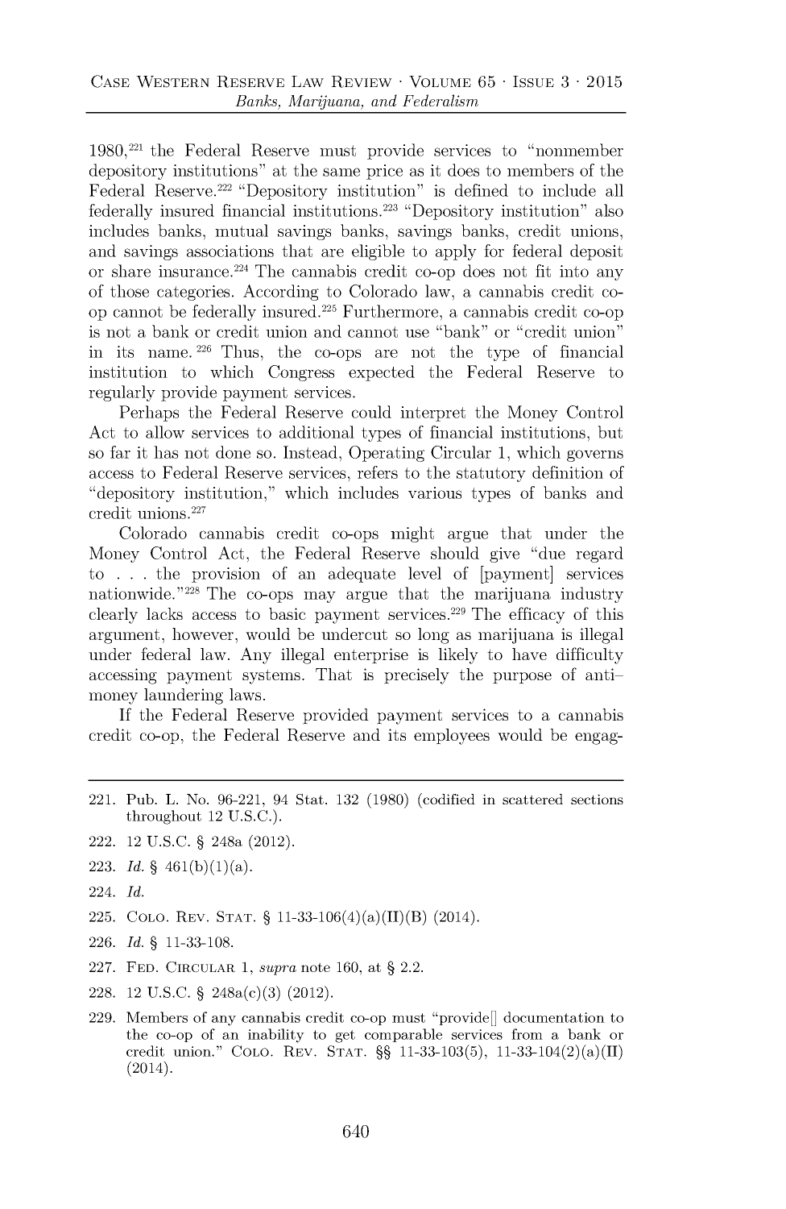1980,[221] the Federal Reserve must provide services to "nonmember depository institutions" at the same price as it does to members of the Federal Reserve.[222] "Depository institution" is defined to include all federally insured financial institutions.[223] "Depository institution" also includes banks, mutual savings banks, savings banks, credit unions, and savings associations that are eligible to apply for federal deposit or share insurance.[224] The cannabis credit co-op does not fit into any of those categories. According to Colorado law, a cannabis credit co-op cannot be federally insured.[225] Furthermore, a cannabis credit co-op is not a bank or credit union and cannot use "bank" or "credit union" in its name.[226] Thus, the co-ops are not the type of financial institution to which Congress expected the Federal Reserve to regularly provide payment services.

Perhaps the Federal Reserve could interpret the Money Control Act to allow services to additional types of financial institutions, but so far it has not done so. Instead, Operating Circular 1, which governs access to Federal Reserve services, refers to the statutory definition of "depository institution," which includes various types of banks and credit unions.[227]

Colorado cannabis credit co-ops might argue that under the Money Control Act, the Federal Reserve should give "due regard to . . . the provision of an adequate level of [payment] services nationwide."[228] The co-ops may argue that the marijuana industry clearly lacks access to basic payment services.[229] The efficacy of this argument, however, would be undercut so long as marijuana is illegal under federal law. Any illegal enterprise is likely to have difficulty accessing payment systems. That is precisely the purpose of anti-money laundering laws.

If the Federal Reserve provided payment services to a cannabis credit co-op, the Federal Reserve and its employees would be engag-

---

221. Pub. L. No. 96-221, 94 Stat. 132 (1980) (codified in scattered sections throughout 12 U.S.C.).

222. 12 U.S.C. § 248a (2012).

223. *Id.* § 461(b)(1)(a).

224. *Id.*

225. Colo. Rev. Stat. § 11-33-106(4)(a)(II)(B) (2014).

226. *Id.* § 11-33-108.

227. Fed. Circular 1, *supra* note 160, at § 2.2.

228. 12 U.S.C. § 248a(c)(3) (2012).

229. Members of any cannabis credit co-op must "provide[] documentation to the co-op of an inability to get comparable services from a bank or credit union." Colo. Rev. Stat. §§ 11-33-103(5), 11-33-104(2)(a)(II) (2014).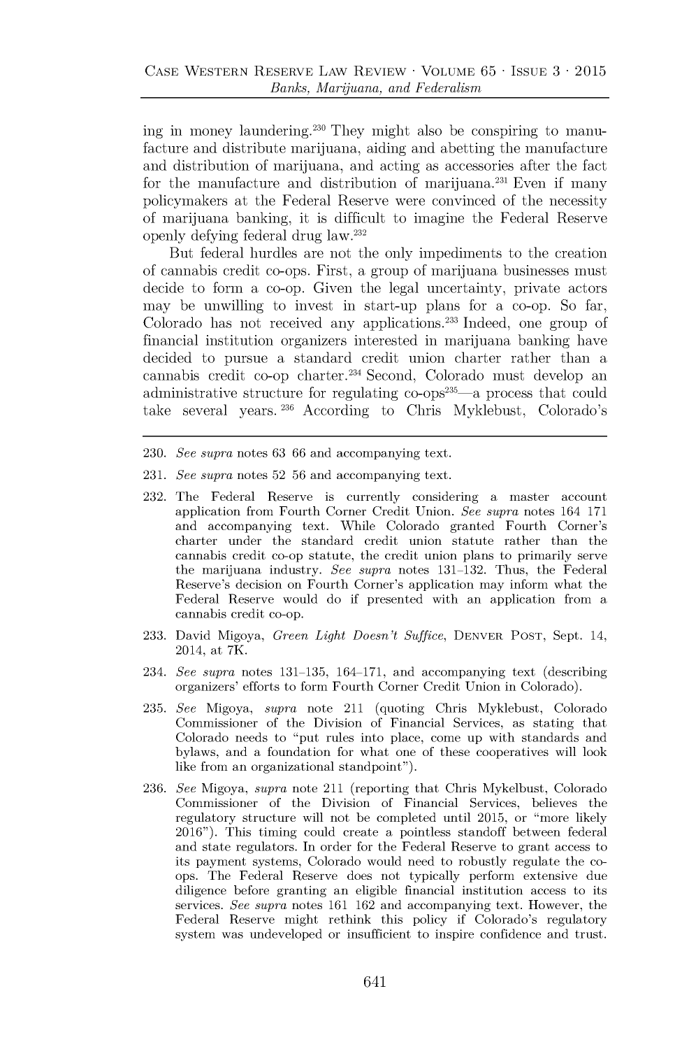ing in money laundering.[230] They might also be conspiring to manufacture and distribute marijuana, aiding and abetting the manufacture and distribution of marijuana, and acting as accessories after the fact for the manufacture and distribution of marijuana.[231] Even if many policymakers at the Federal Reserve were convinced of the necessity of marijuana banking, it is difficult to imagine the Federal Reserve openly defying federal drug law.[232]

But federal hurdles are not the only impediments to the creation of cannabis credit co-ops. First, a group of marijuana businesses must decide to form a co-op. Given the legal uncertainty, private actors may be unwilling to invest in start-up plans for a co-op. So far, Colorado has not received any applications.[233] Indeed, one group of financial institution organizers interested in marijuana banking have decided to pursue a standard credit union charter rather than a cannabis credit co-op charter.[234] Second, Colorado must develop an administrative structure for regulating co-ops[235]—a process that could take several years.[236] According to Chris Myklebust, Colorado's

---

230. *See supra* notes 63 66 and accompanying text.

231. *See supra* notes 52 56 and accompanying text.

232. The Federal Reserve is currently considering a master account application from Fourth Corner Credit Union. *See supra* notes 164 171 and accompanying text. While Colorado granted Fourth Corner's charter under the standard credit union statute rather than the cannabis credit co-op statute, the credit union plans to primarily serve the marijuana industry. *See supra* notes 131–132. Thus, the Federal Reserve's decision on Fourth Corner's application may inform what the Federal Reserve would do if presented with an application from a cannabis credit co-op.

233. David Migoya, *Green Light Doesn't Suffice*, DENVER POST, Sept. 14, 2014, at 7K.

234. *See supra* notes 131–135, 164–171, and accompanying text (describing organizers' efforts to form Fourth Corner Credit Union in Colorado).

235. *See* Migoya, *supra* note 211 (quoting Chris Myklebust, Colorado Commissioner of the Division of Financial Services, as stating that Colorado needs to "put rules into place, come up with standards and bylaws, and a foundation for what one of these cooperatives will look like from an organizational standpoint").

236. *See* Migoya, *supra* note 211 (reporting that Chris Mykelbust, Colorado Commissioner of the Division of Financial Services, believes the regulatory structure will not be completed until 2015, or "more likely 2016"). This timing could create a pointless standoff between federal and state regulators. In order for the Federal Reserve to grant access to its payment systems, Colorado would need to robustly regulate the co-ops. The Federal Reserve does not typically perform extensive due diligence before granting an eligible financial institution access to its services. *See supra* notes 161 162 and accompanying text. However, the Federal Reserve might rethink this policy if Colorado's regulatory system was undeveloped or insufficient to inspire confidence and trust.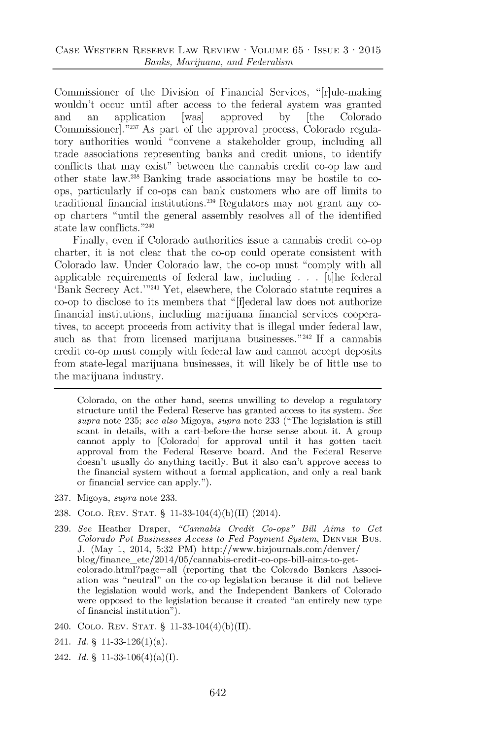Commissioner of the Division of Financial Services, "[r]ule-making wouldn't occur until after access to the federal system was granted and an application [was] approved by [the Colorado Commissioner]."[237] As part of the approval process, Colorado regulatory authorities would "convene a stakeholder group, including all trade associations representing banks and credit unions, to identify conflicts that may exist" between the cannabis credit co-op law and other state law.[238] Banking trade associations may be hostile to co-ops, particularly if co-ops can bank customers who are off limits to traditional financial institutions.[239] Regulators may not grant any co-op charters "until the general assembly resolves all of the identified state law conflicts."[240]

Finally, even if Colorado authorities issue a cannabis credit co-op charter, it is not clear that the co-op could operate consistent with Colorado law. Under Colorado law, the co-op must "comply with all applicable requirements of federal law, including . . . [t]he federal 'Bank Secrecy Act.'"[241] Yet, elsewhere, the Colorado statute requires a co-op to disclose to its members that "[f]ederal law does not authorize financial institutions, including marijuana financial services cooperatives, to accept proceeds from activity that is illegal under federal law, such as that from licensed marijuana businesses."[242] If a cannabis credit co-op must comply with federal law and cannot accept deposits from state-legal marijuana businesses, it will likely be of little use to the marijuana industry.

---

Colorado, on the other hand, seems unwilling to develop a regulatory structure until the Federal Reserve has granted access to its system. *See supra* note 235; *see also* Migoya, *supra* note 233 ("The legislation is still scant in details, with a cart-before-the horse sense about it. A group cannot apply to [Colorado] for approval until it has gotten tacit approval from the Federal Reserve board. And the Federal Reserve doesn't usually do anything tacitly. But it also can't approve access to the financial system without a formal application, and only a real bank or financial service can apply.").

237. Migoya, *supra* note 233.

238. COLO. REV. STAT. § 11-33-104(4)(b)(II) (2014).

239. *See* Heather Draper, *"Cannabis Credit Co-ops" Bill Aims to Get Colorado Pot Businesses Access to Fed Payment System*, DENVER BUS. J. (May 1, 2014, 5:32 PM) http://www.bizjournals.com/denver/blog/finance_etc/2014/05/cannabis-credit-co-ops-bill-aims-to-get-colorado.html?page=all (reporting that the Colorado Bankers Association was "neutral" on the co-op legislation because it did not believe the legislation would work, and the Independent Bankers of Colorado were opposed to the legislation because it created "an entirely new type of financial institution").

240. COLO. REV. STAT. § 11-33-104(4)(b)(II).

241. *Id.* § 11-33-126(1)(a).

242. *Id.* § 11-33-106(4)(a)(I).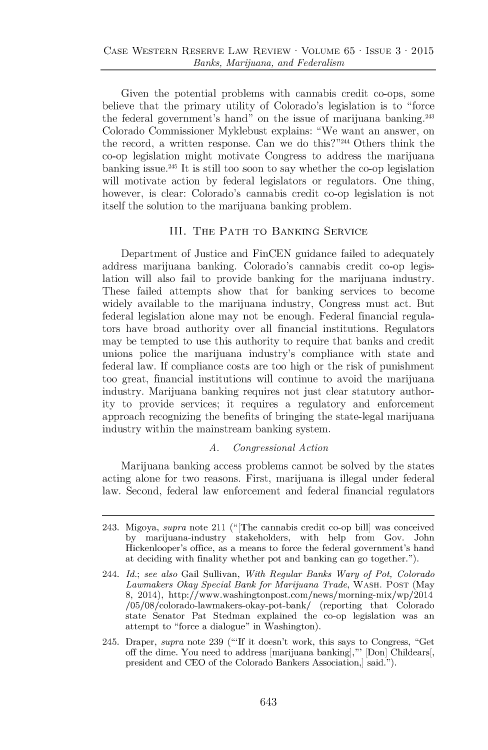Given the potential problems with cannabis credit co-ops, some believe that the primary utility of Colorado's legislation is to "force the federal government's hand" on the issue of marijuana banking.[243] Colorado Commissioner Myklebust explains: "We want an answer, on the record, a written response. Can we do this?"[244] Others think the co-op legislation might motivate Congress to address the marijuana banking issue.[245] It is still too soon to say whether the co-op legislation will motivate action by federal legislators or regulators. One thing, however, is clear: Colorado's cannabis credit co-op legislation is not itself the solution to the marijuana banking problem.

## III. The Path to Banking Service

Department of Justice and FinCEN guidance failed to adequately address marijuana banking. Colorado's cannabis credit co-op legislation will also fail to provide banking for the marijuana industry. These failed attempts show that for banking services to become widely available to the marijuana industry, Congress must act. But federal legislation alone may not be enough. Federal financial regulators have broad authority over all financial institutions. Regulators may be tempted to use this authority to require that banks and credit unions police the marijuana industry's compliance with state and federal law. If compliance costs are too high or the risk of punishment too great, financial institutions will continue to avoid the marijuana industry. Marijuana banking requires not just clear statutory authority to provide services; it requires a regulatory and enforcement approach recognizing the benefits of bringing the state-legal marijuana industry within the mainstream banking system.

### A. *Congressional Action*

Marijuana banking access problems cannot be solved by the states acting alone for two reasons. First, marijuana is illegal under federal law. Second, federal law enforcement and federal financial regulators

---

243. Migoya, *supra* note 211 ("[The cannabis credit co-op bill] was conceived by marijuana-industry stakeholders, with help from Gov. John Hickenlooper's office, as a means to force the federal government's hand at deciding with finality whether pot and banking can go together.").

244. *Id.*; *see also* Gail Sullivan, *With Regular Banks Wary of Pot, Colorado Lawmakers Okay Special Bank for Marijuana Trade*, Wash. Post (May 8, 2014), http://www.washingtonpost.com/news/morning-mix/wp/2014/05/08/colorado-lawmakers-okay-pot-bank/ (reporting that Colorado state Senator Pat Stedman explained the co-op legislation was an attempt to "force a dialogue" in Washington).

245. Draper, *supra* note 239 ("'If it doesn't work, this says to Congress, "Get off the dime. You need to address [marijuana banking],"' [Don] Childears[, president and CEO of the Colorado Bankers Association,] said.").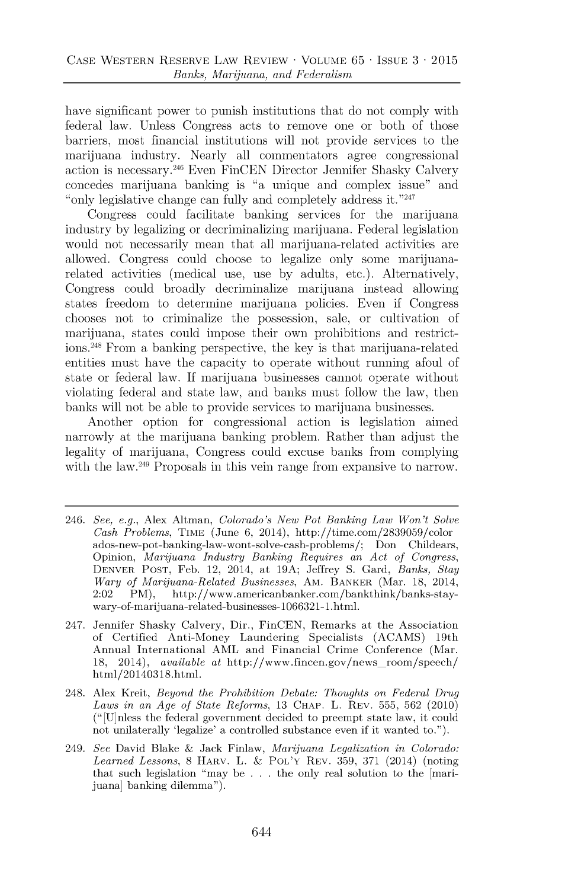have significant power to punish institutions that do not comply with federal law. Unless Congress acts to remove one or both of those barriers, most financial institutions will not provide services to the marijuana industry. Nearly all commentators agree congressional action is necessary.[246] Even FinCEN Director Jennifer Shasky Calvery concedes marijuana banking is "a unique and complex issue" and "only legislative change can fully and completely address it."[247]

Congress could facilitate banking services for the marijuana industry by legalizing or decriminalizing marijuana. Federal legislation would not necessarily mean that all marijuana-related activities are allowed. Congress could choose to legalize only some marijuana-related activities (medical use, use by adults, etc.). Alternatively, Congress could broadly decriminalize marijuana instead allowing states freedom to determine marijuana policies. Even if Congress chooses not to criminalize the possession, sale, or cultivation of marijuana, states could impose their own prohibitions and restrictions.[248] From a banking perspective, the key is that marijuana-related entities must have the capacity to operate without running afoul of state or federal law. If marijuana businesses cannot operate without violating federal and state law, and banks must follow the law, then banks will not be able to provide services to marijuana businesses.

Another option for congressional action is legislation aimed narrowly at the marijuana banking problem. Rather than adjust the legality of marijuana, Congress could excuse banks from complying with the law.[249] Proposals in this vein range from expansive to narrow.

---

246. *See, e.g.*, Alex Altman, *Colorado's New Pot Banking Law Won't Solve Cash Problems*, TIME (June 6, 2014), http://time.com/2839059/colorados-new-pot-banking-law-wont-solve-cash-problems/; Don Childears, Opinion, *Marijuana Industry Banking Requires an Act of Congress*, DENVER POST, Feb. 12, 2014, at 19A; Jeffrey S. Gard, *Banks, Stay Wary of Marijuana-Related Businesses*, AM. BANKER (Mar. 18, 2014, 2:02 PM), http://www.americanbanker.com/bankthink/banks-stay-wary-of-marijuana-related-businesses-1066321-1.html.

247. Jennifer Shasky Calvery, Dir., FinCEN, Remarks at the Association of Certified Anti-Money Laundering Specialists (ACAMS) 19th Annual International AML and Financial Crime Conference (Mar. 18, 2014), *available at* http://www.fincen.gov/news_room/speech/html/20140318.html.

248. Alex Kreit, *Beyond the Prohibition Debate: Thoughts on Federal Drug Laws in an Age of State Reforms*, 13 CHAP. L. REV. 555, 562 (2010) ("[U]nless the federal government decided to preempt state law, it could not unilaterally 'legalize' a controlled substance even if it wanted to.").

249. *See* David Blake & Jack Finlaw, *Marijuana Legalization in Colorado: Learned Lessons*, 8 HARV. L. & POL'Y REV. 359, 371 (2014) (noting that such legislation "may be . . . the only real solution to the [marijuana] banking dilemma").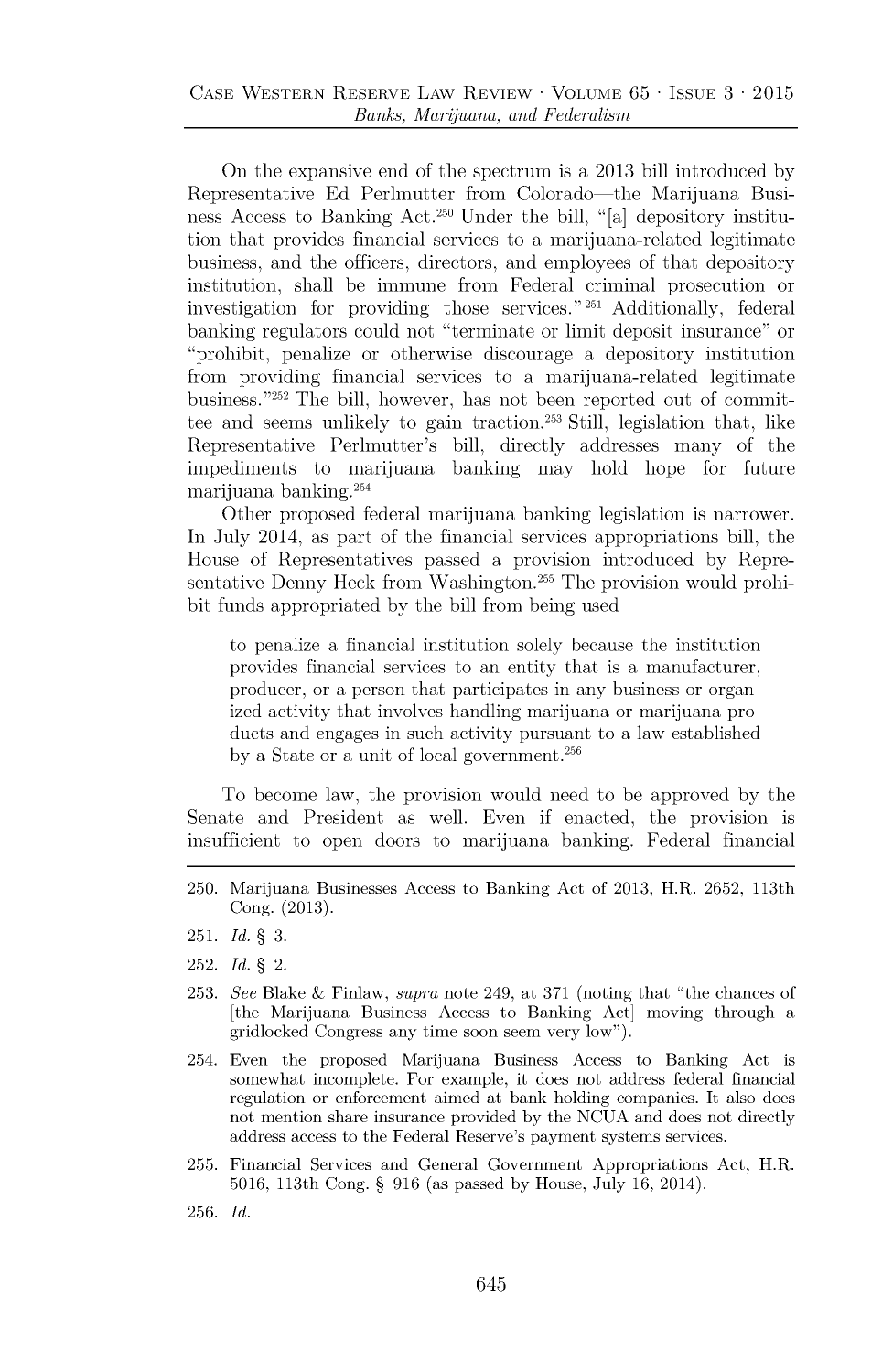On the expansive end of the spectrum is a 2013 bill introduced by Representative Ed Perlmutter from Colorado—the Marijuana Business Access to Banking Act.[250] Under the bill, "[a] depository institution that provides financial services to a marijuana-related legitimate business, and the officers, directors, and employees of that depository institution, shall be immune from Federal criminal prosecution or investigation for providing those services."[251] Additionally, federal banking regulators could not "terminate or limit deposit insurance" or "prohibit, penalize or otherwise discourage a depository institution from providing financial services to a marijuana-related legitimate business."[252] The bill, however, has not been reported out of committee and seems unlikely to gain traction.[253] Still, legislation that, like Representative Perlmutter's bill, directly addresses many of the impediments to marijuana banking may hold hope for future marijuana banking.[254]

Other proposed federal marijuana banking legislation is narrower. In July 2014, as part of the financial services appropriations bill, the House of Representatives passed a provision introduced by Representative Denny Heck from Washington.[255] The provision would prohibit funds appropriated by the bill from being used

> to penalize a financial institution solely because the institution provides financial services to an entity that is a manufacturer, producer, or a person that participates in any business or organized activity that involves handling marijuana or marijuana products and engages in such activity pursuant to a law established by a State or a unit of local government.[256]

To become law, the provision would need to be approved by the Senate and President as well. Even if enacted, the provision is insufficient to open doors to marijuana banking. Federal financial

---

250. Marijuana Businesses Access to Banking Act of 2013, H.R. 2652, 113th Cong. (2013).

251. *Id.* § 3.

252. *Id.* § 2.

253. *See* Blake & Finlaw, *supra* note 249, at 371 (noting that "the chances of [the Marijuana Business Access to Banking Act] moving through a gridlocked Congress any time soon seem very low").

254. Even the proposed Marijuana Business Access to Banking Act is somewhat incomplete. For example, it does not address federal financial regulation or enforcement aimed at bank holding companies. It also does not mention share insurance provided by the NCUA and does not directly address access to the Federal Reserve's payment systems services.

255. Financial Services and General Government Appropriations Act, H.R. 5016, 113th Cong. § 916 (as passed by House, July 16, 2014).

256. *Id.*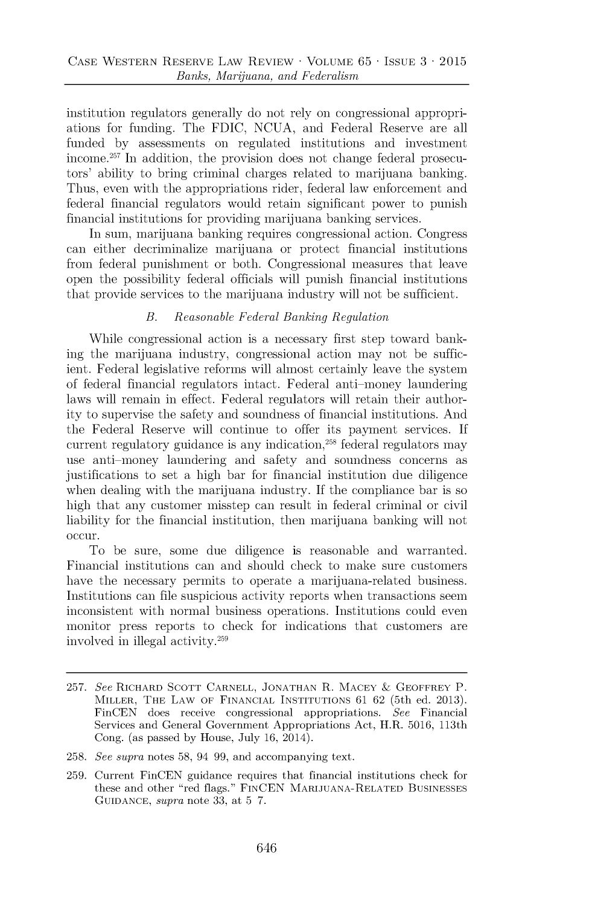institution regulators generally do not rely on congressional appropriations for funding. The FDIC, NCUA, and Federal Reserve are all funded by assessments on regulated institutions and investment income.[257] In addition, the provision does not change federal prosecutors' ability to bring criminal charges related to marijuana banking. Thus, even with the appropriations rider, federal law enforcement and federal financial regulators would retain significant power to punish financial institutions for providing marijuana banking services.

In sum, marijuana banking requires congressional action. Congress can either decriminalize marijuana or protect financial institutions from federal punishment or both. Congressional measures that leave open the possibility federal officials will punish financial institutions that provide services to the marijuana industry will not be sufficient.

### *B. Reasonable Federal Banking Regulation*

While congressional action is a necessary first step toward banking the marijuana industry, congressional action may not be sufficient. Federal legislative reforms will almost certainly leave the system of federal financial regulators intact. Federal anti–money laundering laws will remain in effect. Federal regulators will retain their authority to supervise the safety and soundness of financial institutions. And the Federal Reserve will continue to offer its payment services. If current regulatory guidance is any indication,[258] federal regulators may use anti–money laundering and safety and soundness concerns as justifications to set a high bar for financial institution due diligence when dealing with the marijuana industry. If the compliance bar is so high that any customer misstep can result in federal criminal or civil liability for the financial institution, then marijuana banking will not occur.

To be sure, some due diligence is reasonable and warranted. Financial institutions can and should check to make sure customers have the necessary permits to operate a marijuana-related business. Institutions can file suspicious activity reports when transactions seem inconsistent with normal business operations. Institutions could even monitor press reports to check for indications that customers are involved in illegal activity.[259]

---

257. *See* Richard Scott Carnell, Jonathan R. Macey & Geoffrey P. Miller, The Law of Financial Institutions 61 62 (5th ed. 2013). FinCEN does receive congressional appropriations. *See* Financial Services and General Government Appropriations Act, H.R. 5016, 113th Cong. (as passed by House, July 16, 2014).

258. *See supra* notes 58, 94 99, and accompanying text.

259. Current FinCEN guidance requires that financial institutions check for these and other "red flags." FinCEN Marijuana-Related Businesses Guidance, *supra* note 33, at 5 7.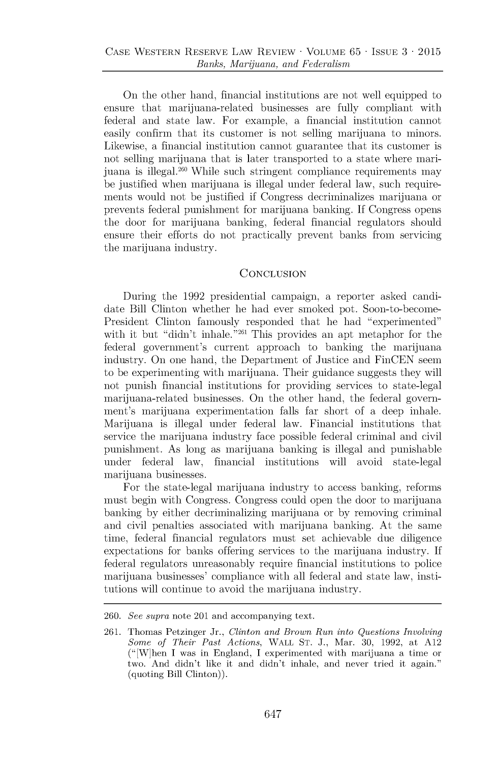On the other hand, financial institutions are not well equipped to ensure that marijuana-related businesses are fully compliant with federal and state law. For example, a financial institution cannot easily confirm that its customer is not selling marijuana to minors. Likewise, a financial institution cannot guarantee that its customer is not selling marijuana that is later transported to a state where marijuana is illegal.[260] While such stringent compliance requirements may be justified when marijuana is illegal under federal law, such requirements would not be justified if Congress decriminalizes marijuana or prevents federal punishment for marijuana banking. If Congress opens the door for marijuana banking, federal financial regulators should ensure their efforts do not practically prevent banks from servicing the marijuana industry.

## Conclusion

During the 1992 presidential campaign, a reporter asked candidate Bill Clinton whether he had ever smoked pot. Soon-to-become-President Clinton famously responded that he had "experimented" with it but "didn't inhale."[261] This provides an apt metaphor for the federal government's current approach to banking the marijuana industry. On one hand, the Department of Justice and FinCEN seem to be experimenting with marijuana. Their guidance suggests they will not punish financial institutions for providing services to state-legal marijuana-related businesses. On the other hand, the federal government's marijuana experimentation falls far short of a deep inhale. Marijuana is illegal under federal law. Financial institutions that service the marijuana industry face possible federal criminal and civil punishment. As long as marijuana banking is illegal and punishable under federal law, financial institutions will avoid state-legal marijuana businesses.

For the state-legal marijuana industry to access banking, reforms must begin with Congress. Congress could open the door to marijuana banking by either decriminalizing marijuana or by removing criminal and civil penalties associated with marijuana banking. At the same time, federal financial regulators must set achievable due diligence expectations for banks offering services to the marijuana industry. If federal regulators unreasonably require financial institutions to police marijuana businesses' compliance with all federal and state law, institutions will continue to avoid the marijuana industry.

---

260. *See supra* note 201 and accompanying text.

261. Thomas Petzinger Jr., *Clinton and Brown Run into Questions Involving Some of Their Past Actions*, WALL ST. J., Mar. 30, 1992, at A12 ("[W]hen I was in England, I experimented with marijuana a time or two. And didn't like it and didn't inhale, and never tried it again." (quoting Bill Clinton)).